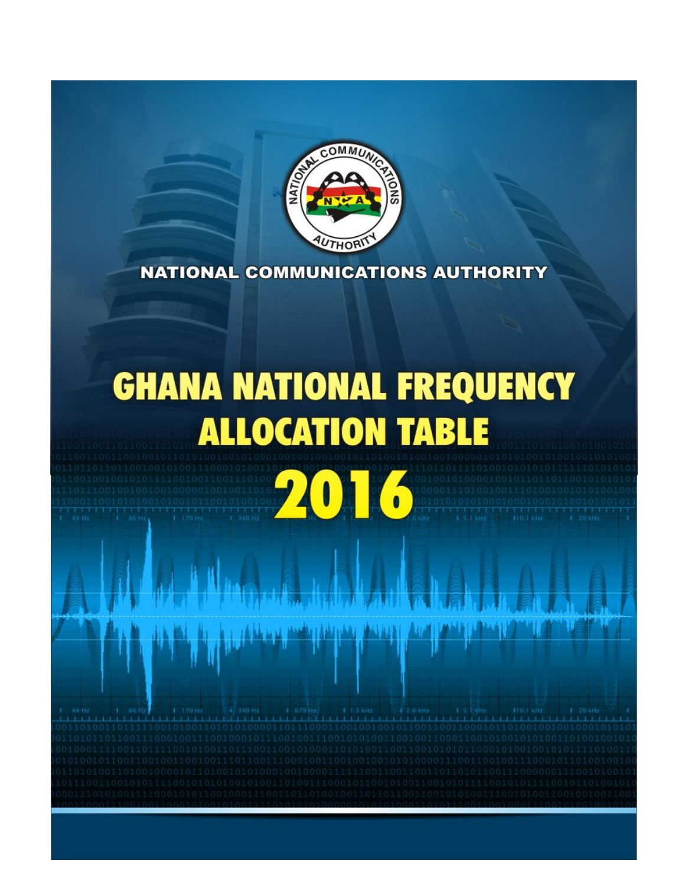NATIONAL COMMUNICATIONS AUTHORITY

# GHANA NATIONAL FREQUENCY ALLOCATION TABLE

# 2016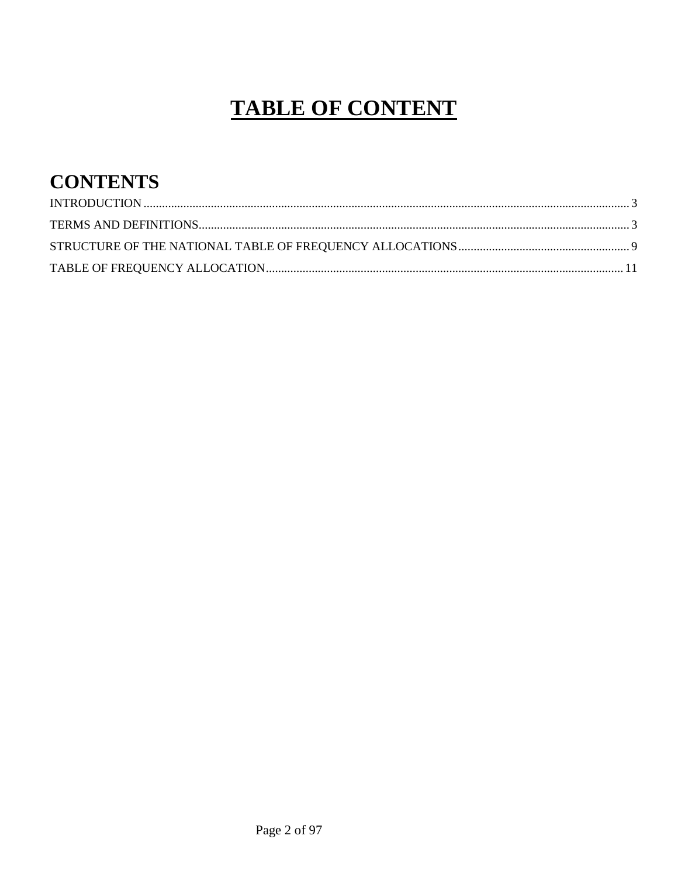# TABLE OF CONTENT

## CONTENTS

INTRODUCTION .......... 3

TERMS AND DEFINITIONS .......... 3

STRUCTURE OF THE NATIONAL TABLE OF FREQUENCY ALLOCATIONS .......... 9

TABLE OF FREQUENCY ALLOCATION .......... 11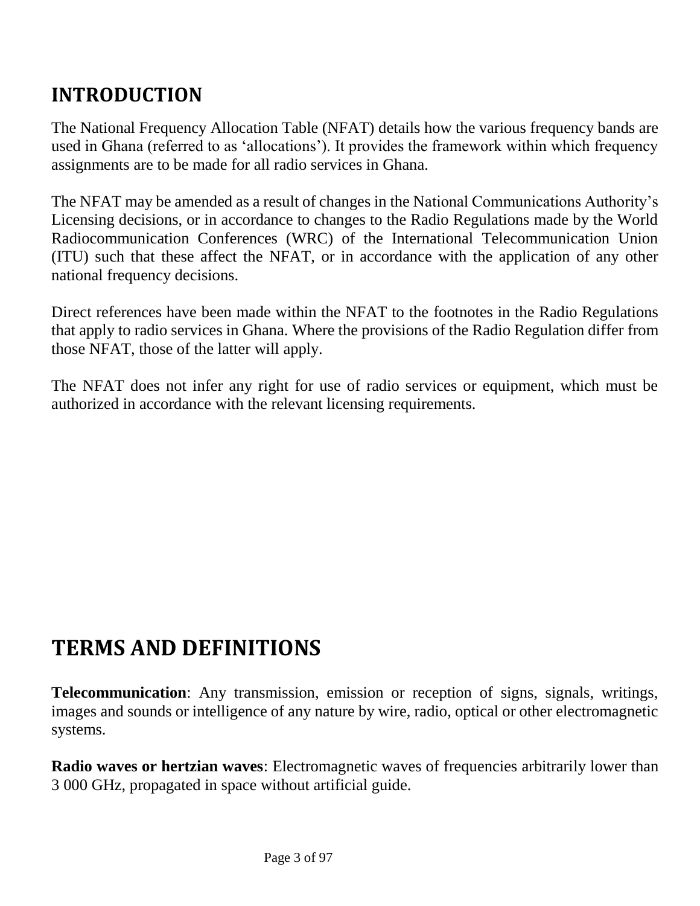# INTRODUCTION

The National Frequency Allocation Table (NFAT) details how the various frequency bands are used in Ghana (referred to as ‘allocations’). It provides the framework within which frequency assignments are to be made for all radio services in Ghana.

The NFAT may be amended as a result of changes in the National Communications Authority’s Licensing decisions, or in accordance to changes to the Radio Regulations made by the World Radiocommunication Conferences (WRC) of the International Telecommunication Union (ITU) such that these affect the NFAT, or in accordance with the application of any other national frequency decisions.

Direct references have been made within the NFAT to the footnotes in the Radio Regulations that apply to radio services in Ghana. Where the provisions of the Radio Regulation differ from those NFAT, those of the latter will apply.

The NFAT does not infer any right for use of radio services or equipment, which must be authorized in accordance with the relevant licensing requirements.

# TERMS AND DEFINITIONS

**Telecommunication**: Any transmission, emission or reception of signs, signals, writings, images and sounds or intelligence of any nature by wire, radio, optical or other electromagnetic systems.

**Radio waves or hertzian waves**: Electromagnetic waves of frequencies arbitrarily lower than 3 000 GHz, propagated in space without artificial guide.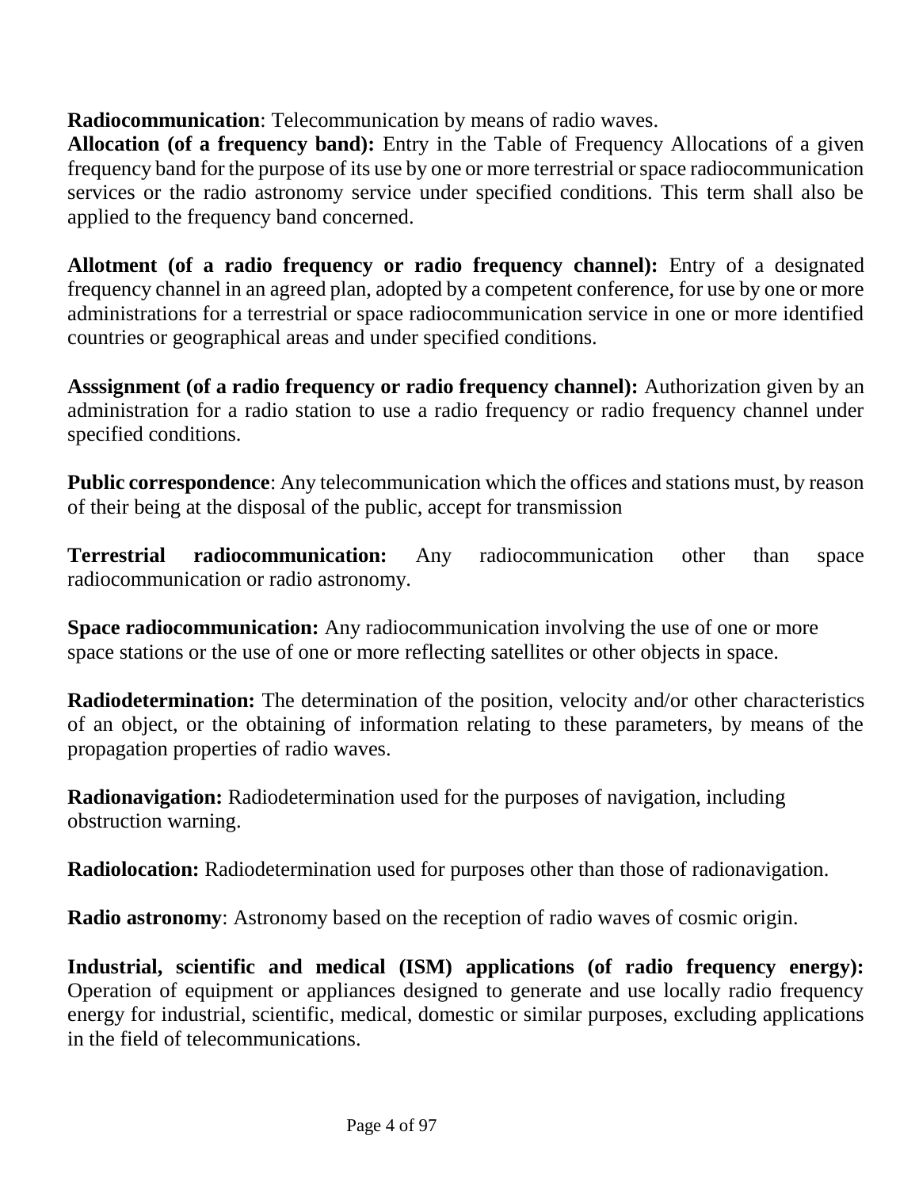**Radiocommunication**: Telecommunication by means of radio waves.

**Allocation (of a frequency band):** Entry in the Table of Frequency Allocations of a given frequency band for the purpose of its use by one or more terrestrial or space radiocommunication services or the radio astronomy service under specified conditions. This term shall also be applied to the frequency band concerned.

**Allotment (of a radio frequency or radio frequency channel):** Entry of a designated frequency channel in an agreed plan, adopted by a competent conference, for use by one or more administrations for a terrestrial or space radiocommunication service in one or more identified countries or geographical areas and under specified conditions.

**Asssignment (of a radio frequency or radio frequency channel):** Authorization given by an administration for a radio station to use a radio frequency or radio frequency channel under specified conditions.

**Public correspondence**: Any telecommunication which the offices and stations must, by reason of their being at the disposal of the public, accept for transmission

**Terrestrial radiocommunication:** Any radiocommunication other than space radiocommunication or radio astronomy.

**Space radiocommunication:** Any radiocommunication involving the use of one or more space stations or the use of one or more reflecting satellites or other objects in space.

**Radiodetermination:** The determination of the position, velocity and/or other characteristics of an object, or the obtaining of information relating to these parameters, by means of the propagation properties of radio waves.

**Radionavigation:** Radiodetermination used for the purposes of navigation, including obstruction warning.

**Radiolocation:** Radiodetermination used for purposes other than those of radionavigation.

**Radio astronomy**: Astronomy based on the reception of radio waves of cosmic origin.

**Industrial, scientific and medical (ISM) applications (of radio frequency energy):** Operation of equipment or appliances designed to generate and use locally radio frequency energy for industrial, scientific, medical, domestic or similar purposes, excluding applications in the field of telecommunications.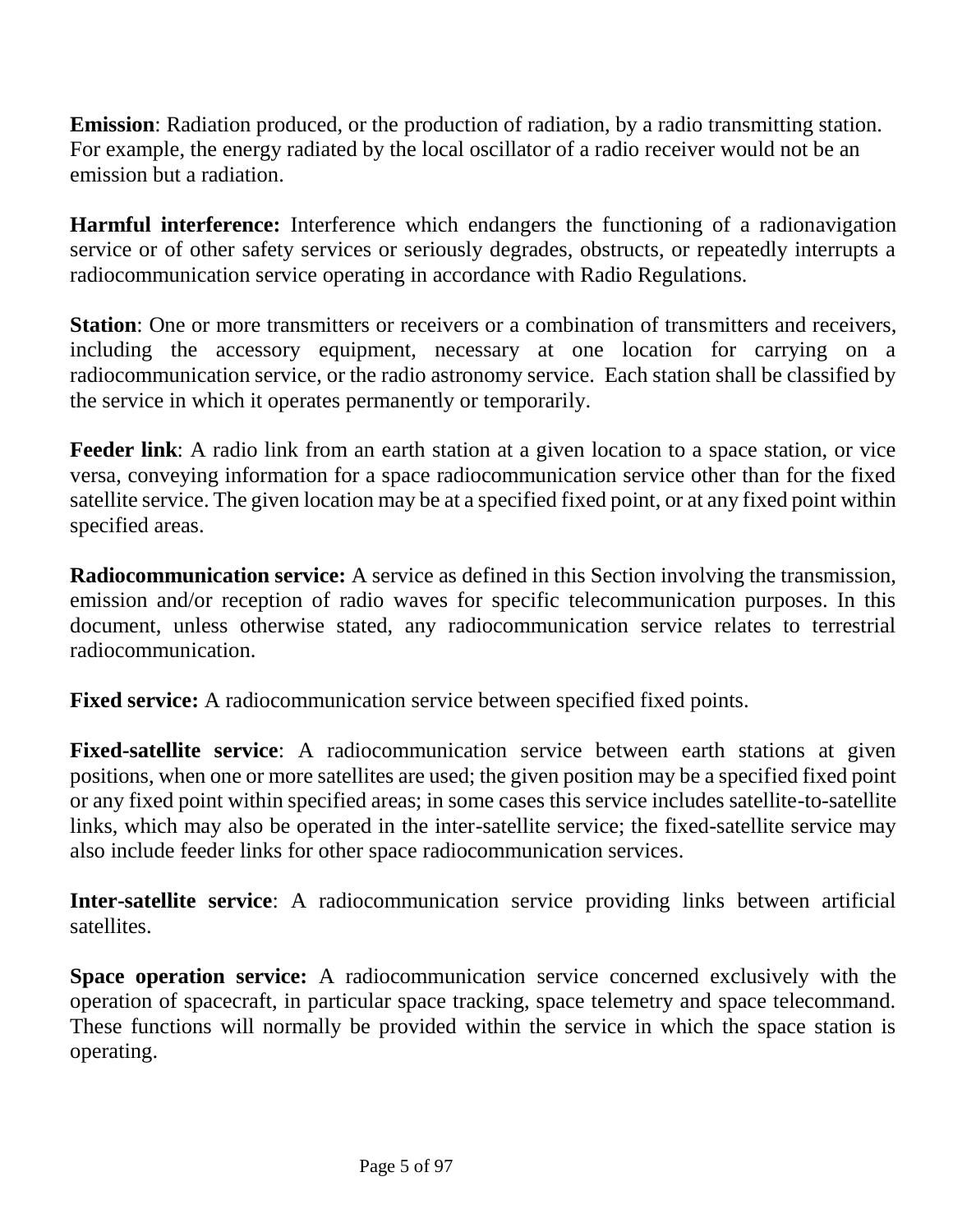**Emission**: Radiation produced, or the production of radiation, by a radio transmitting station. For example, the energy radiated by the local oscillator of a radio receiver would not be an emission but a radiation.

**Harmful interference:** Interference which endangers the functioning of a radionavigation service or of other safety services or seriously degrades, obstructs, or repeatedly interrupts a radiocommunication service operating in accordance with Radio Regulations.

**Station**: One or more transmitters or receivers or a combination of transmitters and receivers, including the accessory equipment, necessary at one location for carrying on a radiocommunication service, or the radio astronomy service. Each station shall be classified by the service in which it operates permanently or temporarily.

**Feeder link**: A radio link from an earth station at a given location to a space station, or vice versa, conveying information for a space radiocommunication service other than for the fixed satellite service. The given location may be at a specified fixed point, or at any fixed point within specified areas.

**Radiocommunication service:** A service as defined in this Section involving the transmission, emission and/or reception of radio waves for specific telecommunication purposes. In this document, unless otherwise stated, any radiocommunication service relates to terrestrial radiocommunication.

**Fixed service:** A radiocommunication service between specified fixed points.

**Fixed-satellite service**: A radiocommunication service between earth stations at given positions, when one or more satellites are used; the given position may be a specified fixed point or any fixed point within specified areas; in some cases this service includes satellite-to-satellite links, which may also be operated in the inter-satellite service; the fixed-satellite service may also include feeder links for other space radiocommunication services.

**Inter-satellite service**: A radiocommunication service providing links between artificial satellites.

**Space operation service:** A radiocommunication service concerned exclusively with the operation of spacecraft, in particular space tracking, space telemetry and space telecommand. These functions will normally be provided within the service in which the space station is operating.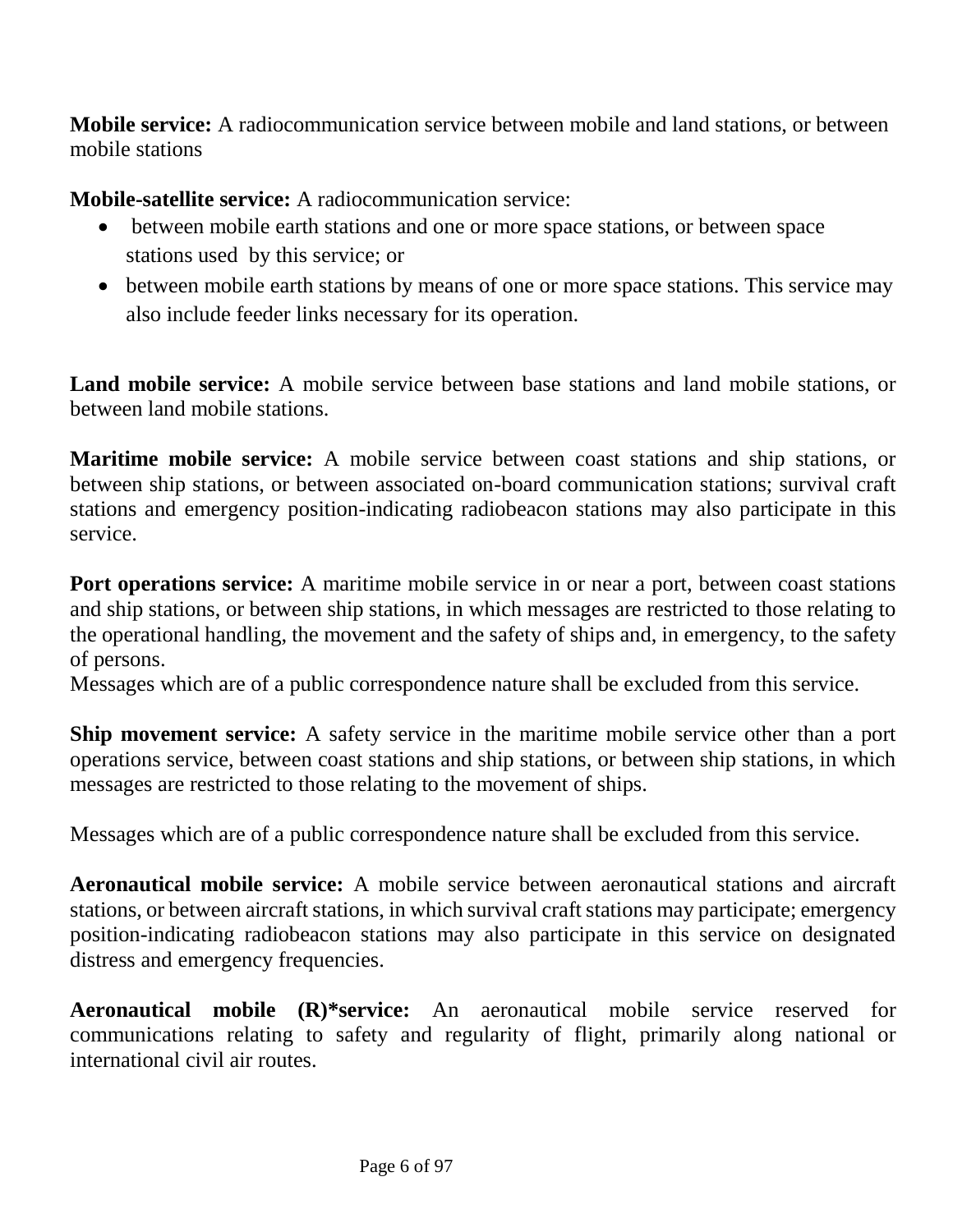**Mobile service:** A radiocommunication service between mobile and land stations, or between mobile stations

**Mobile-satellite service:** A radiocommunication service:

- between mobile earth stations and one or more space stations, or between space stations used by this service; or
- between mobile earth stations by means of one or more space stations. This service may also include feeder links necessary for its operation.

**Land mobile service:** A mobile service between base stations and land mobile stations, or between land mobile stations.

**Maritime mobile service:** A mobile service between coast stations and ship stations, or between ship stations, or between associated on-board communication stations; survival craft stations and emergency position-indicating radiobeacon stations may also participate in this service.

**Port operations service:** A maritime mobile service in or near a port, between coast stations and ship stations, or between ship stations, in which messages are restricted to those relating to the operational handling, the movement and the safety of ships and, in emergency, to the safety of persons.
Messages which are of a public correspondence nature shall be excluded from this service.

**Ship movement service:** A safety service in the maritime mobile service other than a port operations service, between coast stations and ship stations, or between ship stations, in which messages are restricted to those relating to the movement of ships.

Messages which are of a public correspondence nature shall be excluded from this service.

**Aeronautical mobile service:** A mobile service between aeronautical stations and aircraft stations, or between aircraft stations, in which survival craft stations may participate; emergency position-indicating radiobeacon stations may also participate in this service on designated distress and emergency frequencies.

**Aeronautical mobile (R)*service:** An aeronautical mobile service reserved for communications relating to safety and regularity of flight, primarily along national or international civil air routes.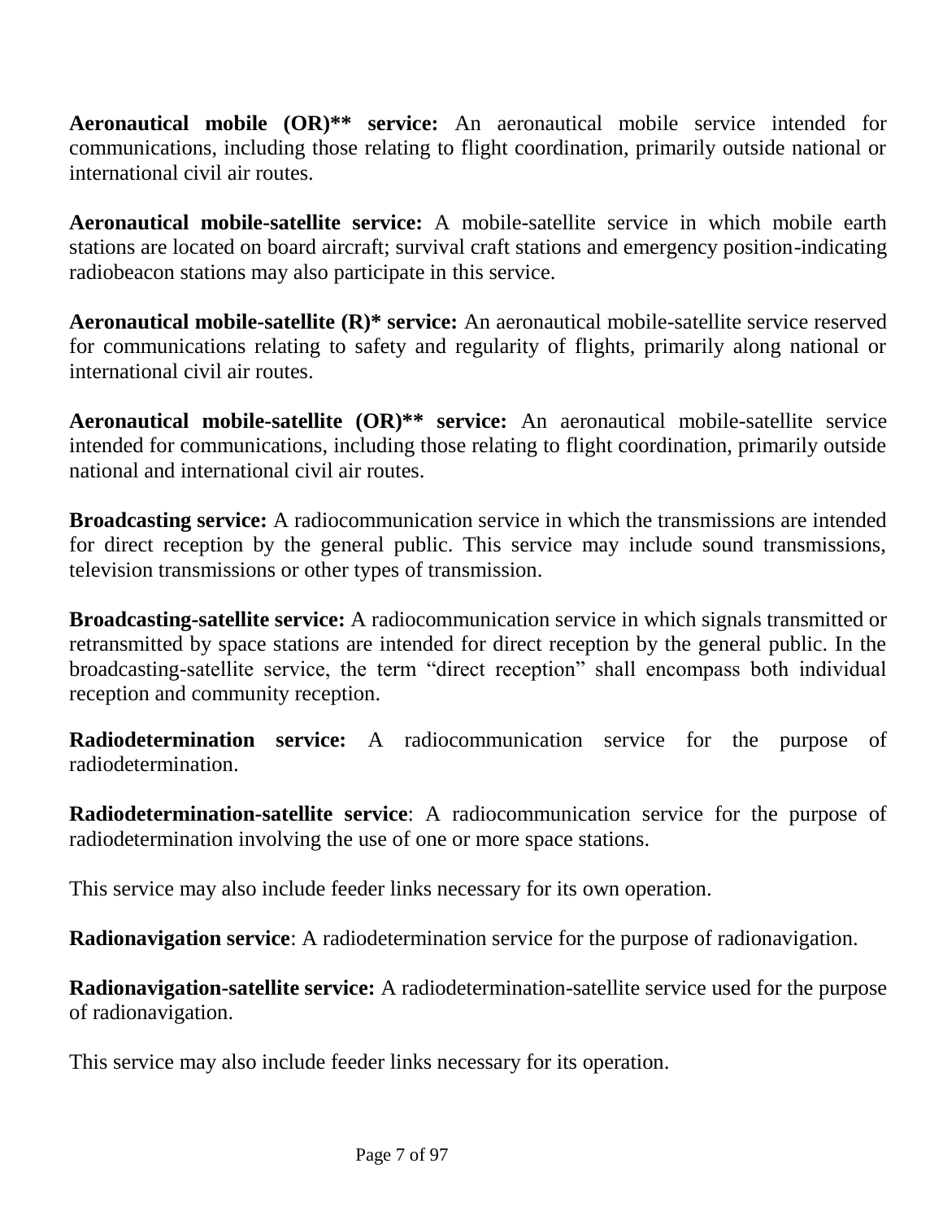**Aeronautical mobile (OR)** service:** An aeronautical mobile service intended for communications, including those relating to flight coordination, primarily outside national or international civil air routes.

**Aeronautical mobile-satellite service:** A mobile-satellite service in which mobile earth stations are located on board aircraft; survival craft stations and emergency position-indicating radiobeacon stations may also participate in this service.

**Aeronautical mobile-satellite (R)* service:** An aeronautical mobile-satellite service reserved for communications relating to safety and regularity of flights, primarily along national or international civil air routes.

**Aeronautical mobile-satellite (OR)** service:** An aeronautical mobile-satellite service intended for communications, including those relating to flight coordination, primarily outside national and international civil air routes.

**Broadcasting service:** A radiocommunication service in which the transmissions are intended for direct reception by the general public. This service may include sound transmissions, television transmissions or other types of transmission.

**Broadcasting-satellite service:** A radiocommunication service in which signals transmitted or retransmitted by space stations are intended for direct reception by the general public. In the broadcasting-satellite service, the term "direct reception" shall encompass both individual reception and community reception.

**Radiodetermination service:** A radiocommunication service for the purpose of radiodetermination.

**Radiodetermination-satellite service**: A radiocommunication service for the purpose of radiodetermination involving the use of one or more space stations.

This service may also include feeder links necessary for its own operation.

**Radionavigation service**: A radiodetermination service for the purpose of radionavigation.

**Radionavigation-satellite service:** A radiodetermination-satellite service used for the purpose of radionavigation.

This service may also include feeder links necessary for its operation.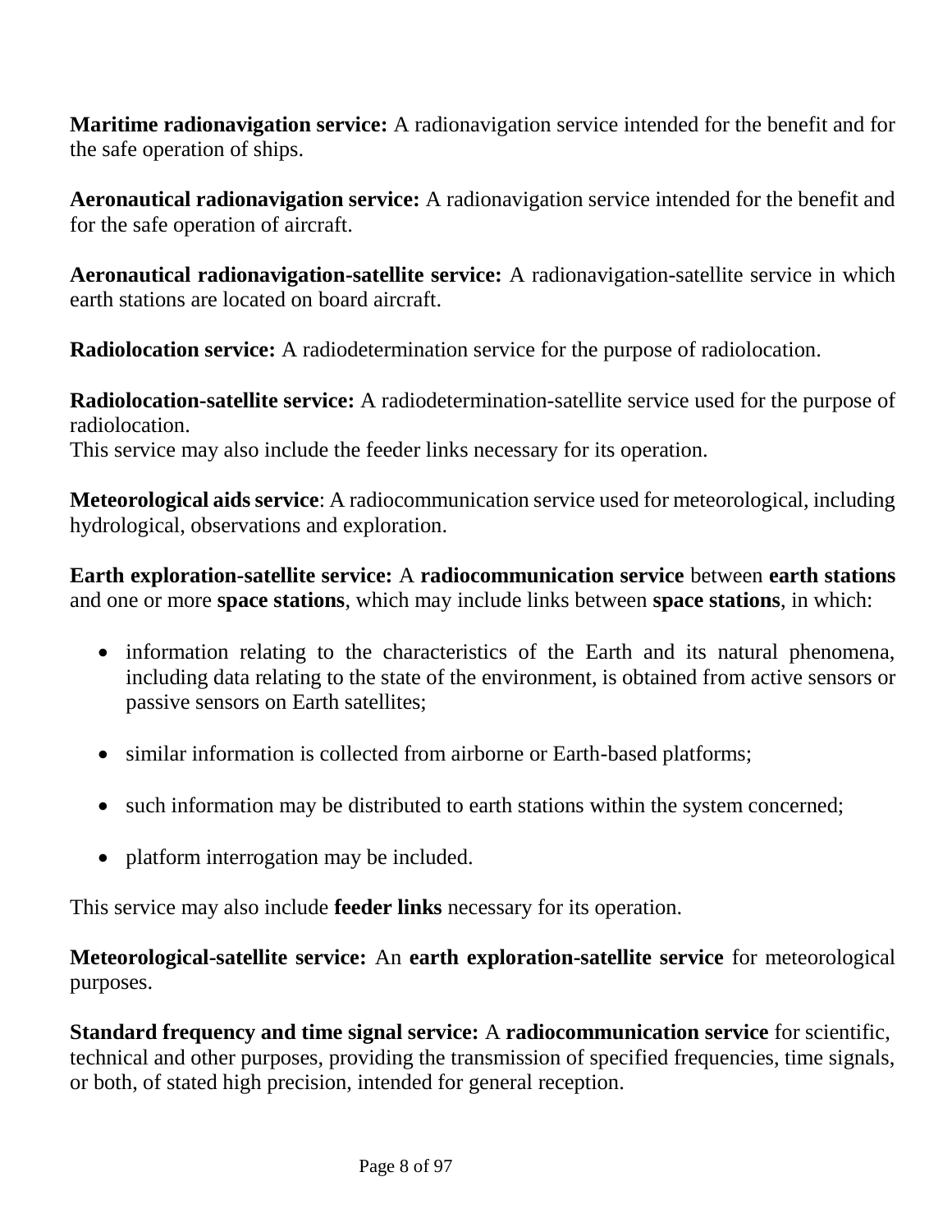**Maritime radionavigation service:** A radionavigation service intended for the benefit and for the safe operation of ships.

**Aeronautical radionavigation service:** A radionavigation service intended for the benefit and for the safe operation of aircraft.

**Aeronautical radionavigation-satellite service:** A radionavigation-satellite service in which earth stations are located on board aircraft.

**Radiolocation service:** A radiodetermination service for the purpose of radiolocation.

**Radiolocation-satellite service:** A radiodetermination-satellite service used for the purpose of radiolocation.
This service may also include the feeder links necessary for its operation.

**Meteorological aids service**: A radiocommunication service used for meteorological, including hydrological, observations and exploration.

**Earth exploration-satellite service:** A **radiocommunication service** between **earth stations** and one or more **space stations**, which may include links between **space stations**, in which:

- information relating to the characteristics of the Earth and its natural phenomena, including data relating to the state of the environment, is obtained from active sensors or passive sensors on Earth satellites;
- similar information is collected from airborne or Earth-based platforms;
- such information may be distributed to earth stations within the system concerned;
- platform interrogation may be included.

This service may also include **feeder links** necessary for its operation.

**Meteorological-satellite service:** An **earth exploration-satellite service** for meteorological purposes.

**Standard frequency and time signal service:** A **radiocommunication service** for scientific, technical and other purposes, providing the transmission of specified frequencies, time signals, or both, of stated high precision, intended for general reception.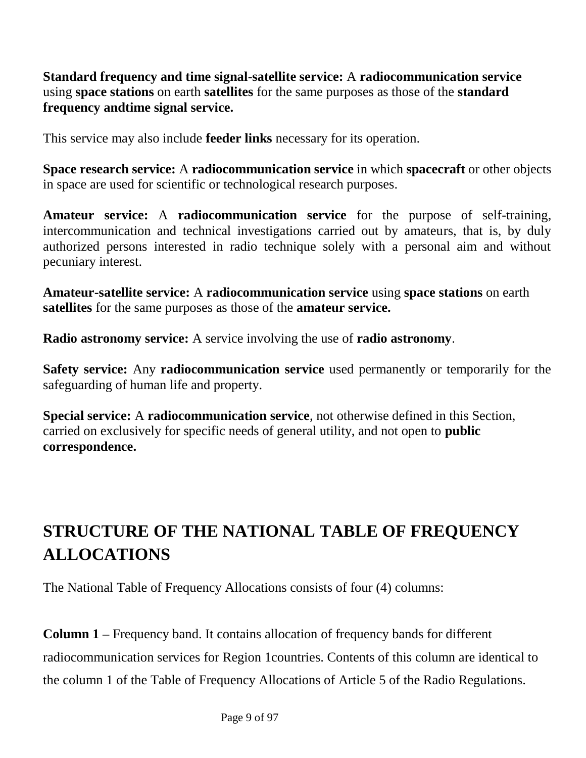**Standard frequency and time signal-satellite service:** A **radiocommunication service** using **space stations** on earth **satellites** for the same purposes as those of the **standard frequency andtime signal service.**

This service may also include **feeder links** necessary for its operation.

**Space research service:** A **radiocommunication service** in which **spacecraft** or other objects in space are used for scientific or technological research purposes.

**Amateur service:** A **radiocommunication service** for the purpose of self-training, intercommunication and technical investigations carried out by amateurs, that is, by duly authorized persons interested in radio technique solely with a personal aim and without pecuniary interest.

**Amateur-satellite service:** A **radiocommunication service** using **space stations** on earth **satellites** for the same purposes as those of the **amateur service.**

**Radio astronomy service:** A service involving the use of **radio astronomy**.

**Safety service:** Any **radiocommunication service** used permanently or temporarily for the safeguarding of human life and property.

**Special service:** A **radiocommunication service**, not otherwise defined in this Section, carried on exclusively for specific needs of general utility, and not open to **public correspondence.**

## STRUCTURE OF THE NATIONAL TABLE OF FREQUENCY ALLOCATIONS

The National Table of Frequency Allocations consists of four (4) columns:

**Column 1 –** Frequency band. It contains allocation of frequency bands for different radiocommunication services for Region 1countries. Contents of this column are identical to the column 1 of the Table of Frequency Allocations of Article 5 of the Radio Regulations.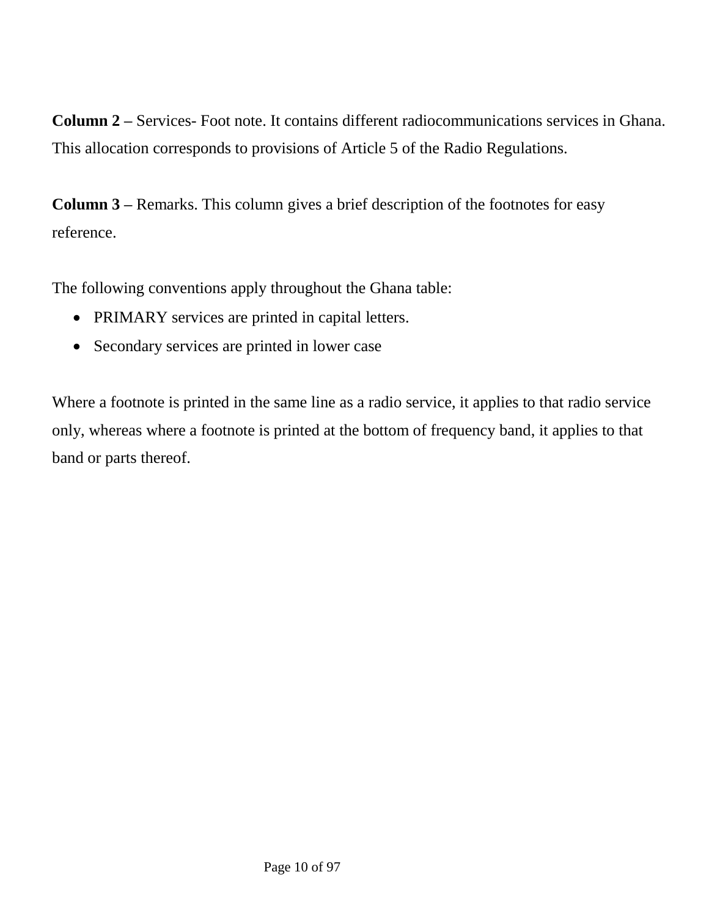**Column 2 –** Services- Foot note. It contains different radiocommunications services in Ghana. This allocation corresponds to provisions of Article 5 of the Radio Regulations.

**Column 3 –** Remarks. This column gives a brief description of the footnotes for easy reference.

The following conventions apply throughout the Ghana table:

- PRIMARY services are printed in capital letters.
- Secondary services are printed in lower case

Where a footnote is printed in the same line as a radio service, it applies to that radio service only, whereas where a footnote is printed at the bottom of frequency band, it applies to that band or parts thereof.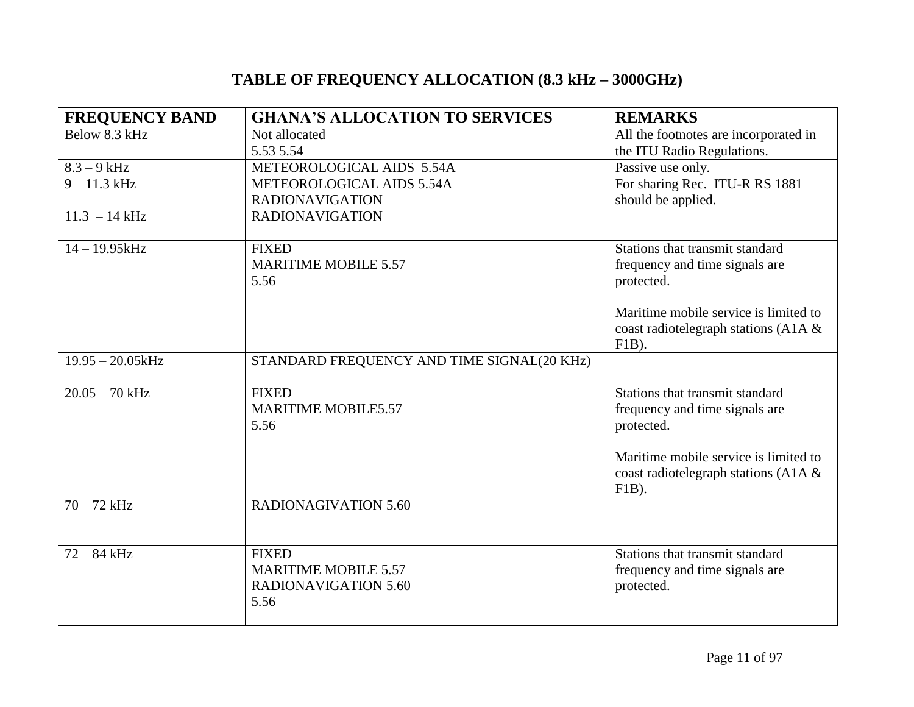# TABLE OF FREQUENCY ALLOCATION (8.3 kHz – 3000GHz)

| FREQUENCY BAND | GHANA'S ALLOCATION TO SERVICES | REMARKS |
|---|---|---|
| Below 8.3 kHz | Not allocated<br>5.53 5.54 | All the footnotes are incorporated in the ITU Radio Regulations. |
| 8.3 – 9 kHz | METEOROLOGICAL AIDS 5.54A | Passive use only. |
| 9 – 11.3 kHz | METEOROLOGICAL AIDS 5.54A<br>RADIONAVIGATION | For sharing Rec. ITU-R RS 1881 should be applied. |
| 11.3 – 14 kHz | RADIONAVIGATION | |
| 14 – 19.95kHz | FIXED<br>MARITIME MOBILE 5.57<br>5.56 | Stations that transmit standard frequency and time signals are protected.<br><br>Maritime mobile service is limited to coast radiotelegraph stations (A1A & F1B). |
| 19.95 – 20.05kHz | STANDARD FREQUENCY AND TIME SIGNAL(20 KHz) | |
| 20.05 – 70 kHz | FIXED<br>MARITIME MOBILE5.57<br>5.56 | Stations that transmit standard frequency and time signals are protected.<br><br>Maritime mobile service is limited to coast radiotelegraph stations (A1A & F1B). |
| 70 – 72 kHz | RADIONAGIVATION 5.60 | |
| 72 – 84 kHz | FIXED<br>MARITIME MOBILE 5.57<br>RADIONAVIGATION 5.60<br>5.56 | Stations that transmit standard frequency and time signals are protected. |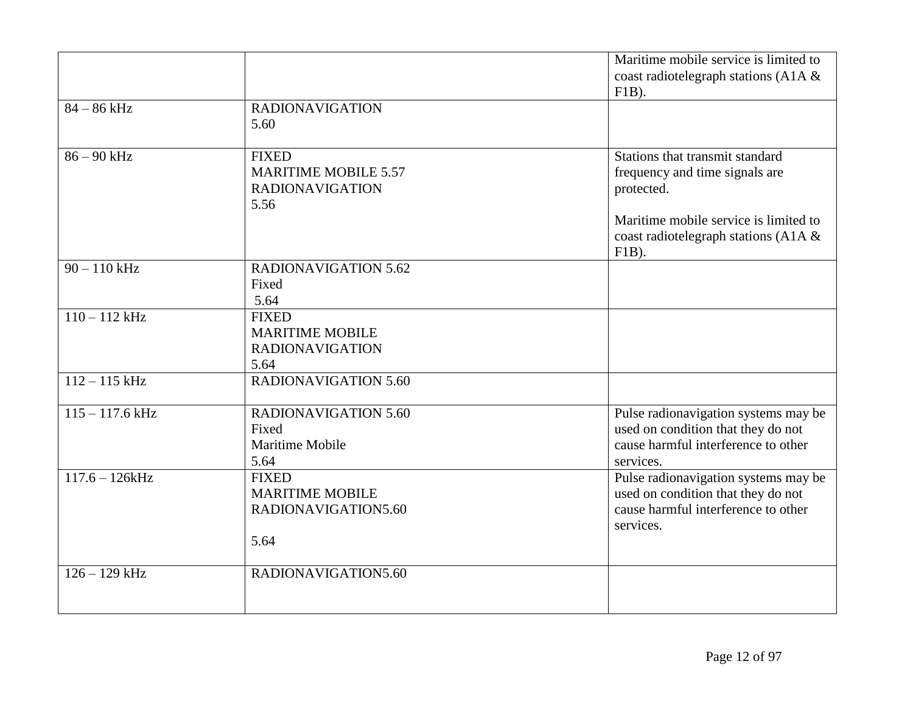| | | |
|---|---|---|
| | | Maritime mobile service is limited to coast radiotelegraph stations (A1A & F1B). |
| 84 – 86 kHz | RADIONAVIGATION<br>5.60 | |
| 86 – 90 kHz | FIXED<br>MARITIME MOBILE 5.57<br>RADIONAVIGATION<br>5.56 | Stations that transmit standard frequency and time signals are protected.<br><br>Maritime mobile service is limited to coast radiotelegraph stations (A1A & F1B). |
| 90 – 110 kHz | RADIONAVIGATION 5.62<br>Fixed<br>5.64 | |
| 110 – 112 kHz | FIXED<br>MARITIME MOBILE<br>RADIONAVIGATION<br>5.64 | |
| 112 – 115 kHz | RADIONAVIGATION 5.60 | |
| 115 – 117.6 kHz | RADIONAVIGATION 5.60<br>Fixed<br>Maritime Mobile<br>5.64 | Pulse radionavigation systems may be used on condition that they do not cause harmful interference to other services. |
| 117.6 – 126kHz | FIXED<br>MARITIME MOBILE<br>RADIONAVIGATION5.60<br><br>5.64 | Pulse radionavigation systems may be used on condition that they do not cause harmful interference to other services. |
| 126 – 129 kHz | RADIONAVIGATION5.60 | |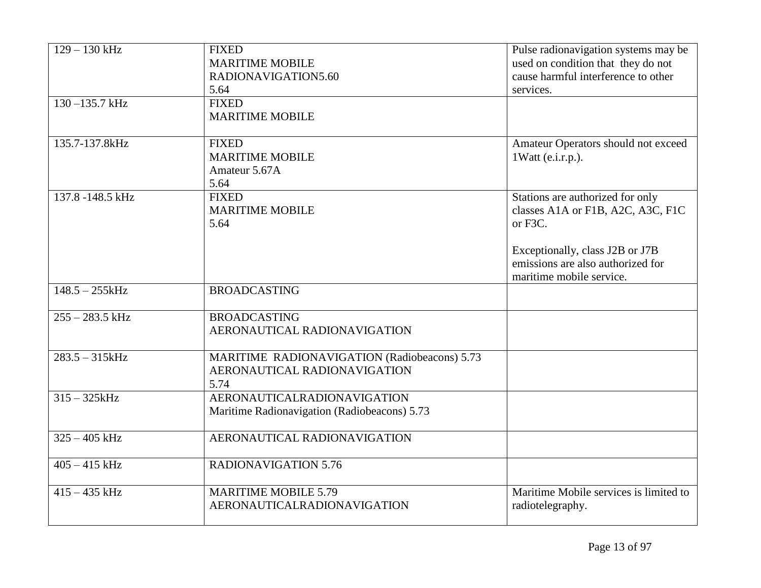| | | |
|---|---|---|
| 129 – 130 kHz | FIXED<br>MARITIME MOBILE<br>RADIONAVIGATION5.60<br>5.64 | Pulse radionavigation systems may be used on condition that they do not cause harmful interference to other services. |
| 130 –135.7 kHz | FIXED<br>MARITIME MOBILE | |
| 135.7-137.8kHz | FIXED<br>MARITIME MOBILE<br>Amateur 5.67A<br>5.64 | Amateur Operators should not exceed 1Watt (e.i.r.p.). |
| 137.8 -148.5 kHz | FIXED<br>MARITIME MOBILE<br>5.64 | Stations are authorized for only classes A1A or F1B, A2C, A3C, F1C or F3C.<br><br>Exceptionally, class J2B or J7B emissions are also authorized for maritime mobile service. |
| 148.5 – 255kHz | BROADCASTING | |
| 255 – 283.5 kHz | BROADCASTING<br>AERONAUTICAL RADIONAVIGATION | |
| 283.5 – 315kHz | MARITIME RADIONAVIGATION (Radiobeacons) 5.73<br>AERONAUTICAL RADIONAVIGATION<br>5.74 | |
| 315 – 325kHz | AERONAUTICALRADIONAVIGATION<br>Maritime Radionavigation (Radiobeacons) 5.73 | |
| 325 – 405 kHz | AERONAUTICAL RADIONAVIGATION | |
| 405 – 415 kHz | RADIONAVIGATION 5.76 | |
| 415 – 435 kHz | MARITIME MOBILE 5.79<br>AERONAUTICALRADIONAVIGATION | Maritime Mobile services is limited to radiotelegraphy. |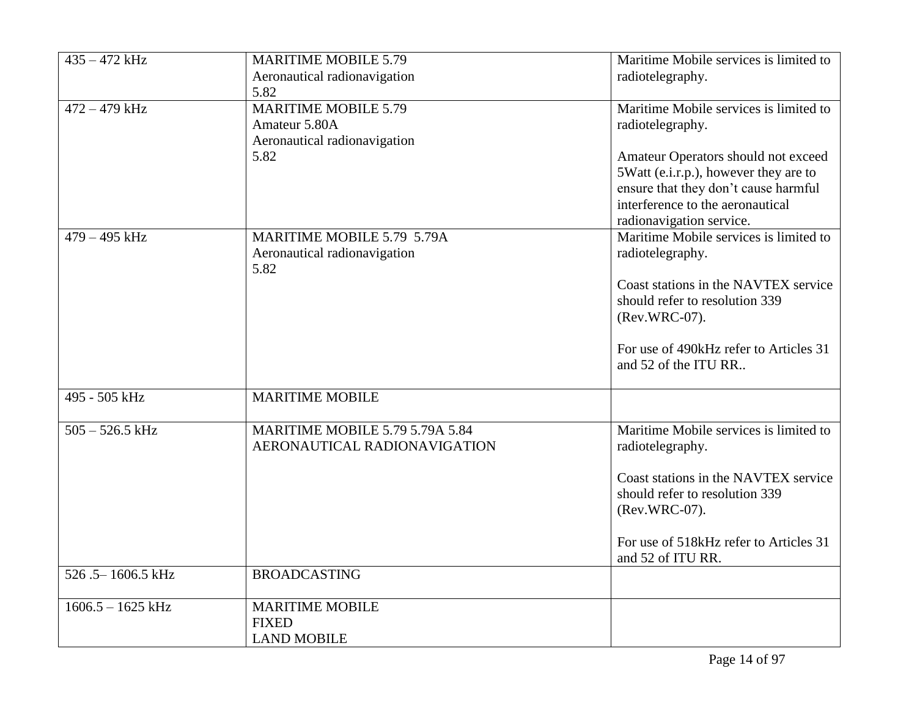| 435 – 472 kHz | MARITIME MOBILE 5.79<br>Aeronautical radionavigation<br>5.82 | Maritime Mobile services is limited to radiotelegraphy. |
|---|---|---|
| 472 – 479 kHz | MARITIME MOBILE 5.79<br>Amateur 5.80A<br>Aeronautical radionavigation<br>5.82 | Maritime Mobile services is limited to radiotelegraphy.<br><br>Amateur Operators should not exceed 5Watt (e.i.r.p.), however they are to ensure that they don't cause harmful interference to the aeronautical radionavigation service. |
| 479 – 495 kHz | MARITIME MOBILE 5.79 5.79A<br>Aeronautical radionavigation<br>5.82 | Maritime Mobile services is limited to radiotelegraphy.<br><br>Coast stations in the NAVTEX service should refer to resolution 339 (Rev.WRC-07).<br><br>For use of 490kHz refer to Articles 31 and 52 of the ITU RR.. |
| 495 - 505 kHz | MARITIME MOBILE | |
| 505 – 526.5 kHz | MARITIME MOBILE 5.79 5.79A 5.84<br>AERONAUTICAL RADIONAVIGATION | Maritime Mobile services is limited to radiotelegraphy.<br><br>Coast stations in the NAVTEX service should refer to resolution 339 (Rev.WRC-07).<br><br>For use of 518kHz refer to Articles 31 and 52 of ITU RR. |
| 526 .5– 1606.5 kHz | BROADCASTING | |
| 1606.5 – 1625 kHz | MARITIME MOBILE<br>FIXED<br>LAND MOBILE | |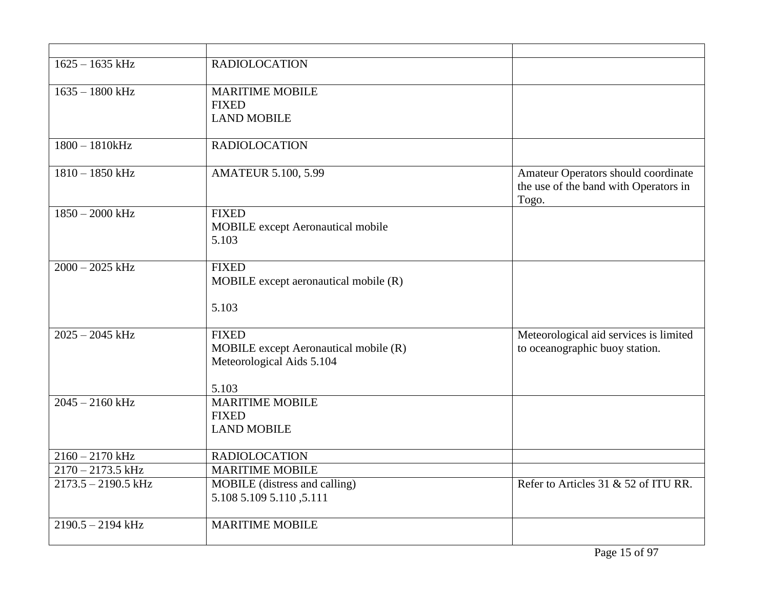| | | |
|---|---|---|
| 1625 – 1635 kHz | RADIOLOCATION | |
| 1635 – 1800 kHz | MARITIME MOBILE<br>FIXED<br>LAND MOBILE | |
| 1800 – 1810kHz | RADIOLOCATION | |
| 1810 – 1850 kHz | AMATEUR 5.100, 5.99 | Amateur Operators should coordinate the use of the band with Operators in Togo. |
| 1850 – 2000 kHz | FIXED<br>MOBILE except Aeronautical mobile<br>5.103 | |
| 2000 – 2025 kHz | FIXED<br>MOBILE except aeronautical mobile (R)<br><br>5.103 | |
| 2025 – 2045 kHz | FIXED<br>MOBILE except Aeronautical mobile (R)<br>Meteorological Aids 5.104<br><br>5.103 | Meteorological aid services is limited to oceanographic buoy station. |
| 2045 – 2160 kHz | MARITIME MOBILE<br>FIXED<br>LAND MOBILE | |
| 2160 – 2170 kHz | RADIOLOCATION | |
| 2170 – 2173.5 kHz | MARITIME MOBILE | |
| 2173.5 – 2190.5 kHz | MOBILE (distress and calling)<br>5.108 5.109 5.110 ,5.111 | Refer to Articles 31 & 52 of ITU RR. |
| 2190.5 – 2194 kHz | MARITIME MOBILE | |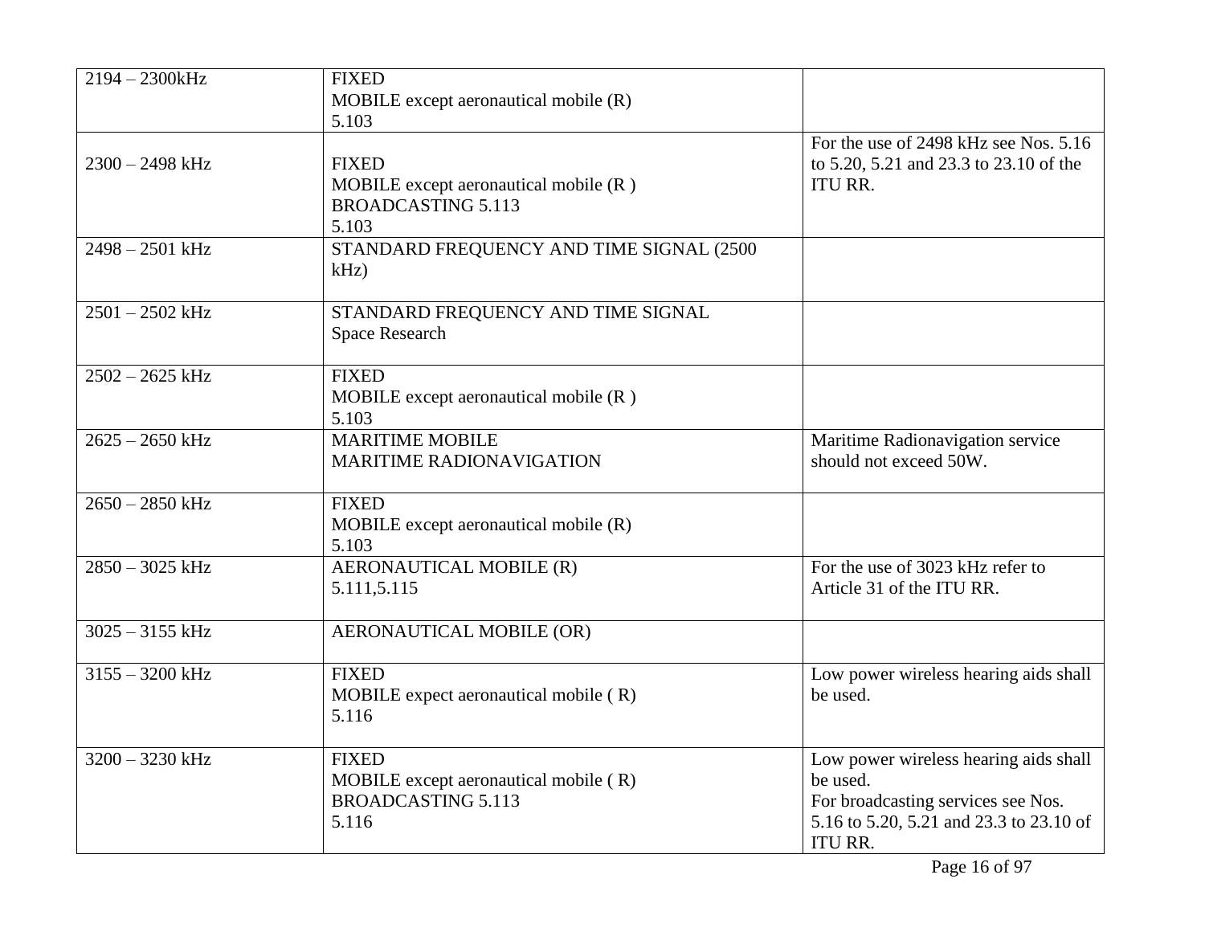| 2194 – 2300kHz | FIXED<br>MOBILE except aeronautical mobile (R)<br>5.103 | |
|---|---|---|
| 2300 – 2498 kHz | FIXED<br>MOBILE except aeronautical mobile (R )<br>BROADCASTING 5.113<br>5.103 | For the use of 2498 kHz see Nos. 5.16 to 5.20, 5.21 and 23.3 to 23.10 of the ITU RR. |
| 2498 – 2501 kHz | STANDARD FREQUENCY AND TIME SIGNAL (2500 kHz) | |
| 2501 – 2502 kHz | STANDARD FREQUENCY AND TIME SIGNAL<br>Space Research | |
| 2502 – 2625 kHz | FIXED<br>MOBILE except aeronautical mobile (R )<br>5.103 | |
| 2625 – 2650 kHz | MARITIME MOBILE<br>MARITIME RADIONAVIGATION | Maritime Radionavigation service should not exceed 50W. |
| 2650 – 2850 kHz | FIXED<br>MOBILE except aeronautical mobile (R)<br>5.103 | |
| 2850 – 3025 kHz | AERONAUTICAL MOBILE (R)<br>5.111,5.115 | For the use of 3023 kHz refer to Article 31 of the ITU RR. |
| 3025 – 3155 kHz | AERONAUTICAL MOBILE (OR) | |
| 3155 – 3200 kHz | FIXED<br>MOBILE expect aeronautical mobile ( R)<br>5.116 | Low power wireless hearing aids shall be used. |
| 3200 – 3230 kHz | FIXED<br>MOBILE except aeronautical mobile ( R)<br>BROADCASTING 5.113<br>5.116 | Low power wireless hearing aids shall be used.<br>For broadcasting services see Nos. 5.16 to 5.20, 5.21 and 23.3 to 23.10 of ITU RR. |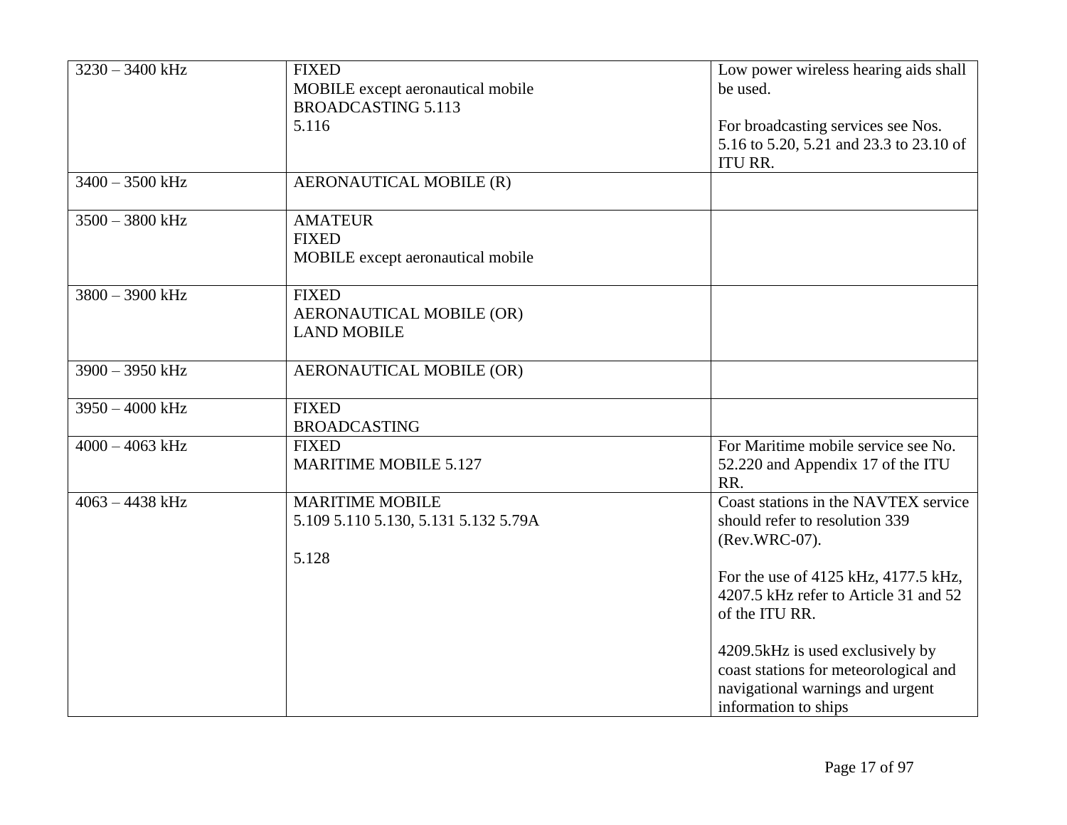| 3230 – 3400 kHz | FIXED<br>MOBILE except aeronautical mobile<br>BROADCASTING 5.113<br>5.116 | Low power wireless hearing aids shall be used.<br><br>For broadcasting services see Nos. 5.16 to 5.20, 5.21 and 23.3 to 23.10 of ITU RR. |
|---|---|---|
| 3400 – 3500 kHz | AERONAUTICAL MOBILE (R) | |
| 3500 – 3800 kHz | AMATEUR<br>FIXED<br>MOBILE except aeronautical mobile | |
| 3800 – 3900 kHz | FIXED<br>AERONAUTICAL MOBILE (OR)<br>LAND MOBILE | |
| 3900 – 3950 kHz | AERONAUTICAL MOBILE (OR) | |
| 3950 – 4000 kHz | FIXED<br>BROADCASTING | |
| 4000 – 4063 kHz | FIXED<br>MARITIME MOBILE 5.127 | For Maritime mobile service see No. 52.220 and Appendix 17 of the ITU RR. |
| 4063 – 4438 kHz | MARITIME MOBILE<br>5.109 5.110 5.130, 5.131 5.132 5.79A<br><br>5.128 | Coast stations in the NAVTEX service should refer to resolution 339 (Rev.WRC-07).<br><br>For the use of 4125 kHz, 4177.5 kHz, 4207.5 kHz refer to Article 31 and 52 of the ITU RR.<br><br>4209.5kHz is used exclusively by coast stations for meteorological and navigational warnings and urgent information to ships |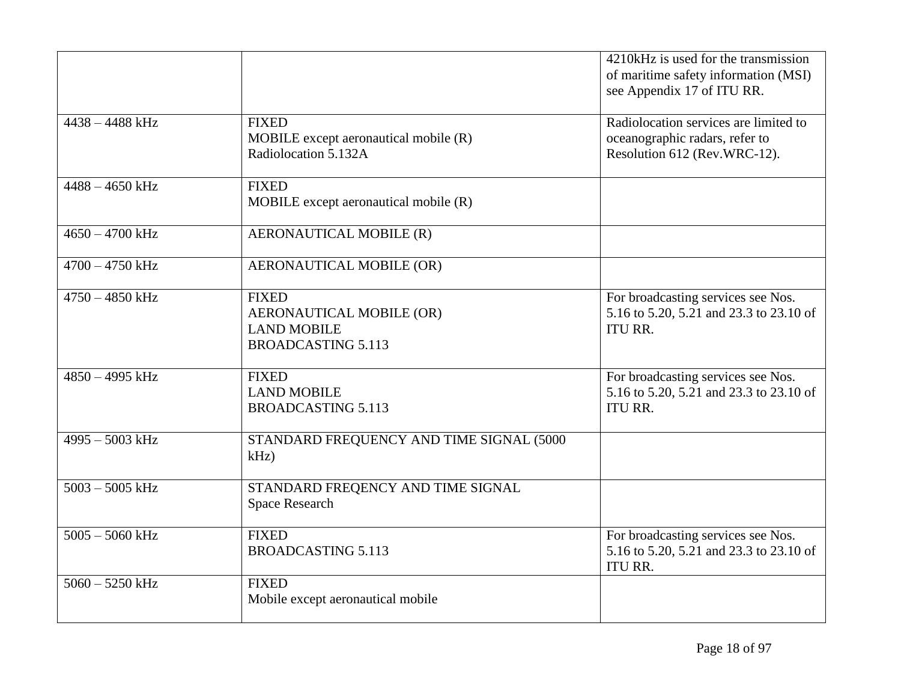| | | |
|---|---|---|
| | | 4210kHz is used for the transmission of maritime safety information (MSI) see Appendix 17 of ITU RR. |
| 4438 – 4488 kHz | FIXED<br>MOBILE except aeronautical mobile (R)<br>Radiolocation 5.132A | Radiolocation services are limited to oceanographic radars, refer to Resolution 612 (Rev.WRC-12). |
| 4488 – 4650 kHz | FIXED<br>MOBILE except aeronautical mobile (R) | |
| 4650 – 4700 kHz | AERONAUTICAL MOBILE (R) | |
| 4700 – 4750 kHz | AERONAUTICAL MOBILE (OR) | |
| 4750 – 4850 kHz | FIXED<br>AERONAUTICAL MOBILE (OR)<br>LAND MOBILE<br>BROADCASTING 5.113 | For broadcasting services see Nos. 5.16 to 5.20, 5.21 and 23.3 to 23.10 of ITU RR. |
| 4850 – 4995 kHz | FIXED<br>LAND MOBILE<br>BROADCASTING 5.113 | For broadcasting services see Nos. 5.16 to 5.20, 5.21 and 23.3 to 23.10 of ITU RR. |
| 4995 – 5003 kHz | STANDARD FREQUENCY AND TIME SIGNAL (5000 kHz) | |
| 5003 – 5005 kHz | STANDARD FREQENCY AND TIME SIGNAL<br>Space Research | |
| 5005 – 5060 kHz | FIXED<br>BROADCASTING 5.113 | For broadcasting services see Nos. 5.16 to 5.20, 5.21 and 23.3 to 23.10 of ITU RR. |
| 5060 – 5250 kHz | FIXED<br>Mobile except aeronautical mobile | |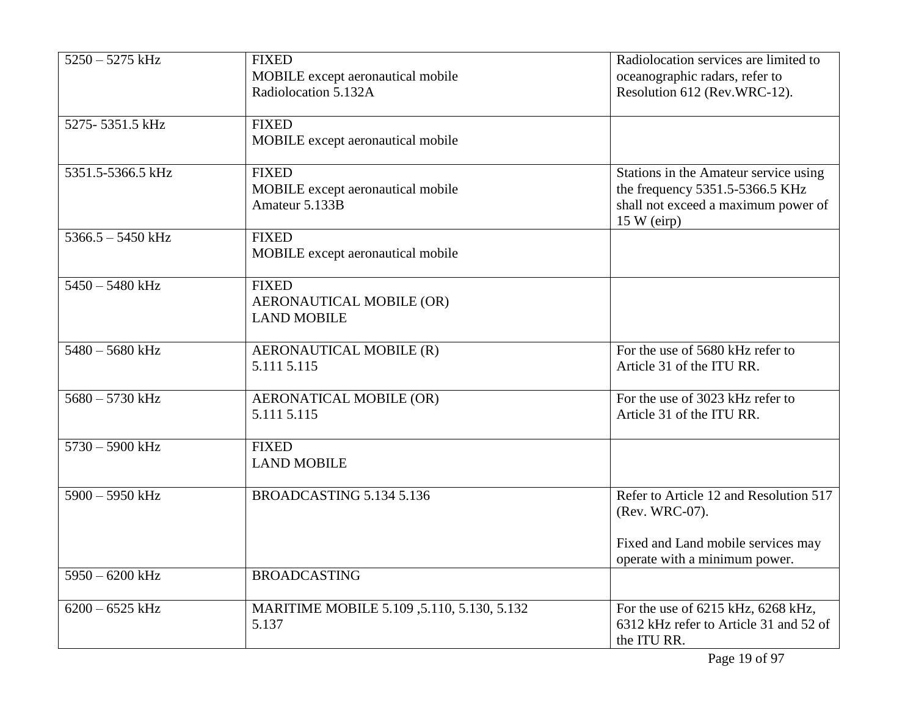| | | |
|---|---|---|
| 5250 – 5275 kHz | FIXED<br>MOBILE except aeronautical mobile<br>Radiolocation 5.132A | Radiolocation services are limited to oceanographic radars, refer to Resolution 612 (Rev.WRC-12). |
| 5275- 5351.5 kHz | FIXED<br>MOBILE except aeronautical mobile | |
| 5351.5-5366.5 kHz | FIXED<br>MOBILE except aeronautical mobile<br>Amateur 5.133B | Stations in the Amateur service using the frequency 5351.5-5366.5 KHz shall not exceed a maximum power of 15 W (eirp) |
| 5366.5 – 5450 kHz | FIXED<br>MOBILE except aeronautical mobile | |
| 5450 – 5480 kHz | FIXED<br>AERONAUTICAL MOBILE (OR)<br>LAND MOBILE | |
| 5480 – 5680 kHz | AERONAUTICAL MOBILE (R)<br>5.111 5.115 | For the use of 5680 kHz refer to Article 31 of the ITU RR. |
| 5680 – 5730 kHz | AERONATICAL MOBILE (OR)<br>5.111 5.115 | For the use of 3023 kHz refer to Article 31 of the ITU RR. |
| 5730 – 5900 kHz | FIXED<br>LAND MOBILE | |
| 5900 – 5950 kHz | BROADCASTING 5.134 5.136 | Refer to Article 12 and Resolution 517 (Rev. WRC-07).<br><br>Fixed and Land mobile services may operate with a minimum power. |
| 5950 – 6200 kHz | BROADCASTING | |
| 6200 – 6525 kHz | MARITIME MOBILE 5.109 ,5.110, 5.130, 5.132<br>5.137 | For the use of 6215 kHz, 6268 kHz, 6312 kHz refer to Article 31 and 52 of the ITU RR. |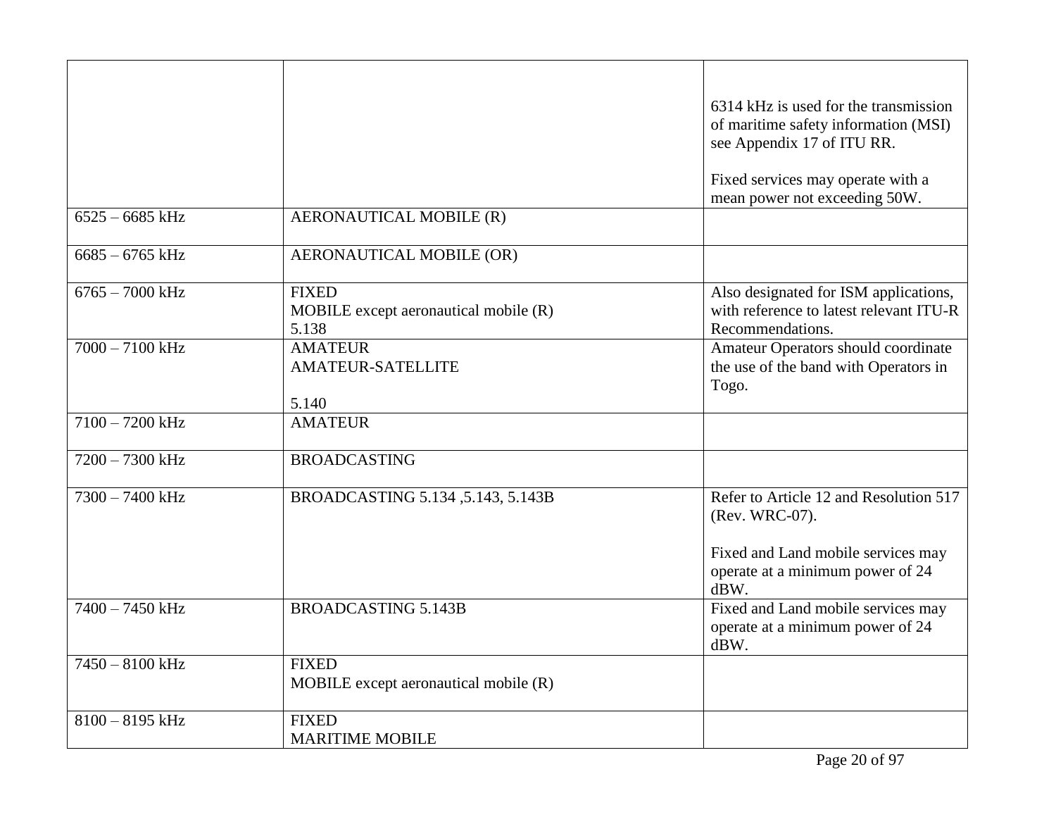| | | |
|---|---|---|
| | | 6314 kHz is used for the transmission of maritime safety information (MSI) see Appendix 17 of ITU RR.<br><br>Fixed services may operate with a mean power not exceeding 50W. |
| 6525 – 6685 kHz | AERONAUTICAL MOBILE (R) | |
| 6685 – 6765 kHz | AERONAUTICAL MOBILE (OR) | |
| 6765 – 7000 kHz | FIXED<br>MOBILE except aeronautical mobile (R)<br>5.138 | Also designated for ISM applications, with reference to latest relevant ITU-R Recommendations. |
| 7000 – 7100 kHz | AMATEUR<br>AMATEUR-SATELLITE<br><br>5.140 | Amateur Operators should coordinate the use of the band with Operators in Togo. |
| 7100 – 7200 kHz | AMATEUR | |
| 7200 – 7300 kHz | BROADCASTING | |
| 7300 – 7400 kHz | BROADCASTING 5.134 ,5.143, 5.143B | Refer to Article 12 and Resolution 517 (Rev. WRC-07).<br><br>Fixed and Land mobile services may operate at a minimum power of 24 dBW. |
| 7400 – 7450 kHz | BROADCASTING 5.143B | Fixed and Land mobile services may operate at a minimum power of 24 dBW. |
| 7450 – 8100 kHz | FIXED<br>MOBILE except aeronautical mobile (R) | |
| 8100 – 8195 kHz | FIXED<br>MARITIME MOBILE | |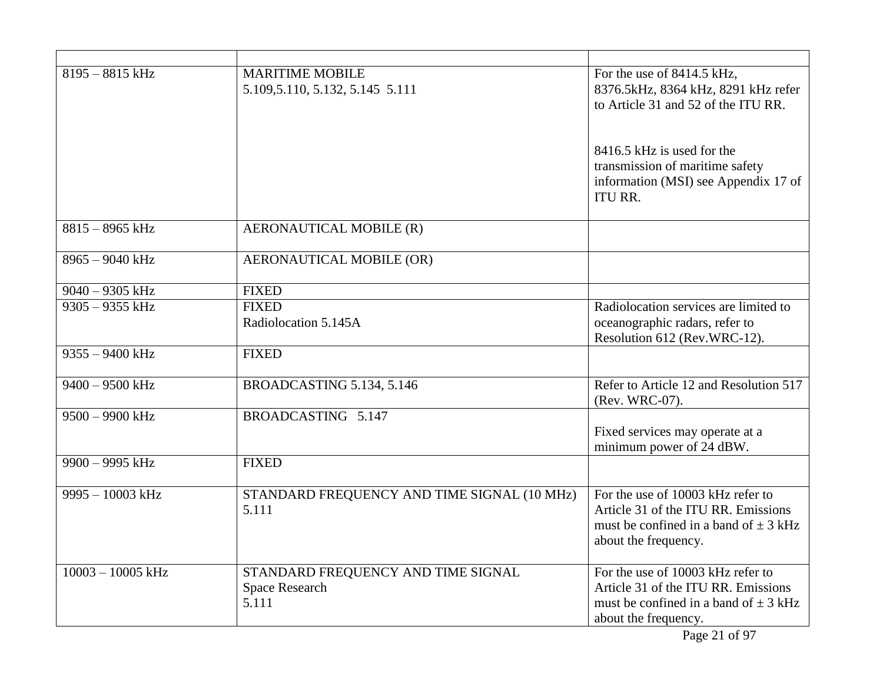| | | |
|---|---|---|
| 8195 – 8815 kHz | MARITIME MOBILE<br>5.109,5.110, 5.132, 5.145 5.111 | For the use of 8414.5 kHz, 8376.5kHz, 8364 kHz, 8291 kHz refer to Article 31 and 52 of the ITU RR.<br><br>8416.5 kHz is used for the transmission of maritime safety information (MSI) see Appendix 17 of ITU RR. |
| 8815 – 8965 kHz | AERONAUTICAL MOBILE (R) | |
| 8965 – 9040 kHz | AERONAUTICAL MOBILE (OR) | |
| 9040 – 9305 kHz | FIXED | |
| 9305 – 9355 kHz | FIXED<br>Radiolocation 5.145A | Radiolocation services are limited to oceanographic radars, refer to Resolution 612 (Rev.WRC-12). |
| 9355 – 9400 kHz | FIXED | |
| 9400 – 9500 kHz | BROADCASTING 5.134, 5.146 | Refer to Article 12 and Resolution 517 (Rev. WRC-07). |
| 9500 – 9900 kHz | BROADCASTING 5.147 | Fixed services may operate at a minimum power of 24 dBW. |
| 9900 – 9995 kHz | FIXED | |
| 9995 – 10003 kHz | STANDARD FREQUENCY AND TIME SIGNAL (10 MHz)<br>5.111 | For the use of 10003 kHz refer to Article 31 of the ITU RR. Emissions must be confined in a band of ± 3 kHz about the frequency. |
| 10003 – 10005 kHz | STANDARD FREQUENCY AND TIME SIGNAL<br>Space Research<br>5.111 | For the use of 10003 kHz refer to Article 31 of the ITU RR. Emissions must be confined in a band of ± 3 kHz about the frequency. |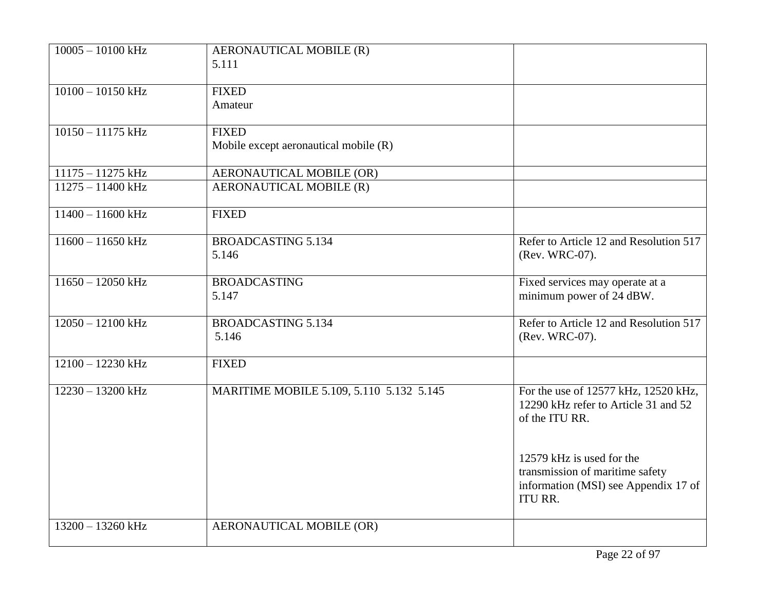| | | |
|---|---|---|
| 10005 – 10100 kHz | AERONAUTICAL MOBILE (R)<br>5.111 | |
| 10100 – 10150 kHz | FIXED<br>Amateur | |
| 10150 – 11175 kHz | FIXED<br>Mobile except aeronautical mobile (R) | |
| 11175 – 11275 kHz | AERONAUTICAL MOBILE (OR) | |
| 11275 – 11400 kHz | AERONAUTICAL MOBILE (R) | |
| 11400 – 11600 kHz | FIXED | |
| 11600 – 11650 kHz | BROADCASTING 5.134<br>5.146 | Refer to Article 12 and Resolution 517 (Rev. WRC-07). |
| 11650 – 12050 kHz | BROADCASTING<br>5.147 | Fixed services may operate at a minimum power of 24 dBW. |
| 12050 – 12100 kHz | BROADCASTING 5.134<br>5.146 | Refer to Article 12 and Resolution 517 (Rev. WRC-07). |
| 12100 – 12230 kHz | FIXED | |
| 12230 – 13200 kHz | MARITIME MOBILE 5.109, 5.110 5.132 5.145 | For the use of 12577 kHz, 12520 kHz, 12290 kHz refer to Article 31 and 52 of the ITU RR.<br><br>12579 kHz is used for the transmission of maritime safety information (MSI) see Appendix 17 of ITU RR. |
| 13200 – 13260 kHz | AERONAUTICAL MOBILE (OR) | |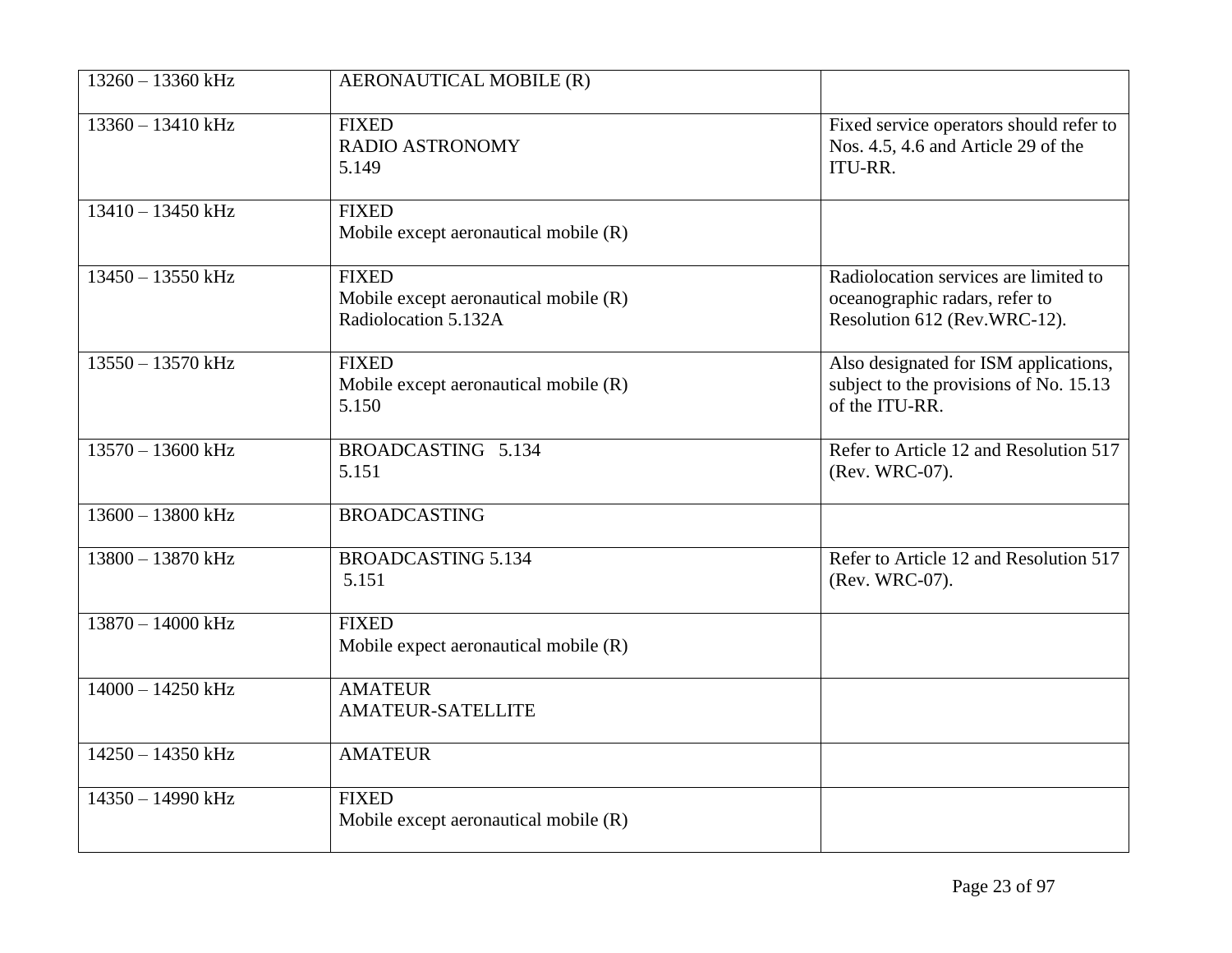| | | |
|---|---|---|
| 13260 – 13360 kHz | AERONAUTICAL MOBILE (R) | |
| 13360 – 13410 kHz | FIXED<br>RADIO ASTRONOMY<br>5.149 | Fixed service operators should refer to Nos. 4.5, 4.6 and Article 29 of the ITU-RR. |
| 13410 – 13450 kHz | FIXED<br>Mobile except aeronautical mobile (R) | |
| 13450 – 13550 kHz | FIXED<br>Mobile except aeronautical mobile (R)<br>Radiolocation 5.132A | Radiolocation services are limited to oceanographic radars, refer to Resolution 612 (Rev.WRC-12). |
| 13550 – 13570 kHz | FIXED<br>Mobile except aeronautical mobile (R)<br>5.150 | Also designated for ISM applications, subject to the provisions of No. 15.13 of the ITU-RR. |
| 13570 – 13600 kHz | BROADCASTING 5.134<br>5.151 | Refer to Article 12 and Resolution 517 (Rev. WRC-07). |
| 13600 – 13800 kHz | BROADCASTING | |
| 13800 – 13870 kHz | BROADCASTING 5.134<br>5.151 | Refer to Article 12 and Resolution 517 (Rev. WRC-07). |
| 13870 – 14000 kHz | FIXED<br>Mobile expect aeronautical mobile (R) | |
| 14000 – 14250 kHz | AMATEUR<br>AMATEUR-SATELLITE | |
| 14250 – 14350 kHz | AMATEUR | |
| 14350 – 14990 kHz | FIXED<br>Mobile except aeronautical mobile (R) | |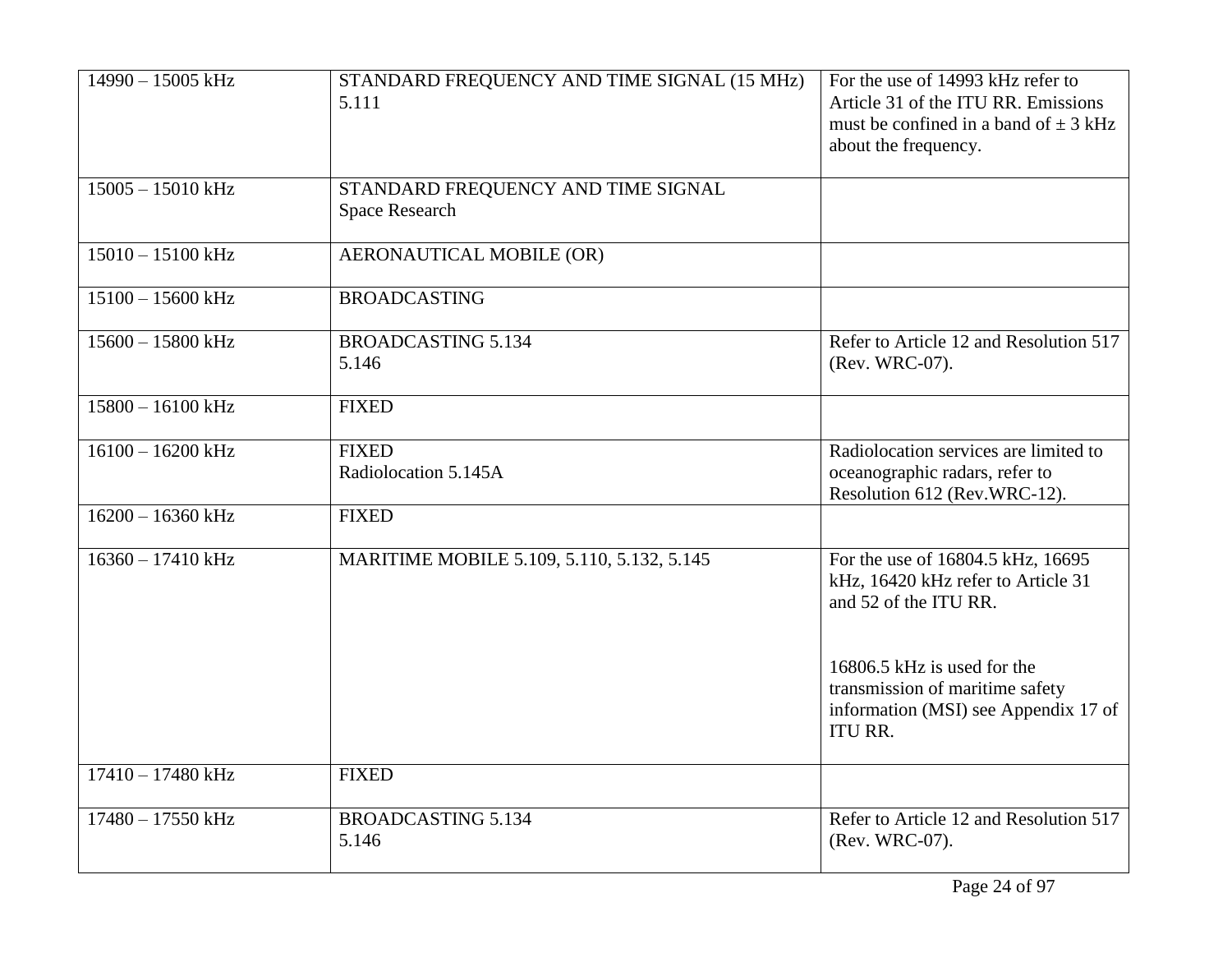| | | |
|---|---|---|
| 14990 – 15005 kHz | STANDARD FREQUENCY AND TIME SIGNAL (15 MHz) 5.111 | For the use of 14993 kHz refer to Article 31 of the ITU RR. Emissions must be confined in a band of ± 3 kHz about the frequency. |
| 15005 – 15010 kHz | STANDARD FREQUENCY AND TIME SIGNAL<br>Space Research | |
| 15010 – 15100 kHz | AERONAUTICAL MOBILE (OR) | |
| 15100 – 15600 kHz | BROADCASTING | |
| 15600 – 15800 kHz | BROADCASTING 5.134<br>5.146 | Refer to Article 12 and Resolution 517 (Rev. WRC-07). |
| 15800 – 16100 kHz | FIXED | |
| 16100 – 16200 kHz | FIXED<br>Radiolocation 5.145A | Radiolocation services are limited to oceanographic radars, refer to Resolution 612 (Rev.WRC-12). |
| 16200 – 16360 kHz | FIXED | |
| 16360 – 17410 kHz | MARITIME MOBILE 5.109, 5.110, 5.132, 5.145 | For the use of 16804.5 kHz, 16695 kHz, 16420 kHz refer to Article 31 and 52 of the ITU RR.<br><br>16806.5 kHz is used for the transmission of maritime safety information (MSI) see Appendix 17 of ITU RR. |
| 17410 – 17480 kHz | FIXED | |
| 17480 – 17550 kHz | BROADCASTING 5.134<br>5.146 | Refer to Article 12 and Resolution 517 (Rev. WRC-07). |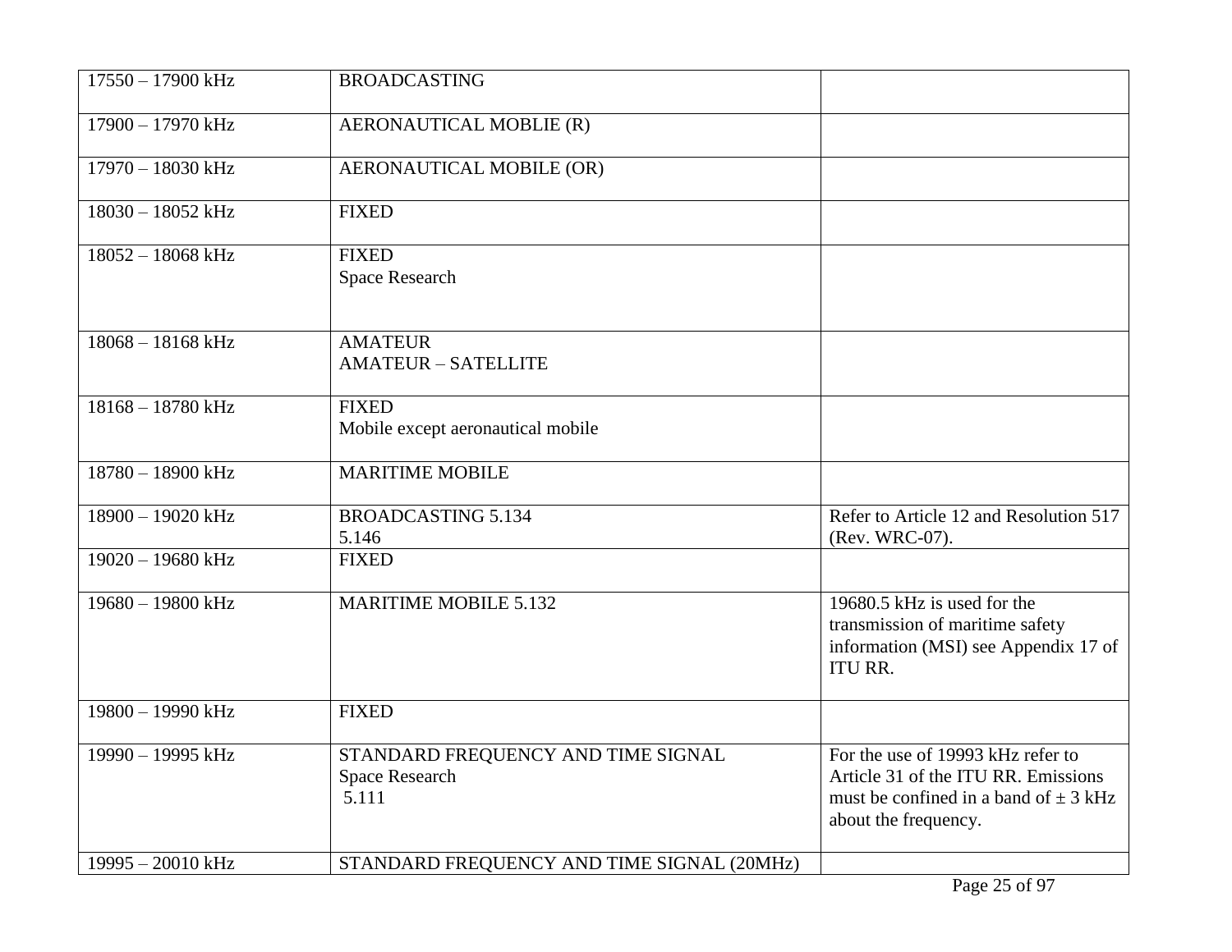| | | |
|---|---|---|
| 17550 – 17900 kHz | BROADCASTING | |
| 17900 – 17970 kHz | AERONAUTICAL MOBLIE (R) | |
| 17970 – 18030 kHz | AERONAUTICAL MOBILE (OR) | |
| 18030 – 18052 kHz | FIXED | |
| 18052 – 18068 kHz | FIXED<br>Space Research | |
| 18068 – 18168 kHz | AMATEUR<br>AMATEUR – SATELLITE | |
| 18168 – 18780 kHz | FIXED<br>Mobile except aeronautical mobile | |
| 18780 – 18900 kHz | MARITIME MOBILE | |
| 18900 – 19020 kHz | BROADCASTING 5.134<br>5.146 | Refer to Article 12 and Resolution 517 (Rev. WRC-07). |
| 19020 – 19680 kHz | FIXED | |
| 19680 – 19800 kHz | MARITIME MOBILE 5.132 | 19680.5 kHz is used for the transmission of maritime safety information (MSI) see Appendix 17 of ITU RR. |
| 19800 – 19990 kHz | FIXED | |
| 19990 – 19995 kHz | STANDARD FREQUENCY AND TIME SIGNAL<br>Space Research<br>5.111 | For the use of 19993 kHz refer to Article 31 of the ITU RR. Emissions must be confined in a band of ± 3 kHz about the frequency. |
| 19995 – 20010 kHz | STANDARD FREQUENCY AND TIME SIGNAL (20MHz) | |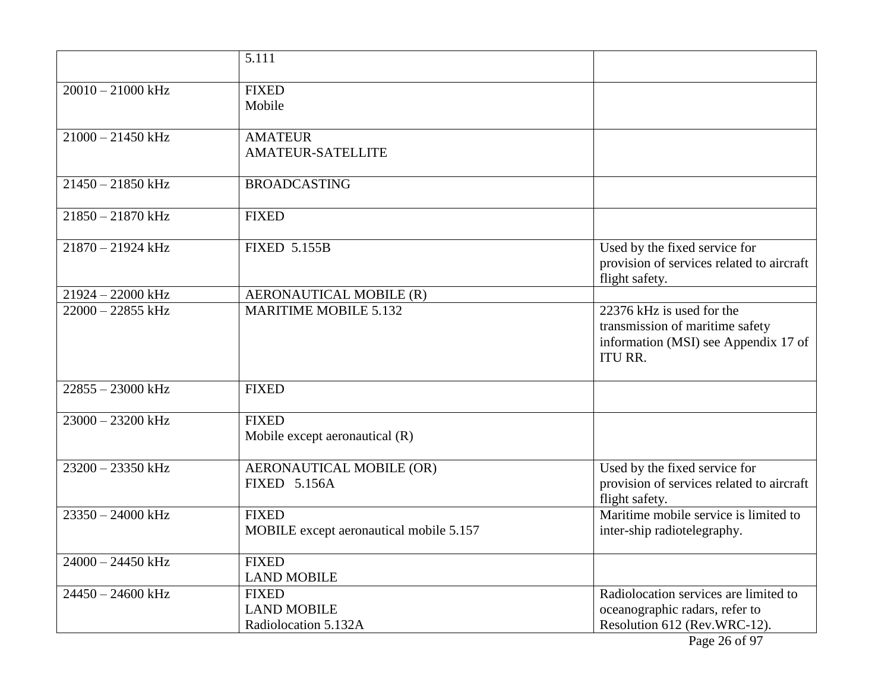| | | |
|---|---|---|
| | 5.111 | |
| 20010 – 21000 kHz | FIXED<br>Mobile | |
| 21000 – 21450 kHz | AMATEUR<br>AMATEUR-SATELLITE | |
| 21450 – 21850 kHz | BROADCASTING | |
| 21850 – 21870 kHz | FIXED | |
| 21870 – 21924 kHz | FIXED 5.155B | Used by the fixed service for provision of services related to aircraft flight safety. |
| 21924 – 22000 kHz | AERONAUTICAL MOBILE (R) | |
| 22000 – 22855 kHz | MARITIME MOBILE 5.132 | 22376 kHz is used for the transmission of maritime safety information (MSI) see Appendix 17 of ITU RR. |
| 22855 – 23000 kHz | FIXED | |
| 23000 – 23200 kHz | FIXED<br>Mobile except aeronautical (R) | |
| 23200 – 23350 kHz | AERONAUTICAL MOBILE (OR)<br>FIXED 5.156A | Used by the fixed service for provision of services related to aircraft flight safety. |
| 23350 – 24000 kHz | FIXED<br>MOBILE except aeronautical mobile 5.157 | Maritime mobile service is limited to inter-ship radiotelegraphy. |
| 24000 – 24450 kHz | FIXED<br>LAND MOBILE | |
| 24450 – 24600 kHz | FIXED<br>LAND MOBILE<br>Radiolocation 5.132A | Radiolocation services are limited to oceanographic radars, refer to Resolution 612 (Rev.WRC-12). |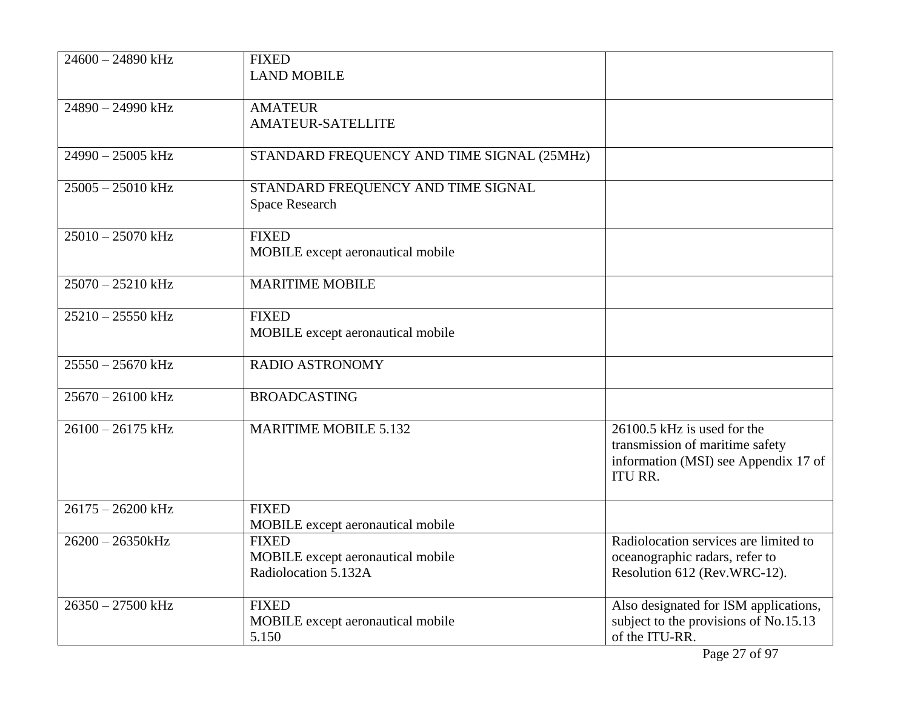| | | |
|---|---|---|
| 24600 – 24890 kHz | FIXED<br>LAND MOBILE | |
| 24890 – 24990 kHz | AMATEUR<br>AMATEUR-SATELLITE | |
| 24990 – 25005 kHz | STANDARD FREQUENCY AND TIME SIGNAL (25MHz) | |
| 25005 – 25010 kHz | STANDARD FREQUENCY AND TIME SIGNAL<br>Space Research | |
| 25010 – 25070 kHz | FIXED<br>MOBILE except aeronautical mobile | |
| 25070 – 25210 kHz | MARITIME MOBILE | |
| 25210 – 25550 kHz | FIXED<br>MOBILE except aeronautical mobile | |
| 25550 – 25670 kHz | RADIO ASTRONOMY | |
| 25670 – 26100 kHz | BROADCASTING | |
| 26100 – 26175 kHz | MARITIME MOBILE 5.132 | 26100.5 kHz is used for the transmission of maritime safety information (MSI) see Appendix 17 of ITU RR. |
| 26175 – 26200 kHz | FIXED<br>MOBILE except aeronautical mobile | |
| 26200 – 26350kHz | FIXED<br>MOBILE except aeronautical mobile<br>Radiolocation 5.132A | Radiolocation services are limited to oceanographic radars, refer to Resolution 612 (Rev.WRC-12). |
| 26350 – 27500 kHz | FIXED<br>MOBILE except aeronautical mobile<br>5.150 | Also designated for ISM applications, subject to the provisions of No.15.13 of the ITU-RR. |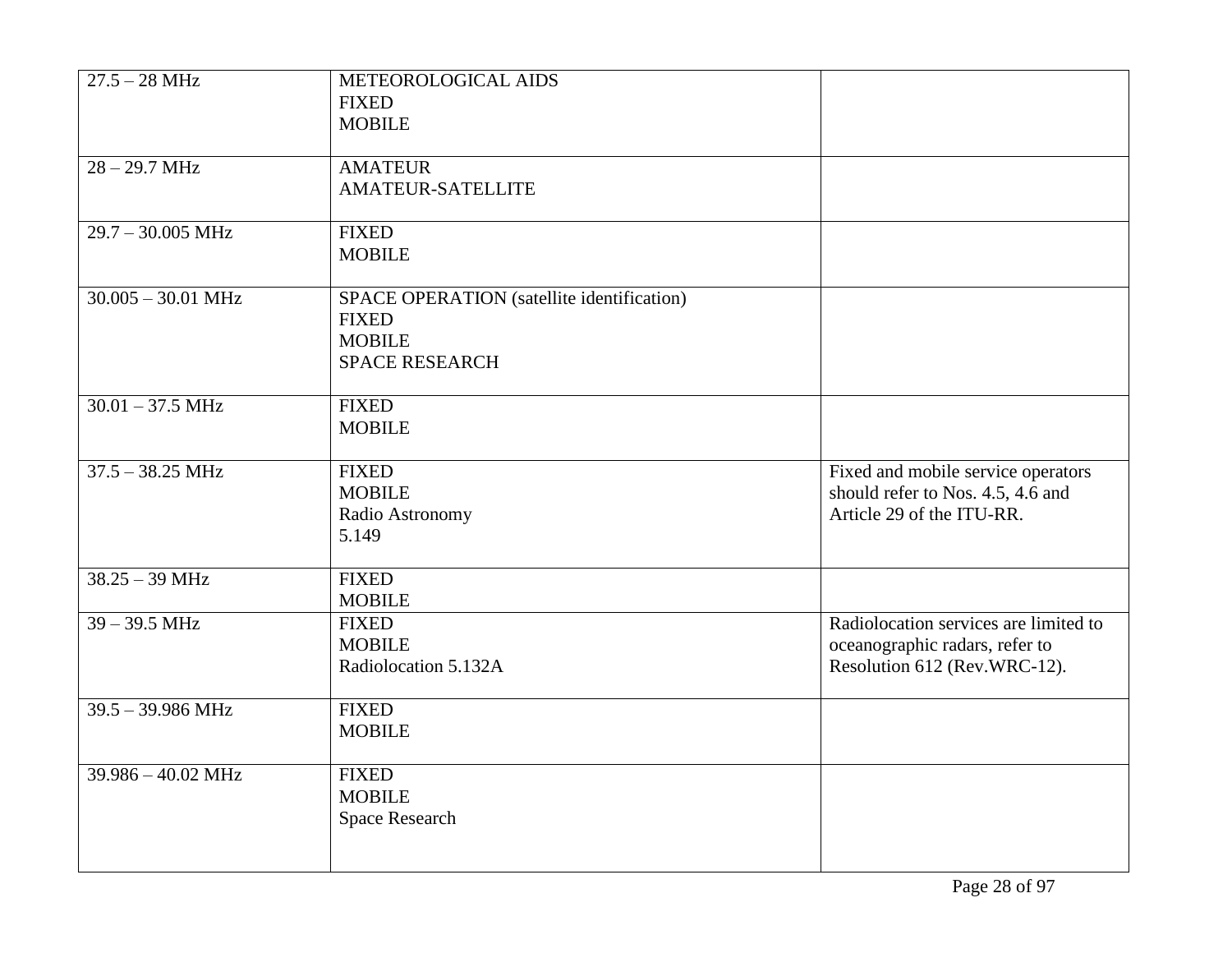| 27.5 – 28 MHz | METEOROLOGICAL AIDS<br>FIXED<br>MOBILE | |
|---|---|---|
| 28 – 29.7 MHz | AMATEUR<br>AMATEUR-SATELLITE | |
| 29.7 – 30.005 MHz | FIXED<br>MOBILE | |
| 30.005 – 30.01 MHz | SPACE OPERATION (satellite identification)<br>FIXED<br>MOBILE<br>SPACE RESEARCH | |
| 30.01 – 37.5 MHz | FIXED<br>MOBILE | |
| 37.5 – 38.25 MHz | FIXED<br>MOBILE<br>Radio Astronomy<br>5.149 | Fixed and mobile service operators should refer to Nos. 4.5, 4.6 and Article 29 of the ITU-RR. |
| 38.25 – 39 MHz | FIXED<br>MOBILE | |
| 39 – 39.5 MHz | FIXED<br>MOBILE<br>Radiolocation 5.132A | Radiolocation services are limited to oceanographic radars, refer to Resolution 612 (Rev.WRC-12). |
| 39.5 – 39.986 MHz | FIXED<br>MOBILE | |
| 39.986 – 40.02 MHz | FIXED<br>MOBILE<br>Space Research | |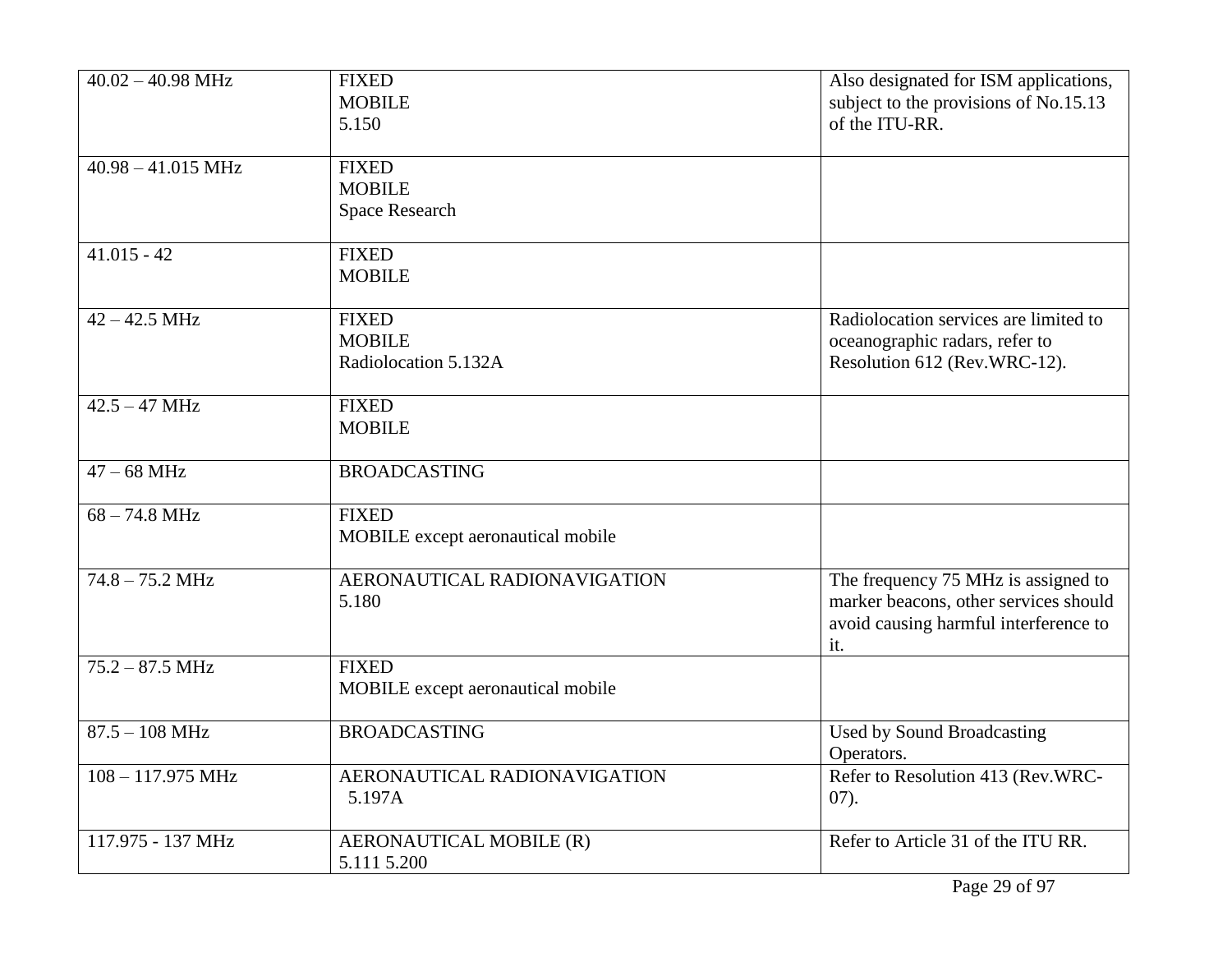| | | |
|---|---|---|
| 40.02 – 40.98 MHz | FIXED<br>MOBILE<br>5.150 | Also designated for ISM applications, subject to the provisions of No.15.13 of the ITU-RR. |
| 40.98 – 41.015 MHz | FIXED<br>MOBILE<br>Space Research | |
| 41.015 - 42 | FIXED<br>MOBILE | |
| 42 – 42.5 MHz | FIXED<br>MOBILE<br>Radiolocation 5.132A | Radiolocation services are limited to oceanographic radars, refer to Resolution 612 (Rev.WRC-12). |
| 42.5 – 47 MHz | FIXED<br>MOBILE | |
| 47 – 68 MHz | BROADCASTING | |
| 68 – 74.8 MHz | FIXED<br>MOBILE except aeronautical mobile | |
| 74.8 – 75.2 MHz | AERONAUTICAL RADIONAVIGATION<br>5.180 | The frequency 75 MHz is assigned to marker beacons, other services should avoid causing harmful interference to it. |
| 75.2 – 87.5 MHz | FIXED<br>MOBILE except aeronautical mobile | |
| 87.5 – 108 MHz | BROADCASTING | Used by Sound Broadcasting Operators. |
| 108 – 117.975 MHz | AERONAUTICAL RADIONAVIGATION<br>5.197A | Refer to Resolution 413 (Rev.WRC-07). |
| 117.975 - 137 MHz | AERONAUTICAL MOBILE (R)<br>5.111 5.200 | Refer to Article 31 of the ITU RR. |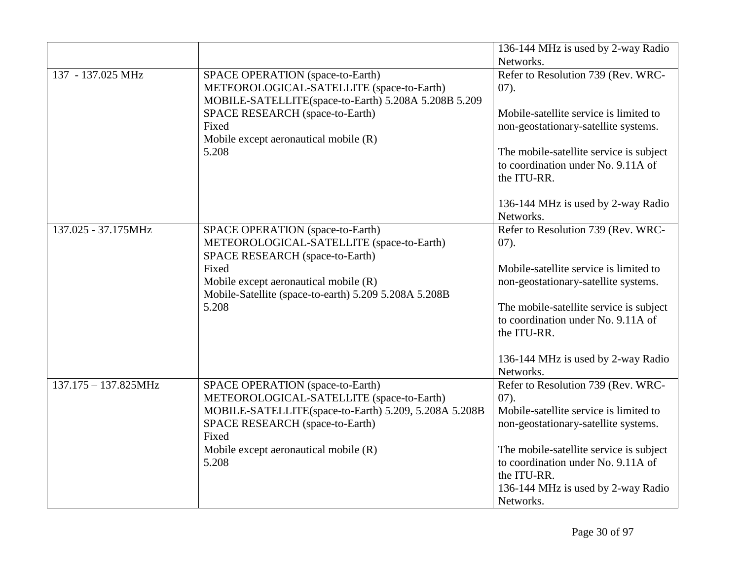| | | |
|---|---|---|
| | | 136-144 MHz is used by 2-way Radio Networks. |
| 137 - 137.025 MHz | SPACE OPERATION (space-to-Earth)<br>METEOROLOGICAL-SATELLITE (space-to-Earth)<br>MOBILE-SATELLITE(space-to-Earth) 5.208A 5.208B 5.209<br>SPACE RESEARCH (space-to-Earth)<br>Fixed<br>Mobile except aeronautical mobile (R)<br>5.208 | Refer to Resolution 739 (Rev. WRC-07).<br><br>Mobile-satellite service is limited to non-geostationary-satellite systems.<br><br>The mobile-satellite service is subject to coordination under No. 9.11A of the ITU-RR.<br><br>136-144 MHz is used by 2-way Radio Networks. |
| 137.025 - 37.175MHz | SPACE OPERATION (space-to-Earth)<br>METEOROLOGICAL-SATELLITE (space-to-Earth)<br>SPACE RESEARCH (space-to-Earth)<br>Fixed<br>Mobile except aeronautical mobile (R)<br>Mobile-Satellite (space-to-earth) 5.209 5.208A 5.208B<br>5.208 | Refer to Resolution 739 (Rev. WRC-07).<br><br>Mobile-satellite service is limited to non-geostationary-satellite systems.<br><br>The mobile-satellite service is subject to coordination under No. 9.11A of the ITU-RR.<br><br>136-144 MHz is used by 2-way Radio Networks. |
| 137.175 – 137.825MHz | SPACE OPERATION (space-to-Earth)<br>METEOROLOGICAL-SATELLITE (space-to-Earth)<br>MOBILE-SATELLITE(space-to-Earth) 5.209, 5.208A 5.208B<br>SPACE RESEARCH (space-to-Earth)<br>Fixed<br>Mobile except aeronautical mobile (R)<br>5.208 | Refer to Resolution 739 (Rev. WRC-07).<br>Mobile-satellite service is limited to non-geostationary-satellite systems.<br><br>The mobile-satellite service is subject to coordination under No. 9.11A of the ITU-RR.<br>136-144 MHz is used by 2-way Radio Networks. |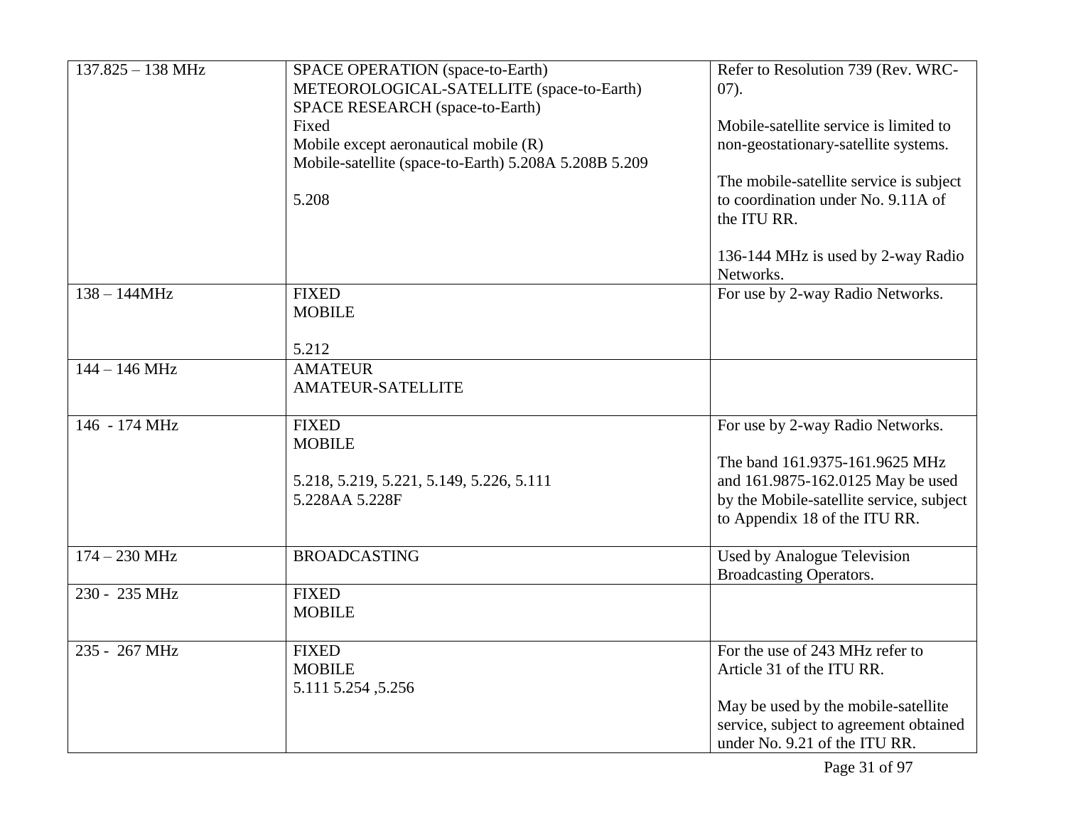| 137.825 – 138 MHz | SPACE OPERATION (space-to-Earth)<br>METEOROLOGICAL-SATELLITE (space-to-Earth)<br>SPACE RESEARCH (space-to-Earth)<br>Fixed<br>Mobile except aeronautical mobile (R)<br>Mobile-satellite (space-to-Earth) 5.208A 5.208B 5.209<br><br>5.208 | Refer to Resolution 739 (Rev. WRC-07).<br><br>Mobile-satellite service is limited to non-geostationary-satellite systems.<br><br>The mobile-satellite service is subject to coordination under No. 9.11A of the ITU RR.<br><br>136-144 MHz is used by 2-way Radio Networks. |
|---|---|---|
| 138 – 144MHz | FIXED<br>MOBILE<br><br>5.212 | For use by 2-way Radio Networks. |
| 144 – 146 MHz | AMATEUR<br>AMATEUR-SATELLITE | |
| 146 - 174 MHz | FIXED<br>MOBILE<br><br>5.218, 5.219, 5.221, 5.149, 5.226, 5.111<br>5.228AA 5.228F | For use by 2-way Radio Networks.<br><br>The band 161.9375-161.9625 MHz and 161.9875-162.0125 May be used by the Mobile-satellite service, subject to Appendix 18 of the ITU RR. |
| 174 – 230 MHz | BROADCASTING | Used by Analogue Television Broadcasting Operators. |
| 230 - 235 MHz | FIXED<br>MOBILE | |
| 235 - 267 MHz | FIXED<br>MOBILE<br>5.111 5.254 ,5.256 | For the use of 243 MHz refer to Article 31 of the ITU RR.<br><br>May be used by the mobile-satellite service, subject to agreement obtained under No. 9.21 of the ITU RR. |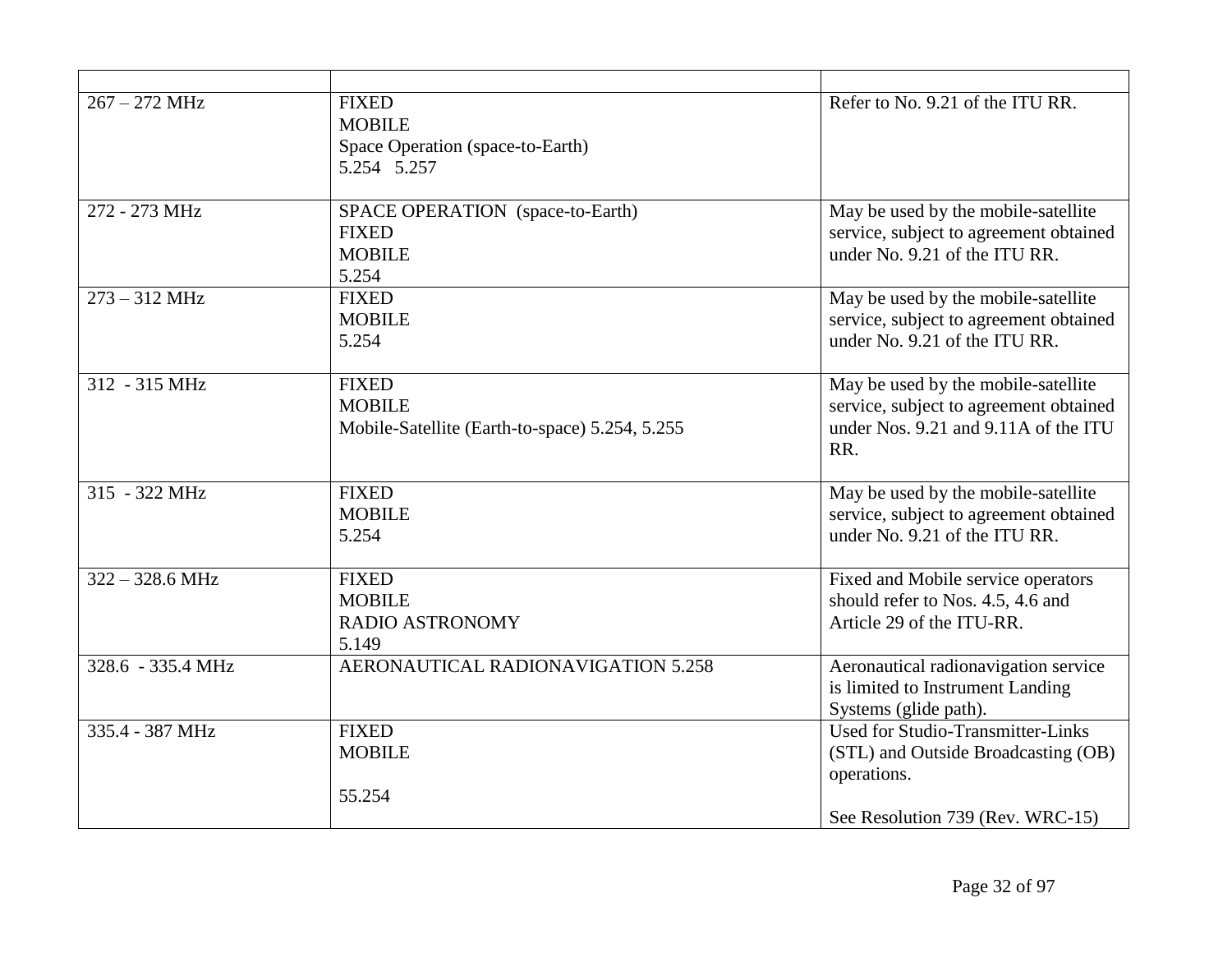| | | |
|---|---|---|
| 267 – 272 MHz | FIXED<br>MOBILE<br>Space Operation (space-to-Earth)<br>5.254 5.257 | Refer to No. 9.21 of the ITU RR. |
| 272 - 273 MHz | SPACE OPERATION (space-to-Earth)<br>FIXED<br>MOBILE<br>5.254 | May be used by the mobile-satellite service, subject to agreement obtained under No. 9.21 of the ITU RR. |
| 273 – 312 MHz | FIXED<br>MOBILE<br>5.254 | May be used by the mobile-satellite service, subject to agreement obtained under No. 9.21 of the ITU RR. |
| 312 - 315 MHz | FIXED<br>MOBILE<br>Mobile-Satellite (Earth-to-space) 5.254, 5.255 | May be used by the mobile-satellite service, subject to agreement obtained under Nos. 9.21 and 9.11A of the ITU RR. |
| 315 - 322 MHz | FIXED<br>MOBILE<br>5.254 | May be used by the mobile-satellite service, subject to agreement obtained under No. 9.21 of the ITU RR. |
| 322 – 328.6 MHz | FIXED<br>MOBILE<br>RADIO ASTRONOMY<br>5.149 | Fixed and Mobile service operators should refer to Nos. 4.5, 4.6 and Article 29 of the ITU-RR. |
| 328.6 - 335.4 MHz | AERONAUTICAL RADIONAVIGATION 5.258 | Aeronautical radionavigation service is limited to Instrument Landing Systems (glide path). |
| 335.4 - 387 MHz | FIXED<br>MOBILE<br><br>55.254 | Used for Studio-Transmitter-Links (STL) and Outside Broadcasting (OB) operations.<br><br>See Resolution 739 (Rev. WRC-15) |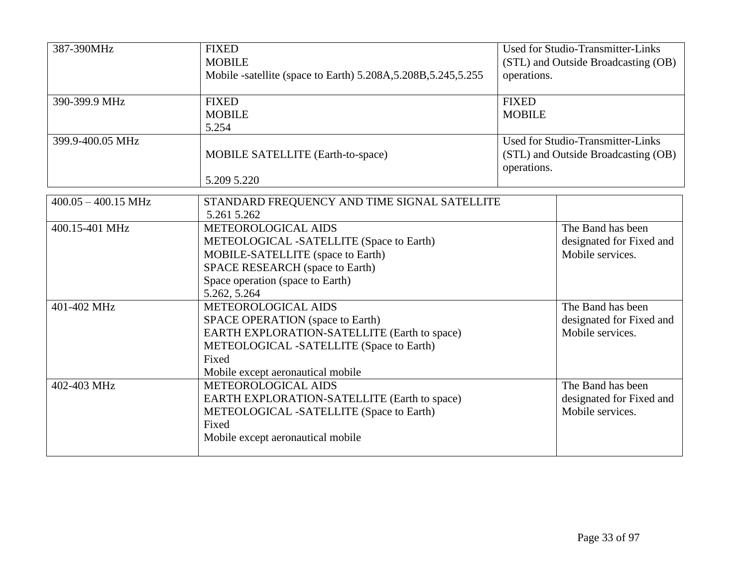| | | |
|---|---|---|
| 387-390MHz | FIXED<br>MOBILE<br>Mobile -satellite (space to Earth) 5.208A,5.208B,5.245,5.255 | Used for Studio-Transmitter-Links (STL) and Outside Broadcasting (OB) operations. |
| 390-399.9 MHz | FIXED<br>MOBILE<br>5.254 | FIXED<br>MOBILE |
| 399.9-400.05 MHz | MOBILE SATELLITE (Earth-to-space)<br><br>5.209 5.220 | Used for Studio-Transmitter-Links (STL) and Outside Broadcasting (OB) operations. |

| | | |
|---|---|---|
| 400.05 – 400.15 MHz | STANDARD FREQUENCY AND TIME SIGNAL SATELLITE<br>5.261 5.262 | |
| 400.15-401 MHz | METEOROLOGICAL AIDS<br>METEOLOGICAL -SATELLITE (Space to Earth)<br>MOBILE-SATELLITE (space to Earth)<br>SPACE RESEARCH (space to Earth)<br>Space operation (space to Earth)<br>5.262, 5.264 | The Band has been designated for Fixed and Mobile services. |
| 401-402 MHz | METEOROLOGICAL AIDS<br>SPACE OPERATION (space to Earth)<br>EARTH EXPLORATION-SATELLITE (Earth to space)<br>METEOLOGICAL -SATELLITE (Space to Earth)<br>Fixed<br>Mobile except aeronautical mobile | The Band has been designated for Fixed and Mobile services. |
| 402-403 MHz | METEOROLOGICAL AIDS<br>EARTH EXPLORATION-SATELLITE (Earth to space)<br>METEOLOGICAL -SATELLITE (Space to Earth)<br>Fixed<br>Mobile except aeronautical mobile | The Band has been designated for Fixed and Mobile services. |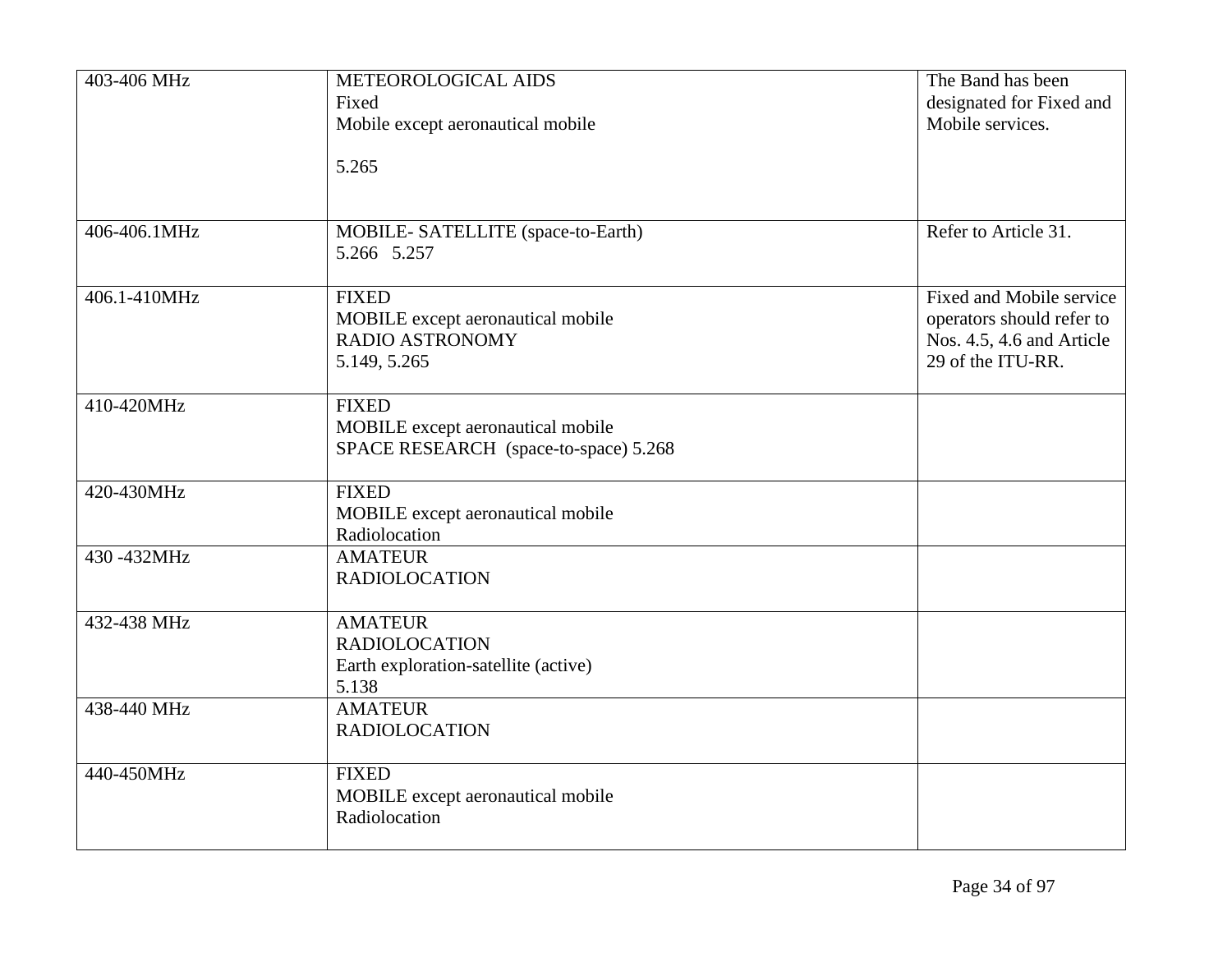| | | |
|---|---|---|
| 403-406 MHz | METEOROLOGICAL AIDS<br>Fixed<br>Mobile except aeronautical mobile<br><br>5.265 | The Band has been designated for Fixed and Mobile services. |
| 406-406.1MHz | MOBILE- SATELLITE (space-to-Earth)<br>5.266 5.257 | Refer to Article 31. |
| 406.1-410MHz | FIXED<br>MOBILE except aeronautical mobile<br>RADIO ASTRONOMY<br>5.149, 5.265 | Fixed and Mobile service operators should refer to Nos. 4.5, 4.6 and Article 29 of the ITU-RR. |
| 410-420MHz | FIXED<br>MOBILE except aeronautical mobile<br>SPACE RESEARCH (space-to-space) 5.268 | |
| 420-430MHz | FIXED<br>MOBILE except aeronautical mobile<br>Radiolocation | |
| 430 -432MHz | AMATEUR<br>RADIOLOCATION | |
| 432-438 MHz | AMATEUR<br>RADIOLOCATION<br>Earth exploration-satellite (active)<br>5.138 | |
| 438-440 MHz | AMATEUR<br>RADIOLOCATION | |
| 440-450MHz | FIXED<br>MOBILE except aeronautical mobile<br>Radiolocation | |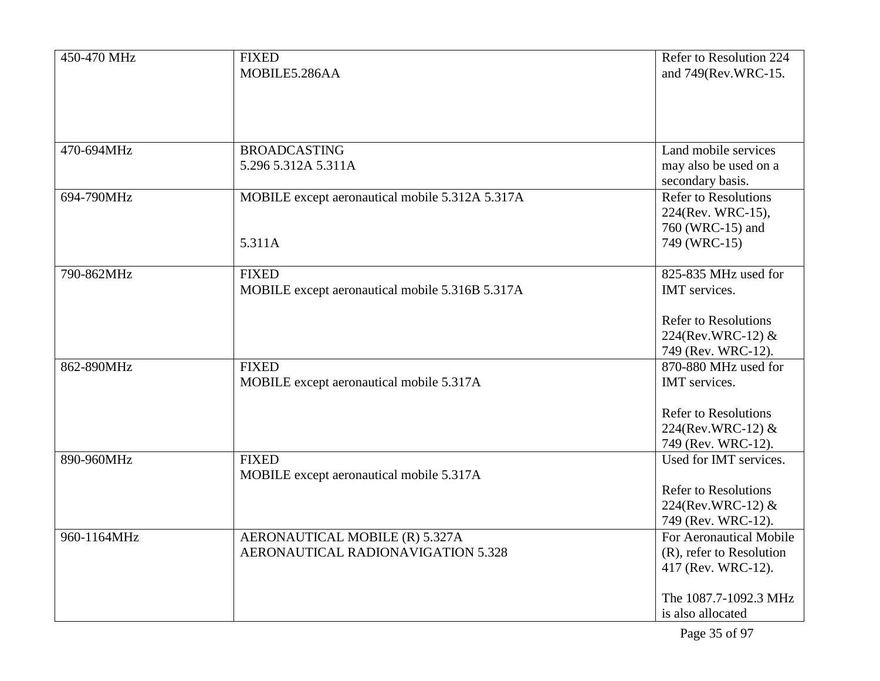| | | |
|---|---|---|
| 450-470 MHz | FIXED<br>MOBILE5.286AA | Refer to Resolution 224 and 749(Rev.WRC-15. |
| 470-694MHz | BROADCASTING<br>5.296 5.312A 5.311A | Land mobile services may also be used on a secondary basis. |
| 694-790MHz | MOBILE except aeronautical mobile 5.312A 5.317A<br><br>5.311A | Refer to Resolutions 224(Rev. WRC-15), 760 (WRC-15) and 749 (WRC-15) |
| 790-862MHz | FIXED<br>MOBILE except aeronautical mobile 5.316B 5.317A | 825-835 MHz used for IMT services.<br><br>Refer to Resolutions 224(Rev.WRC-12) & 749 (Rev. WRC-12). |
| 862-890MHz | FIXED<br>MOBILE except aeronautical mobile 5.317A | 870-880 MHz used for IMT services.<br><br>Refer to Resolutions 224(Rev.WRC-12) & 749 (Rev. WRC-12). |
| 890-960MHz | FIXED<br>MOBILE except aeronautical mobile 5.317A | Used for IMT services.<br><br>Refer to Resolutions 224(Rev.WRC-12) & 749 (Rev. WRC-12). |
| 960-1164MHz | AERONAUTICAL MOBILE (R) 5.327A<br>AERONAUTICAL RADIONAVIGATION 5.328 | For Aeronautical Mobile (R), refer to Resolution 417 (Rev. WRC-12).<br><br>The 1087.7-1092.3 MHz is also allocated |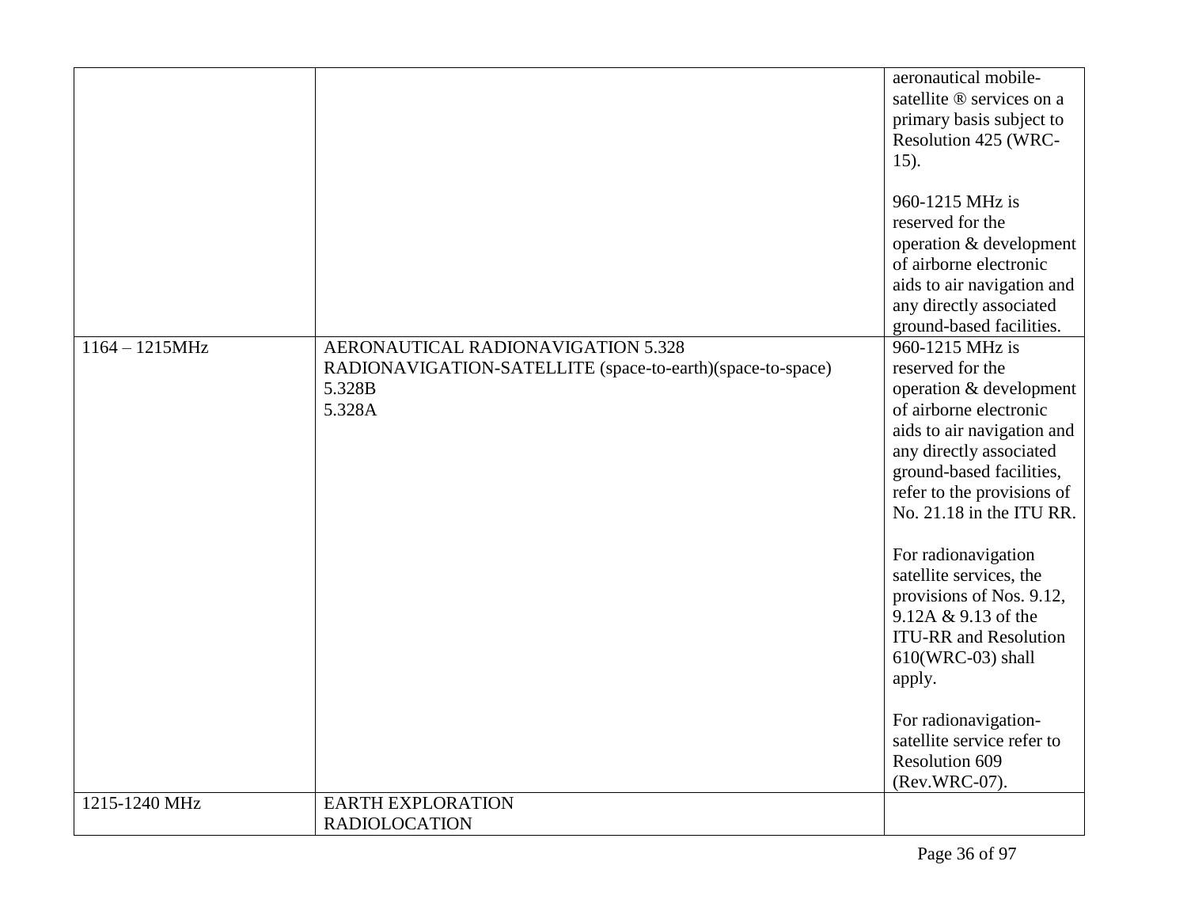| | | |
|---|---|---|
| | | aeronautical mobile-satellite ® services on a primary basis subject to Resolution 425 (WRC-15).<br><br>960-1215 MHz is reserved for the operation & development of airborne electronic aids to air navigation and any directly associated ground-based facilities. |
| 1164 – 1215MHz | AERONAUTICAL RADIONAVIGATION 5.328<br>RADIONAVIGATION-SATELLITE (space-to-earth)(space-to-space) 5.328B<br>5.328A | 960-1215 MHz is reserved for the operation & development of airborne electronic aids to air navigation and any directly associated ground-based facilities, refer to the provisions of No. 21.18 in the ITU RR.<br><br>For radionavigation satellite services, the provisions of Nos. 9.12, 9.12A & 9.13 of the ITU-RR and Resolution 610(WRC-03) shall apply.<br><br>For radionavigation-satellite service refer to Resolution 609 (Rev.WRC-07). |
| 1215-1240 MHz | EARTH EXPLORATION<br>RADIOLOCATION | |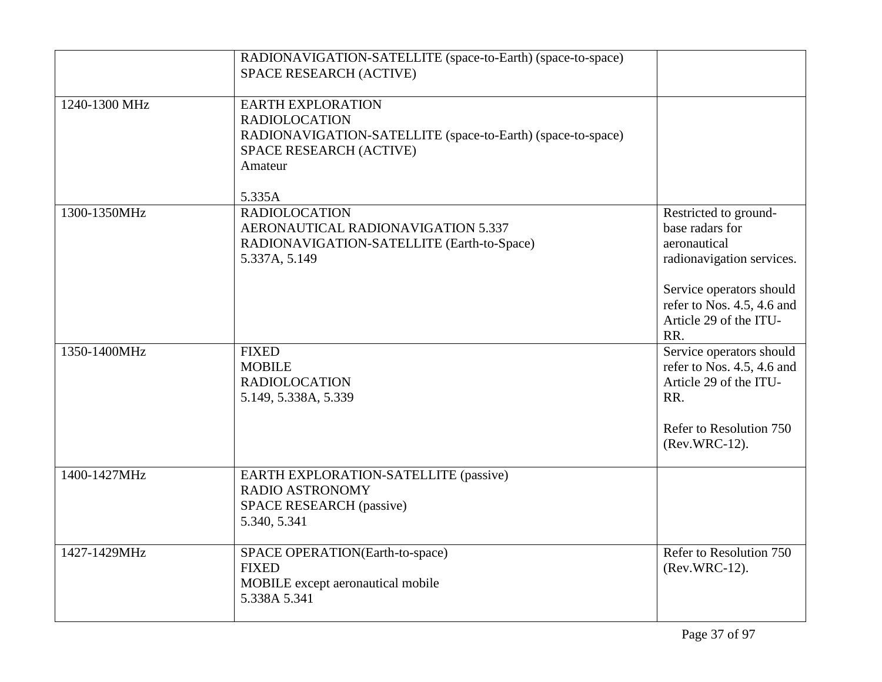| | | |
|---|---|---|
| | RADIONAVIGATION-SATELLITE (space-to-Earth) (space-to-space)<br>SPACE RESEARCH (ACTIVE) | |
| 1240-1300 MHz | EARTH EXPLORATION<br>RADIOLOCATION<br>RADIONAVIGATION-SATELLITE (space-to-Earth) (space-to-space)<br>SPACE RESEARCH (ACTIVE)<br>Amateur<br><br>5.335A | |
| 1300-1350MHz | RADIOLOCATION<br>AERONAUTICAL RADIONAVIGATION 5.337<br>RADIONAVIGATION-SATELLITE (Earth-to-Space)<br>5.337A, 5.149 | Restricted to ground-base radars for aeronautical radionavigation services.<br><br>Service operators should refer to Nos. 4.5, 4.6 and Article 29 of the ITU-RR. |
| 1350-1400MHz | FIXED<br>MOBILE<br>RADIOLOCATION<br>5.149, 5.338A, 5.339 | Service operators should refer to Nos. 4.5, 4.6 and Article 29 of the ITU-RR.<br><br>Refer to Resolution 750 (Rev.WRC-12). |
| 1400-1427MHz | EARTH EXPLORATION-SATELLITE (passive)<br>RADIO ASTRONOMY<br>SPACE RESEARCH (passive)<br>5.340, 5.341 | |
| 1427-1429MHz | SPACE OPERATION(Earth-to-space)<br>FIXED<br>MOBILE except aeronautical mobile<br>5.338A 5.341 | Refer to Resolution 750 (Rev.WRC-12). |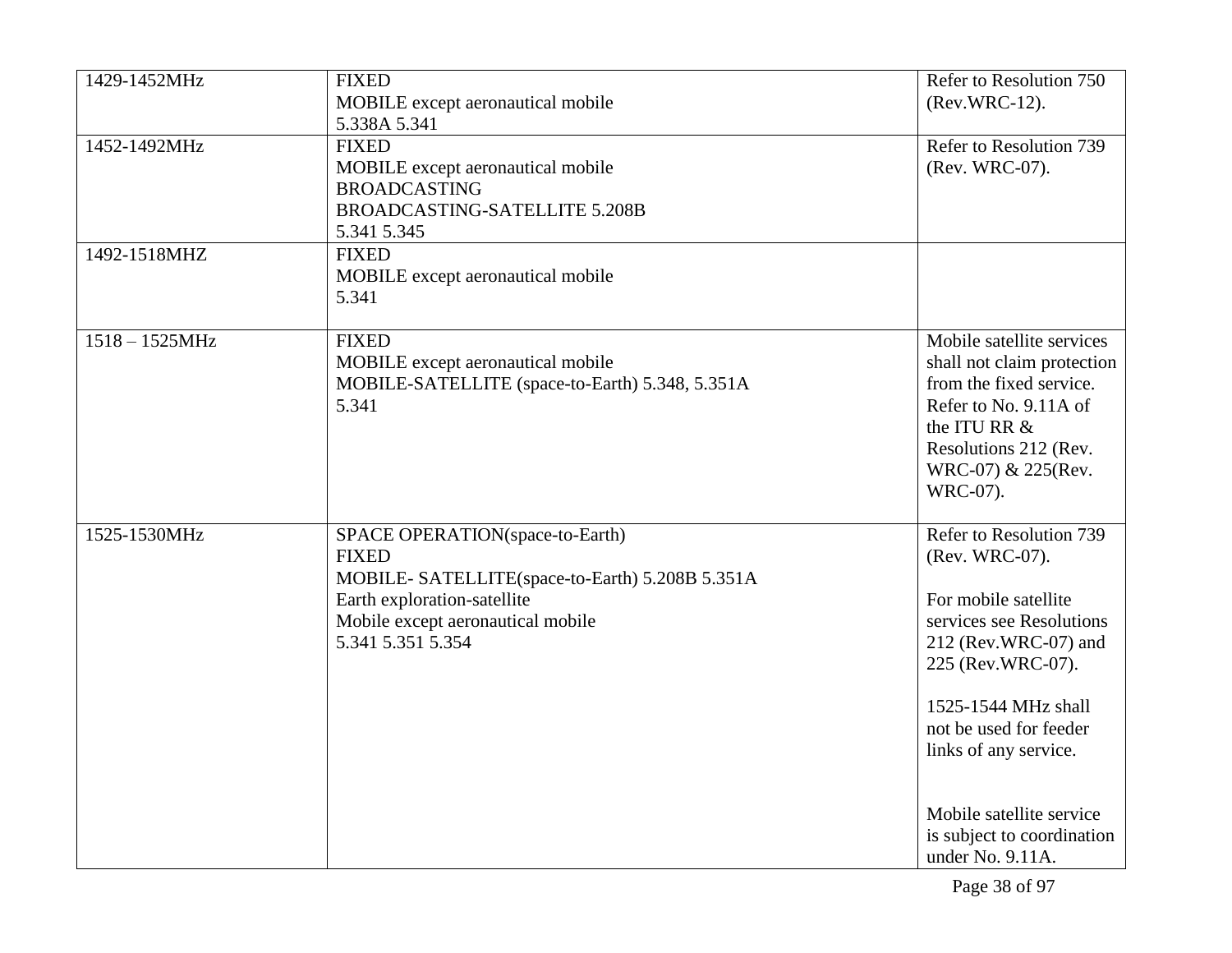| | | |
|---|---|---|
| 1429-1452MHz | FIXED<br>MOBILE except aeronautical mobile<br>5.338A 5.341 | Refer to Resolution 750 (Rev.WRC-12). |
| 1452-1492MHz | FIXED<br>MOBILE except aeronautical mobile<br>BROADCASTING<br>BROADCASTING-SATELLITE 5.208B<br>5.341 5.345 | Refer to Resolution 739 (Rev. WRC-07). |
| 1492-1518MHZ | FIXED<br>MOBILE except aeronautical mobile<br>5.341 | |
| 1518 – 1525MHz | FIXED<br>MOBILE except aeronautical mobile<br>MOBILE-SATELLITE (space-to-Earth) 5.348, 5.351A<br>5.341 | Mobile satellite services shall not claim protection from the fixed service. Refer to No. 9.11A of the ITU RR & Resolutions 212 (Rev. WRC-07) & 225(Rev. WRC-07). |
| 1525-1530MHz | SPACE OPERATION(space-to-Earth)<br>FIXED<br>MOBILE- SATELLITE(space-to-Earth) 5.208B 5.351A<br>Earth exploration-satellite<br>Mobile except aeronautical mobile<br>5.341 5.351 5.354 | Refer to Resolution 739 (Rev. WRC-07).<br><br>For mobile satellite services see Resolutions 212 (Rev.WRC-07) and 225 (Rev.WRC-07).<br><br>1525-1544 MHz shall not be used for feeder links of any service.<br><br>Mobile satellite service is subject to coordination under No. 9.11A. |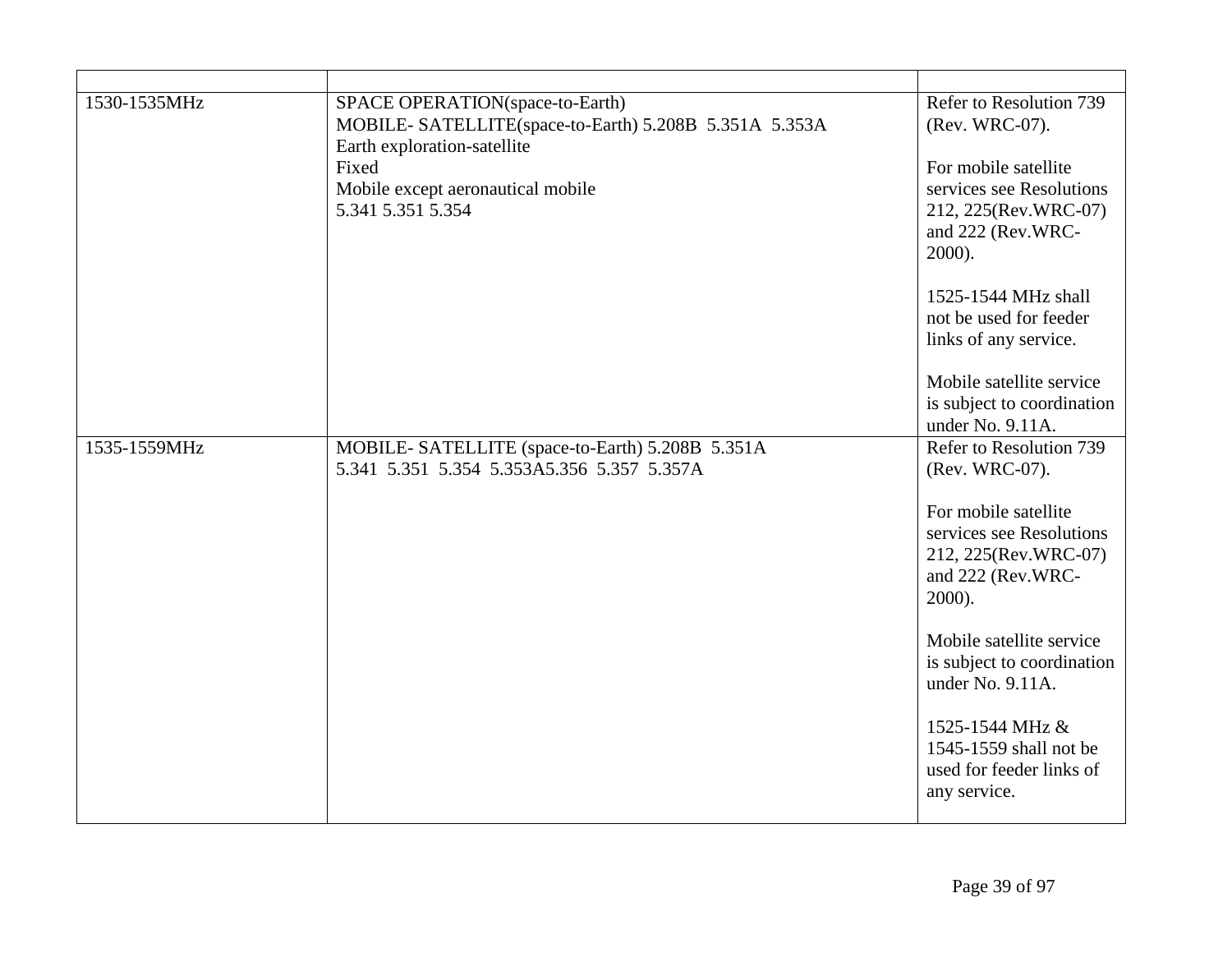| | | |
|---|---|---|
| 1530-1535MHz | SPACE OPERATION(space-to-Earth)<br>MOBILE- SATELLITE(space-to-Earth) 5.208B  5.351A  5.353A<br>Earth exploration-satellite<br>Fixed<br>Mobile except aeronautical mobile<br>5.341 5.351 5.354 | Refer to Resolution 739 (Rev. WRC-07).<br><br>For mobile satellite services see Resolutions 212, 225(Rev.WRC-07) and 222 (Rev.WRC-2000).<br><br>1525-1544 MHz shall not be used for feeder links of any service.<br><br>Mobile satellite service is subject to coordination under No. 9.11A. |
| 1535-1559MHz | MOBILE- SATELLITE (space-to-Earth) 5.208B  5.351A<br>5.341  5.351  5.354  5.353A5.356  5.357  5.357A | Refer to Resolution 739 (Rev. WRC-07).<br><br>For mobile satellite services see Resolutions 212, 225(Rev.WRC-07) and 222 (Rev.WRC-2000).<br><br>Mobile satellite service is subject to coordination under No. 9.11A.<br><br>1525-1544 MHz & 1545-1559 shall not be used for feeder links of any service. |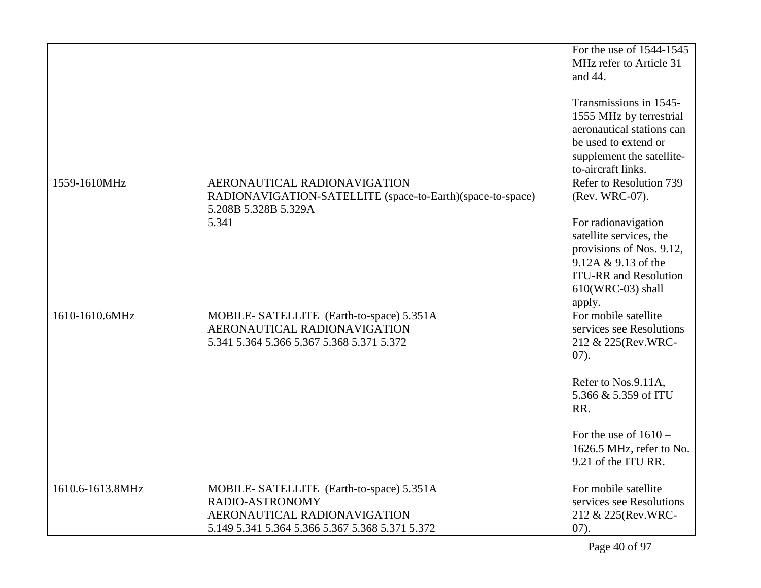| | | |
|---|---|---|
| | | For the use of 1544-1545 MHz refer to Article 31 and 44.<br><br>Transmissions in 1545-1555 MHz by terrestrial aeronautical stations can be used to extend or supplement the satellite-to-aircraft links. |
| 1559-1610MHz | AERONAUTICAL RADIONAVIGATION<br>RADIONAVIGATION-SATELLITE (space-to-Earth)(space-to-space)<br>5.208B 5.328B 5.329A<br>5.341 | Refer to Resolution 739 (Rev. WRC-07).<br><br>For radionavigation satellite services, the provisions of Nos. 9.12, 9.12A & 9.13 of the ITU-RR and Resolution 610(WRC-03) shall apply. |
| 1610-1610.6MHz | MOBILE- SATELLITE (Earth-to-space) 5.351A<br>AERONAUTICAL RADIONAVIGATION<br>5.341 5.364 5.366 5.367 5.368 5.371 5.372 | For mobile satellite services see Resolutions 212 & 225(Rev.WRC-07).<br><br>Refer to Nos.9.11A, 5.366 & 5.359 of ITU RR.<br><br>For the use of 1610 – 1626.5 MHz, refer to No. 9.21 of the ITU RR. |
| 1610.6-1613.8MHz | MOBILE- SATELLITE (Earth-to-space) 5.351A<br>RADIO-ASTRONOMY<br>AERONAUTICAL RADIONAVIGATION<br>5.149 5.341 5.364 5.366 5.367 5.368 5.371 5.372 | For mobile satellite services see Resolutions 212 & 225(Rev.WRC-07). |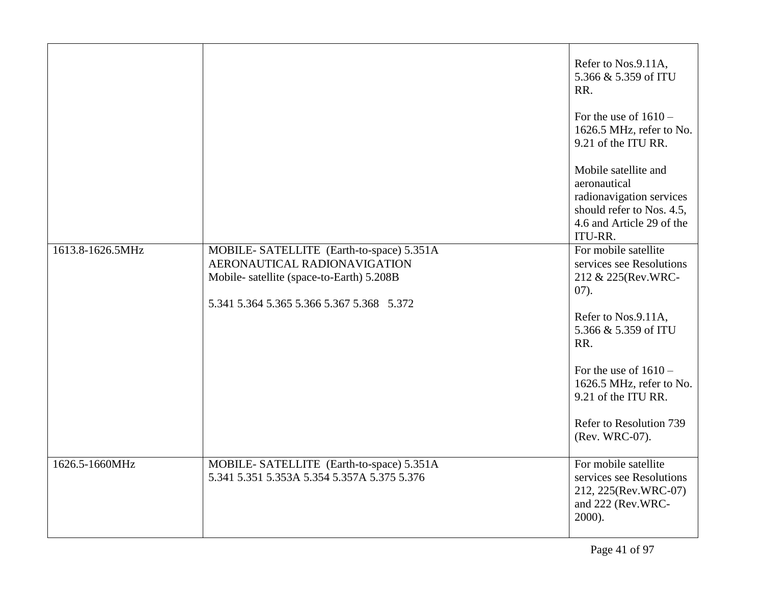| | | |
|---|---|---|
| | | Refer to Nos.9.11A, 5.366 & 5.359 of ITU RR.<br><br>For the use of 1610 – 1626.5 MHz, refer to No. 9.21 of the ITU RR.<br><br>Mobile satellite and aeronautical radionavigation services should refer to Nos. 4.5, 4.6 and Article 29 of the ITU-RR. |
| 1613.8-1626.5MHz | MOBILE- SATELLITE (Earth-to-space) 5.351A<br>AERONAUTICAL RADIONAVIGATION<br>Mobile- satellite (space-to-Earth) 5.208B<br><br>5.341 5.364 5.365 5.366 5.367 5.368 5.372 | For mobile satellite services see Resolutions 212 & 225(Rev.WRC-07).<br><br>Refer to Nos.9.11A, 5.366 & 5.359 of ITU RR.<br><br>For the use of 1610 – 1626.5 MHz, refer to No. 9.21 of the ITU RR.<br><br>Refer to Resolution 739 (Rev. WRC-07). |
| 1626.5-1660MHz | MOBILE- SATELLITE (Earth-to-space) 5.351A<br>5.341 5.351 5.353A 5.354 5.357A 5.375 5.376 | For mobile satellite services see Resolutions 212, 225(Rev.WRC-07) and 222 (Rev.WRC-2000). |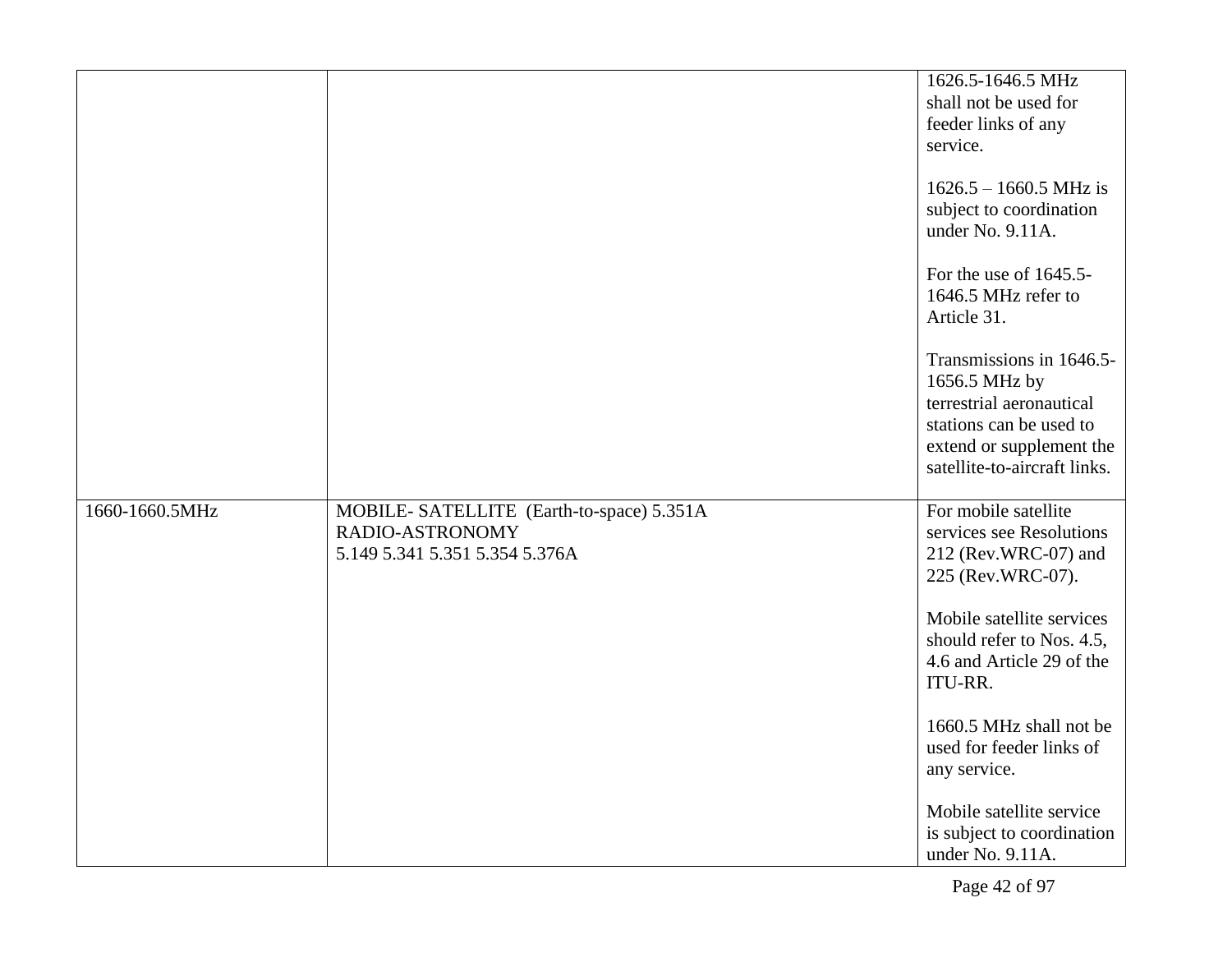| | | |
|---|---|---|
| | | 1626.5-1646.5 MHz shall not be used for feeder links of any service.<br><br>1626.5 – 1660.5 MHz is subject to coordination under No. 9.11A.<br><br>For the use of 1645.5-1646.5 MHz refer to Article 31.<br><br>Transmissions in 1646.5-1656.5 MHz by terrestrial aeronautical stations can be used to extend or supplement the satellite-to-aircraft links. |
| 1660-1660.5MHz | MOBILE- SATELLITE (Earth-to-space) 5.351A<br>RADIO-ASTRONOMY<br>5.149 5.341 5.351 5.354 5.376A | For mobile satellite services see Resolutions 212 (Rev.WRC-07) and 225 (Rev.WRC-07).<br><br>Mobile satellite services should refer to Nos. 4.5, 4.6 and Article 29 of the ITU-RR.<br><br>1660.5 MHz shall not be used for feeder links of any service.<br><br>Mobile satellite service is subject to coordination under No. 9.11A. |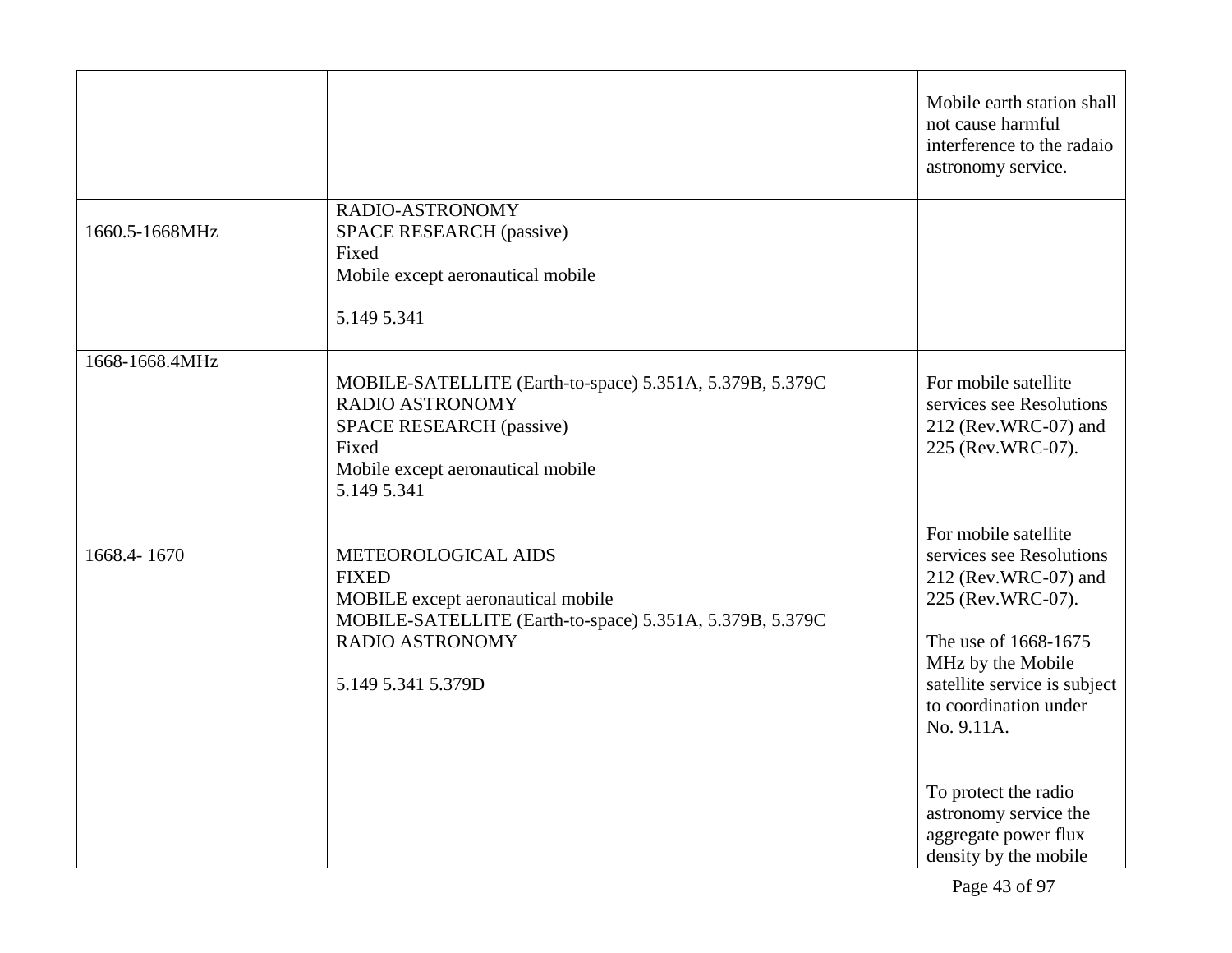| | | |
|---|---|---|
| | | Mobile earth station shall not cause harmful interference to the radaio astronomy service. |
| 1660.5-1668MHz | RADIO-ASTRONOMY<br>SPACE RESEARCH (passive)<br>Fixed<br>Mobile except aeronautical mobile<br><br>5.149 5.341 | |
| 1668-1668.4MHz | MOBILE-SATELLITE (Earth-to-space) 5.351A, 5.379B, 5.379C<br>RADIO ASTRONOMY<br>SPACE RESEARCH (passive)<br>Fixed<br>Mobile except aeronautical mobile<br>5.149 5.341 | For mobile satellite services see Resolutions 212 (Rev.WRC-07) and 225 (Rev.WRC-07). |
| 1668.4- 1670 | METEOROLOGICAL AIDS<br>FIXED<br>MOBILE except aeronautical mobile<br>MOBILE-SATELLITE (Earth-to-space) 5.351A, 5.379B, 5.379C<br>RADIO ASTRONOMY<br><br>5.149 5.341 5.379D | For mobile satellite services see Resolutions 212 (Rev.WRC-07) and 225 (Rev.WRC-07).<br><br>The use of 1668-1675 MHz by the Mobile satellite service is subject to coordination under No. 9.11A.<br><br>To protect the radio astronomy service the aggregate power flux density by the mobile |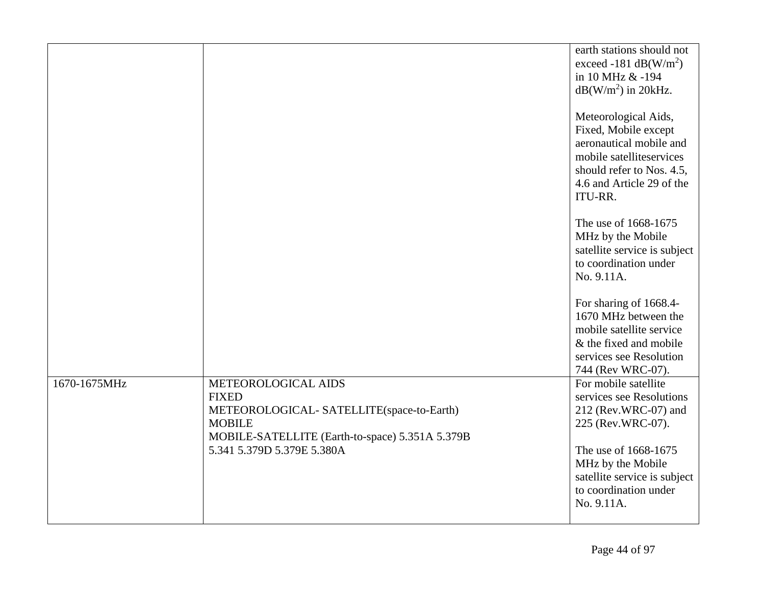| | | |
|---|---|---|
| | | earth stations should not exceed -181 dB(W/$m^2$) in 10 MHz & -194 dB(W/$m^2$) in 20kHz.<br><br>Meteorological Aids, Fixed, Mobile except aeronautical mobile and mobile satelliteservices should refer to Nos. 4.5, 4.6 and Article 29 of the ITU-RR.<br><br>The use of 1668-1675 MHz by the Mobile satellite service is subject to coordination under No. 9.11A.<br><br>For sharing of 1668.4-1670 MHz between the mobile satellite service & the fixed and mobile services see Resolution 744 (Rev WRC-07). |
| 1670-1675MHz | METEOROLOGICAL AIDS<br>FIXED<br>METEOROLOGICAL- SATELLITE(space-to-Earth)<br>MOBILE<br>MOBILE-SATELLITE (Earth-to-space) 5.351A 5.379B<br>5.341 5.379D 5.379E 5.380A | For mobile satellite services see Resolutions 212 (Rev.WRC-07) and 225 (Rev.WRC-07).<br><br>The use of 1668-1675 MHz by the Mobile satellite service is subject to coordination under No. 9.11A. |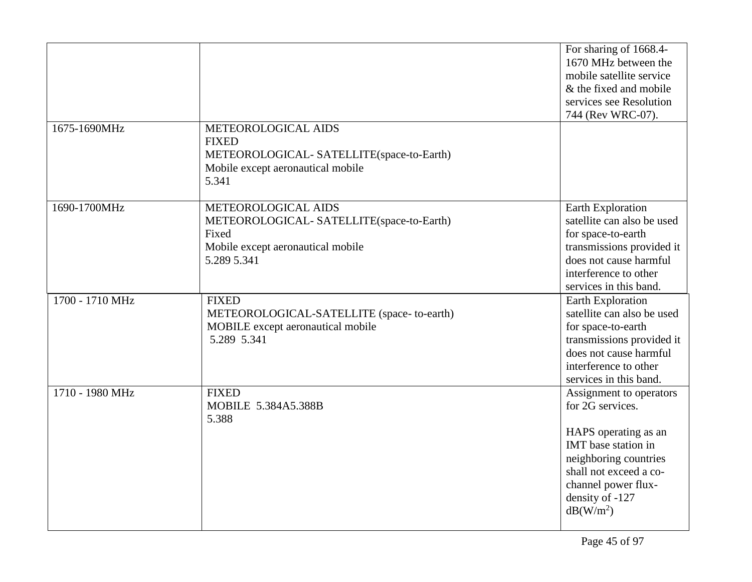| | | |
|---|---|---|
| | | For sharing of 1668.4-1670 MHz between the mobile satellite service & the fixed and mobile services see Resolution 744 (Rev WRC-07). |
| 1675-1690MHz | METEOROLOGICAL AIDS<br>FIXED<br>METEOROLOGICAL- SATELLITE(space-to-Earth)<br>Mobile except aeronautical mobile<br>5.341 | |
| 1690-1700MHz | METEOROLOGICAL AIDS<br>METEOROLOGICAL- SATELLITE(space-to-Earth)<br>Fixed<br>Mobile except aeronautical mobile<br>5.289 5.341 | Earth Exploration satellite can also be used for space-to-earth transmissions provided it does not cause harmful interference to other services in this band. |
| 1700 - 1710 MHz | FIXED<br>METEOROLOGICAL-SATELLITE (space- to-earth)<br>MOBILE except aeronautical mobile<br>5.289 5.341 | Earth Exploration satellite can also be used for space-to-earth transmissions provided it does not cause harmful interference to other services in this band. |
| 1710 - 1980 MHz | FIXED<br>MOBILE 5.384A5.388B<br>5.388 | Assignment to operators for 2G services.<br><br>HAPS operating as an IMT base station in neighboring countries shall not exceed a co-channel power flux-density of -127 $dB(W/m^2)$ |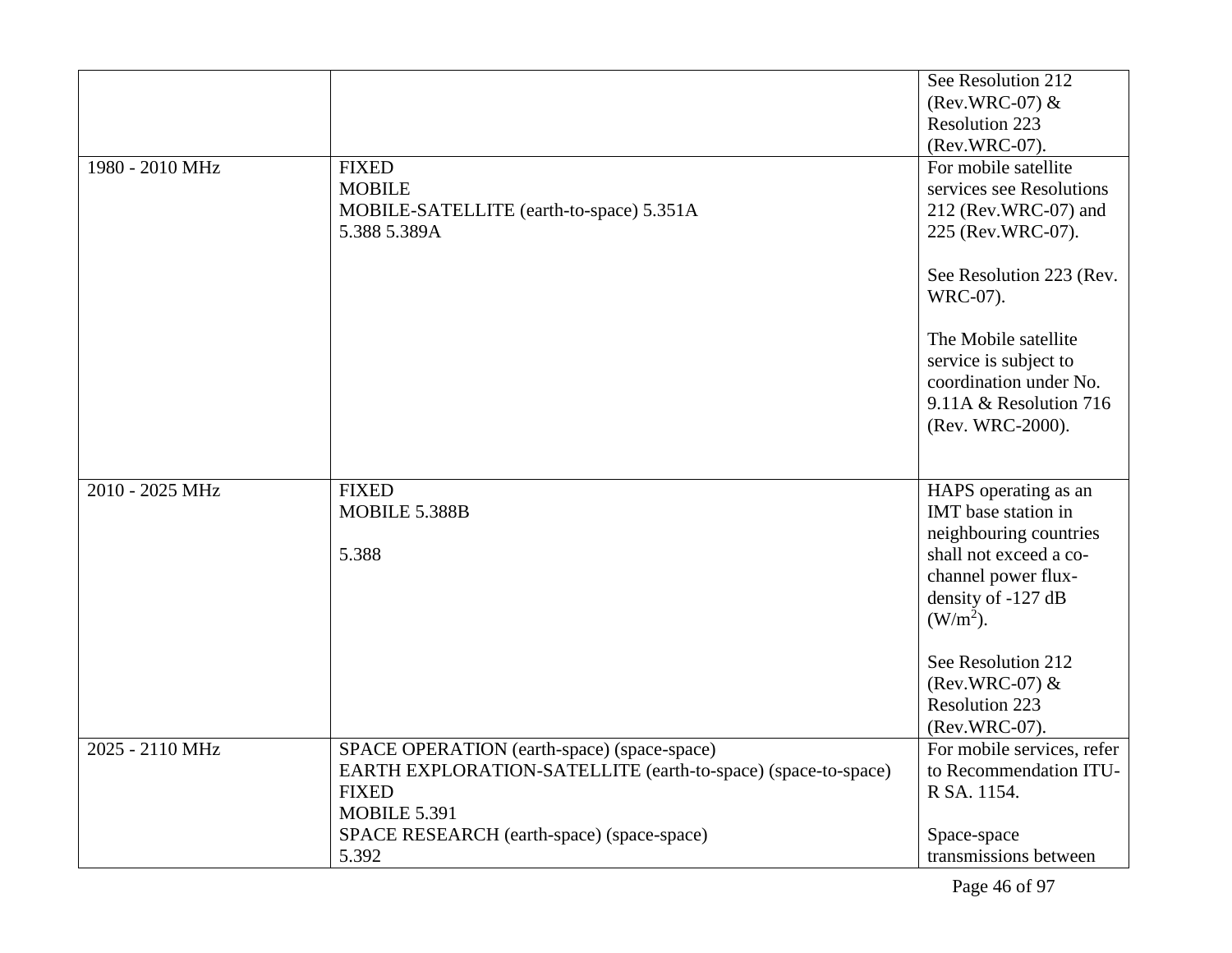| | | |
|---|---|---|
| | | See Resolution 212 (Rev.WRC-07) & Resolution 223 (Rev.WRC-07). |
| 1980 - 2010 MHz | FIXED<br>MOBILE<br>MOBILE-SATELLITE (earth-to-space) 5.351A<br>5.388 5.389A | For mobile satellite services see Resolutions 212 (Rev.WRC-07) and 225 (Rev.WRC-07).<br><br>See Resolution 223 (Rev. WRC-07).<br><br>The Mobile satellite service is subject to coordination under No. 9.11A & Resolution 716 (Rev. WRC-2000). |
| 2010 - 2025 MHz | FIXED<br>MOBILE 5.388B<br><br>5.388 | HAPS operating as an IMT base station in neighbouring countries shall not exceed a co-channel power flux-density of -127 dB $(W/m^2)$.<br><br>See Resolution 212 (Rev.WRC-07) & Resolution 223 (Rev.WRC-07). |
| 2025 - 2110 MHz | SPACE OPERATION (earth-space) (space-space)<br>EARTH EXPLORATION-SATELLITE (earth-to-space) (space-to-space)<br>FIXED<br>MOBILE 5.391<br>SPACE RESEARCH (earth-space) (space-space)<br>5.392 | For mobile services, refer to Recommendation ITU-R SA. 1154.<br><br>Space-space transmissions between |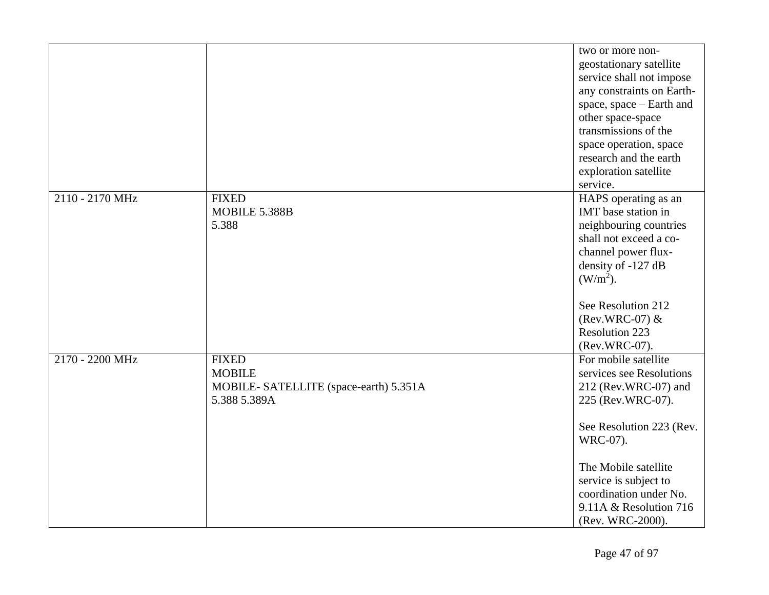| | | |
|---|---|---|
| | | two or more non-geostationary satellite service shall not impose any constraints on Earth-space, space – Earth and other space-space transmissions of the space operation, space research and the earth exploration satellite service. |
| 2110 - 2170 MHz | FIXED<br>MOBILE 5.388B<br>5.388 | HAPS operating as an IMT base station in neighbouring countries shall not exceed a co-channel power flux-density of -127 dB $(W/m^2)$.<br><br>See Resolution 212 (Rev.WRC-07) & Resolution 223 (Rev.WRC-07). |
| 2170 - 2200 MHz | FIXED<br>MOBILE<br>MOBILE- SATELLITE (space-earth) 5.351A<br>5.388 5.389A | For mobile satellite services see Resolutions 212 (Rev.WRC-07) and 225 (Rev.WRC-07).<br><br>See Resolution 223 (Rev. WRC-07).<br><br>The Mobile satellite service is subject to coordination under No. 9.11A & Resolution 716 (Rev. WRC-2000). |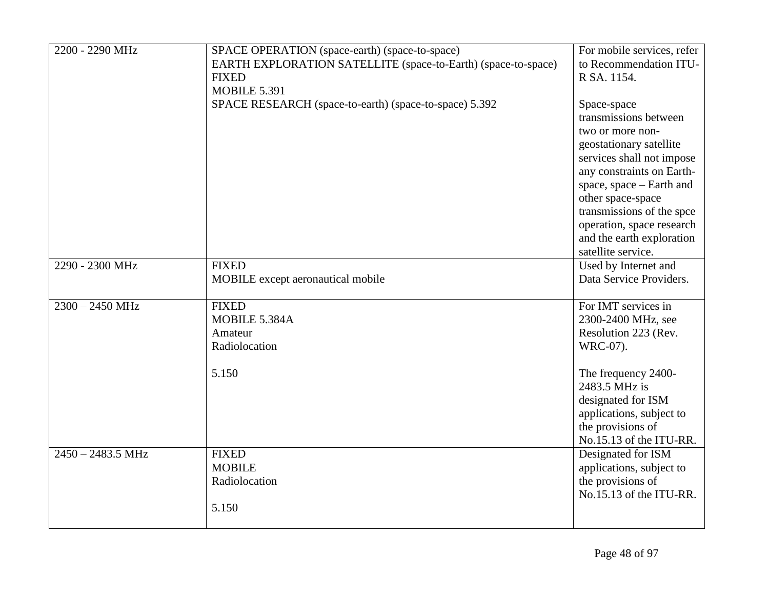| | | |
|---|---|---|
| 2200 - 2290 MHz | SPACE OPERATION (space-earth) (space-to-space)<br>EARTH EXPLORATION SATELLITE (space-to-Earth) (space-to-space)<br>FIXED<br>MOBILE 5.391<br>SPACE RESEARCH (space-to-earth) (space-to-space) 5.392 | For mobile services, refer to Recommendation ITU-R SA. 1154.<br><br>Space-space transmissions between two or more non-geostationary satellite services shall not impose any constraints on Earth-space, space – Earth and other space-space transmissions of the spce operation, space research and the earth exploration satellite service. |
| 2290 - 2300 MHz | FIXED<br>MOBILE except aeronautical mobile | Used by Internet and Data Service Providers. |
| 2300 – 2450 MHz | FIXED<br>MOBILE 5.384A<br>Amateur<br>Radiolocation<br><br>5.150 | For IMT services in 2300-2400 MHz, see Resolution 223 (Rev. WRC-07).<br><br>The frequency 2400-2483.5 MHz is designated for ISM applications, subject to the provisions of No.15.13 of the ITU-RR. |
| 2450 – 2483.5 MHz | FIXED<br>MOBILE<br>Radiolocation<br><br>5.150 | Designated for ISM applications, subject to the provisions of No.15.13 of the ITU-RR. |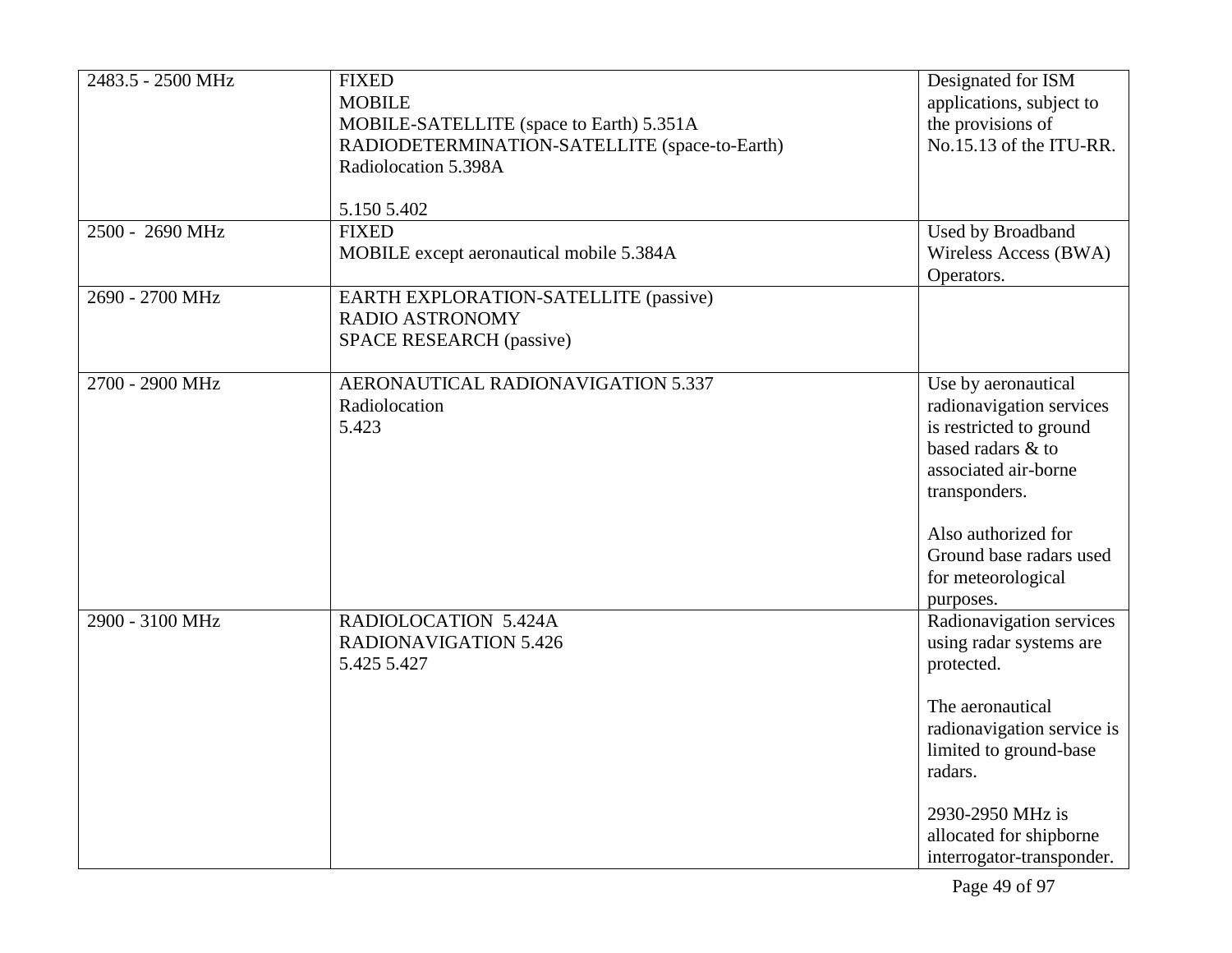| | | |
|---|---|---|
| 2483.5 - 2500 MHz | FIXED<br>MOBILE<br>MOBILE-SATELLITE (space to Earth) 5.351A<br>RADIODETERMINATION-SATELLITE (space-to-Earth)<br>Radiolocation 5.398A<br><br>5.150 5.402 | Designated for ISM applications, subject to the provisions of No.15.13 of the ITU-RR. |
| 2500 - 2690 MHz | FIXED<br>MOBILE except aeronautical mobile 5.384A | Used by Broadband Wireless Access (BWA) Operators. |
| 2690 - 2700 MHz | EARTH EXPLORATION-SATELLITE (passive)<br>RADIO ASTRONOMY<br>SPACE RESEARCH (passive) | |
| 2700 - 2900 MHz | AERONAUTICAL RADIONAVIGATION 5.337<br>Radiolocation<br>5.423 | Use by aeronautical radionavigation services is restricted to ground based radars & to associated air-borne transponders.<br><br>Also authorized for Ground base radars used for meteorological purposes. |
| 2900 - 3100 MHz | RADIOLOCATION 5.424A<br>RADIONAVIGATION 5.426<br>5.425 5.427 | Radionavigation services using radar systems are protected.<br><br>The aeronautical radionavigation service is limited to ground-base radars.<br><br>2930-2950 MHz is allocated for shipborne interrogator-transponder. |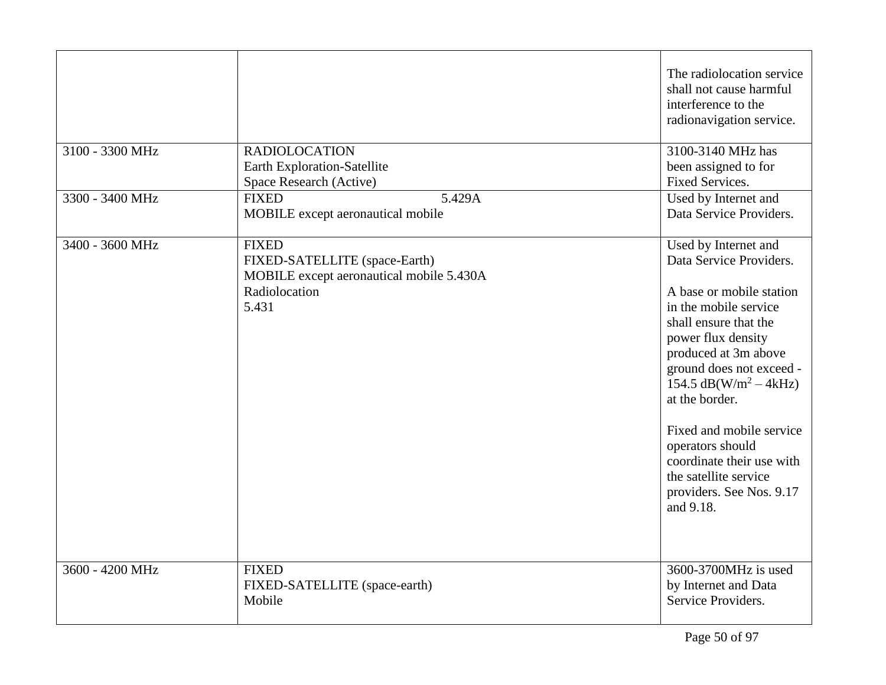| | | |
|---|---|---|
| | | The radiolocation service shall not cause harmful interference to the radionavigation service. |
| 3100 - 3300 MHz | RADIOLOCATION<br>Earth Exploration-Satellite<br>Space Research (Active) | 3100-3140 MHz has been assigned to for Fixed Services. |
| 3300 - 3400 MHz | FIXED 5.429A<br>MOBILE except aeronautical mobile | Used by Internet and Data Service Providers. |
| 3400 - 3600 MHz | FIXED<br>FIXED-SATELLITE (space-Earth)<br>MOBILE except aeronautical mobile 5.430A<br>Radiolocation<br>5.431 | Used by Internet and Data Service Providers.<br><br>A base or mobile station in the mobile service shall ensure that the power flux density produced at 3m above ground does not exceed -154.5 dB(W/$m^2$ – 4kHz) at the border.<br><br>Fixed and mobile service operators should coordinate their use with the satellite service providers. See Nos. 9.17 and 9.18. |
| 3600 - 4200 MHz | FIXED<br>FIXED-SATELLITE (space-earth)<br>Mobile | 3600-3700MHz is used by Internet and Data Service Providers. |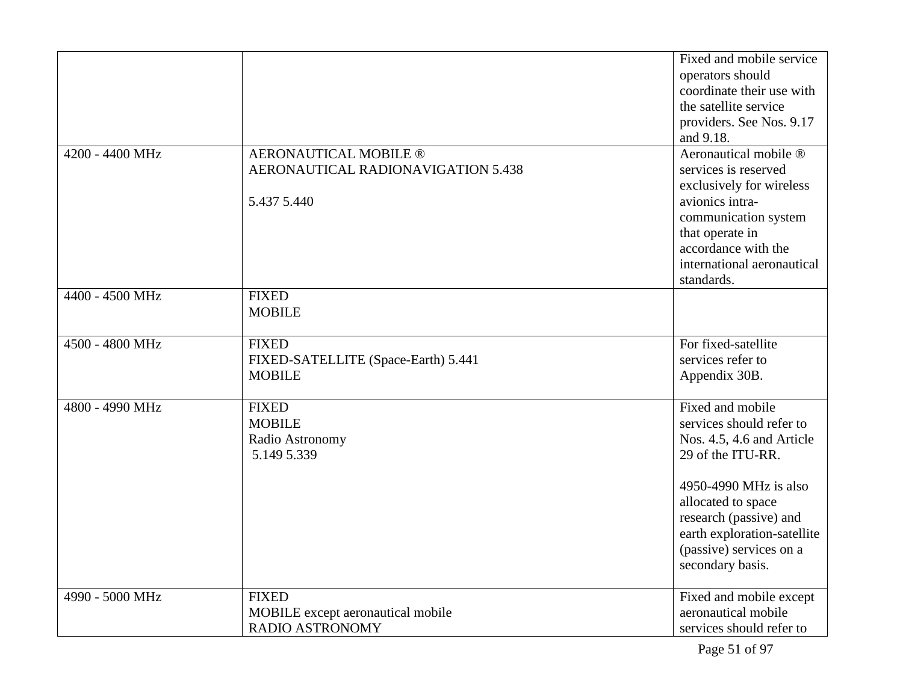| | | |
|---|---|---|
| | | Fixed and mobile service operators should coordinate their use with the satellite service providers. See Nos. 9.17 and 9.18. |
| 4200 - 4400 MHz | AERONAUTICAL MOBILE ®<br>AERONAUTICAL RADIONAVIGATION 5.438<br><br>5.437 5.440 | Aeronautical mobile ® services is reserved exclusively for wireless avionics intra-communication system that operate in accordance with the international aeronautical standards. |
| 4400 - 4500 MHz | FIXED<br>MOBILE | |
| 4500 - 4800 MHz | FIXED<br>FIXED-SATELLITE (Space-Earth) 5.441<br>MOBILE | For fixed-satellite services refer to Appendix 30B. |
| 4800 - 4990 MHz | FIXED<br>MOBILE<br>Radio Astronomy<br>5.149 5.339 | Fixed and mobile services should refer to Nos. 4.5, 4.6 and Article 29 of the ITU-RR.<br><br>4950-4990 MHz is also allocated to space research (passive) and earth exploration-satellite (passive) services on a secondary basis. |
| 4990 - 5000 MHz | FIXED<br>MOBILE except aeronautical mobile<br>RADIO ASTRONOMY | Fixed and mobile except aeronautical mobile services should refer to |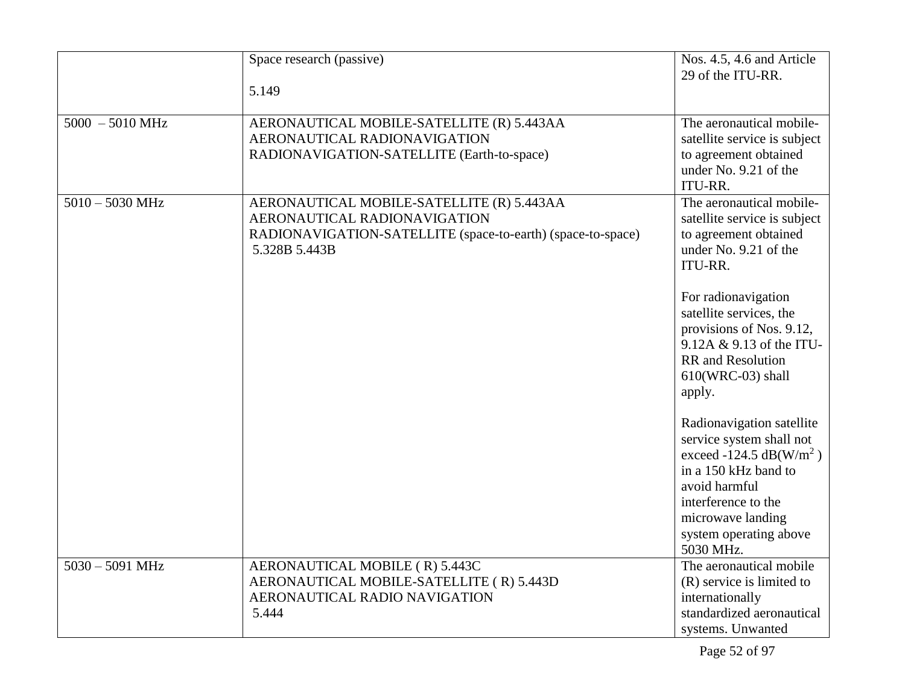| | | |
|---|---|---|
| | Space research (passive)<br><br>5.149 | Nos. 4.5, 4.6 and Article 29 of the ITU-RR. |
| 5000 – 5010 MHz | AERONAUTICAL MOBILE-SATELLITE (R) 5.443AA<br>AERONAUTICAL RADIONAVIGATION<br>RADIONAVIGATION-SATELLITE (Earth-to-space) | The aeronautical mobile-satellite service is subject to agreement obtained under No. 9.21 of the ITU-RR. |
| 5010 – 5030 MHz | AERONAUTICAL MOBILE-SATELLITE (R) 5.443AA<br>AERONAUTICAL RADIONAVIGATION<br>RADIONAVIGATION-SATELLITE (space-to-earth) (space-to-space)<br>5.328B 5.443B | The aeronautical mobile-satellite service is subject to agreement obtained under No. 9.21 of the ITU-RR.<br><br>For radionavigation satellite services, the provisions of Nos. 9.12, 9.12A & 9.13 of the ITU-RR and Resolution 610(WRC-03) shall apply.<br><br>Radionavigation satellite service system shall not exceed -124.5 dB(W/$m^2$) in a 150 kHz band to avoid harmful interference to the microwave landing system operating above 5030 MHz. |
| 5030 – 5091 MHz | AERONAUTICAL MOBILE ( R) 5.443C<br>AERONAUTICAL MOBILE-SATELLITE ( R) 5.443D<br>AERONAUTICAL RADIO NAVIGATION<br>5.444 | The aeronautical mobile (R) service is limited to internationally standardized aeronautical systems. Unwanted |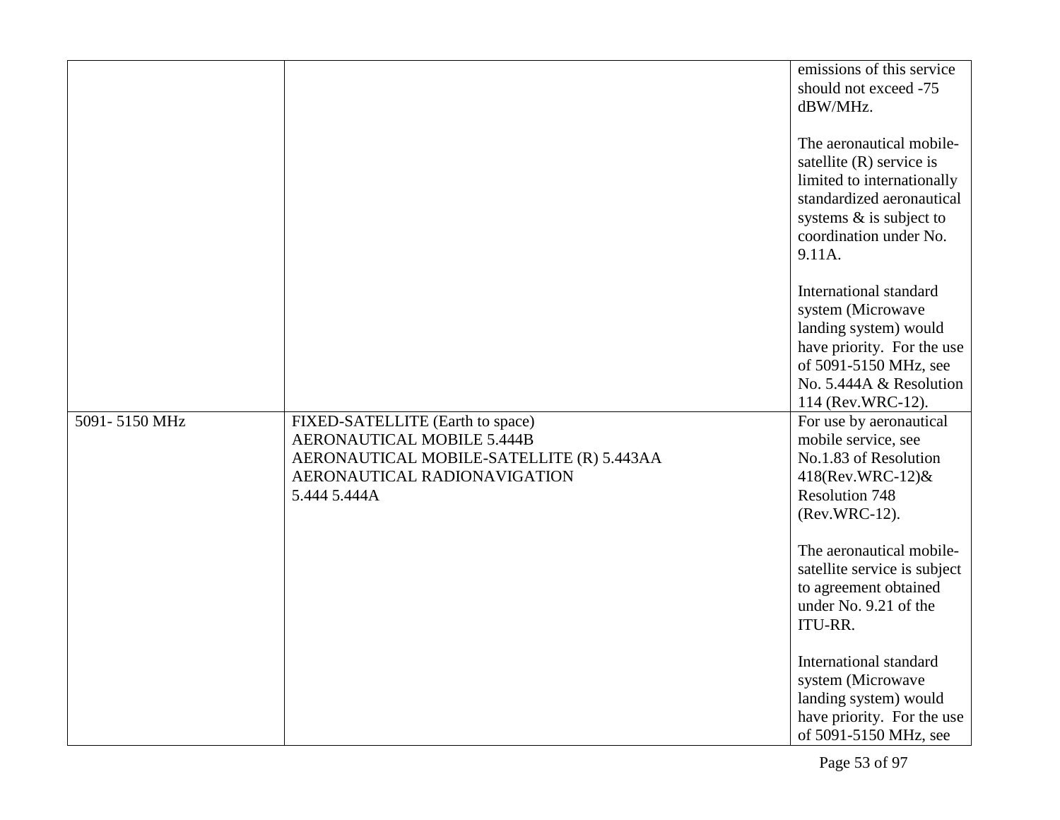|  |  |  |
|---|---|---|
|  |  | emissions of this service should not exceed -75 dBW/MHz.<br><br>The aeronautical mobile-satellite (R) service is limited to internationally standardized aeronautical systems & is subject to coordination under No. 9.11A.<br><br>International standard system (Microwave landing system) would have priority. For the use of 5091-5150 MHz, see No. 5.444A & Resolution 114 (Rev.WRC-12). |
| 5091- 5150 MHz | FIXED-SATELLITE (Earth to space)<br>AERONAUTICAL MOBILE 5.444B<br>AERONAUTICAL MOBILE-SATELLITE (R) 5.443AA<br>AERONAUTICAL RADIONAVIGATION<br>5.444 5.444A | For use by aeronautical mobile service, see No.1.83 of Resolution 418(Rev.WRC-12)& Resolution 748 (Rev.WRC-12).<br><br>The aeronautical mobile-satellite service is subject to agreement obtained under No. 9.21 of the ITU-RR.<br><br>International standard system (Microwave landing system) would have priority. For the use of 5091-5150 MHz, see |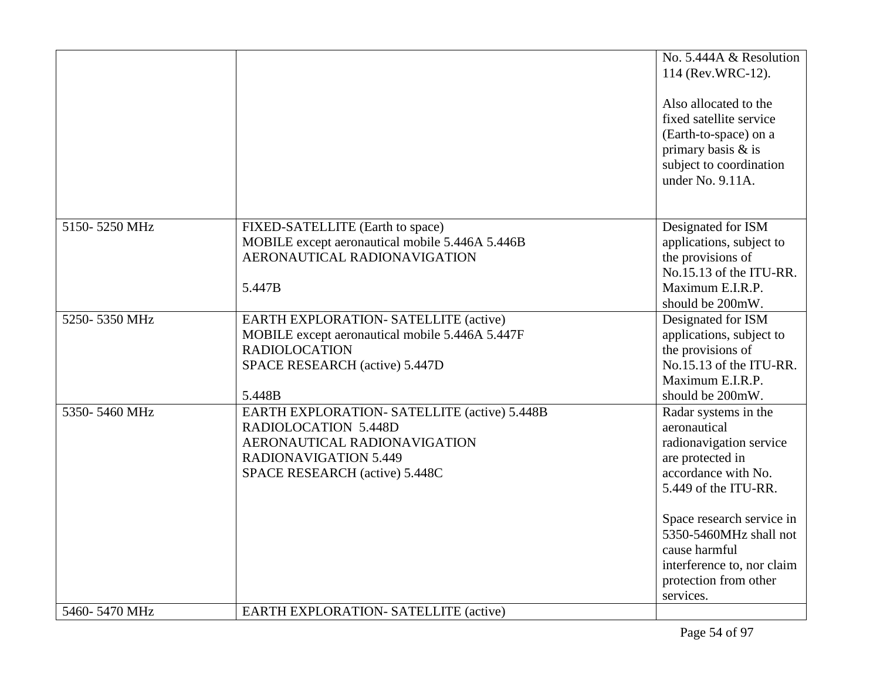| | | |
|---|---|---|
| | | No. 5.444A & Resolution 114 (Rev.WRC-12).<br><br>Also allocated to the fixed satellite service (Earth-to-space) on a primary basis & is subject to coordination under No. 9.11A. |
| 5150- 5250 MHz | FIXED-SATELLITE (Earth to space)<br>MOBILE except aeronautical mobile 5.446A 5.446B<br>AERONAUTICAL RADIONAVIGATION<br><br>5.447B | Designated for ISM applications, subject to the provisions of No.15.13 of the ITU-RR. Maximum E.I.R.P. should be 200mW. |
| 5250- 5350 MHz | EARTH EXPLORATION- SATELLITE (active)<br>MOBILE except aeronautical mobile 5.446A 5.447F<br>RADIOLOCATION<br>SPACE RESEARCH (active) 5.447D<br><br>5.448B | Designated for ISM applications, subject to the provisions of No.15.13 of the ITU-RR. Maximum E.I.R.P. should be 200mW. |
| 5350- 5460 MHz | EARTH EXPLORATION- SATELLITE (active) 5.448B<br>RADIOLOCATION 5.448D<br>AERONAUTICAL RADIONAVIGATION<br>RADIONAVIGATION 5.449<br>SPACE RESEARCH (active) 5.448C | Radar systems in the aeronautical radionavigation service are protected in accordance with No. 5.449 of the ITU-RR.<br><br>Space research service in 5350-5460MHz shall not cause harmful interference to, nor claim protection from other services. |
| 5460- 5470 MHz | EARTH EXPLORATION- SATELLITE (active) | |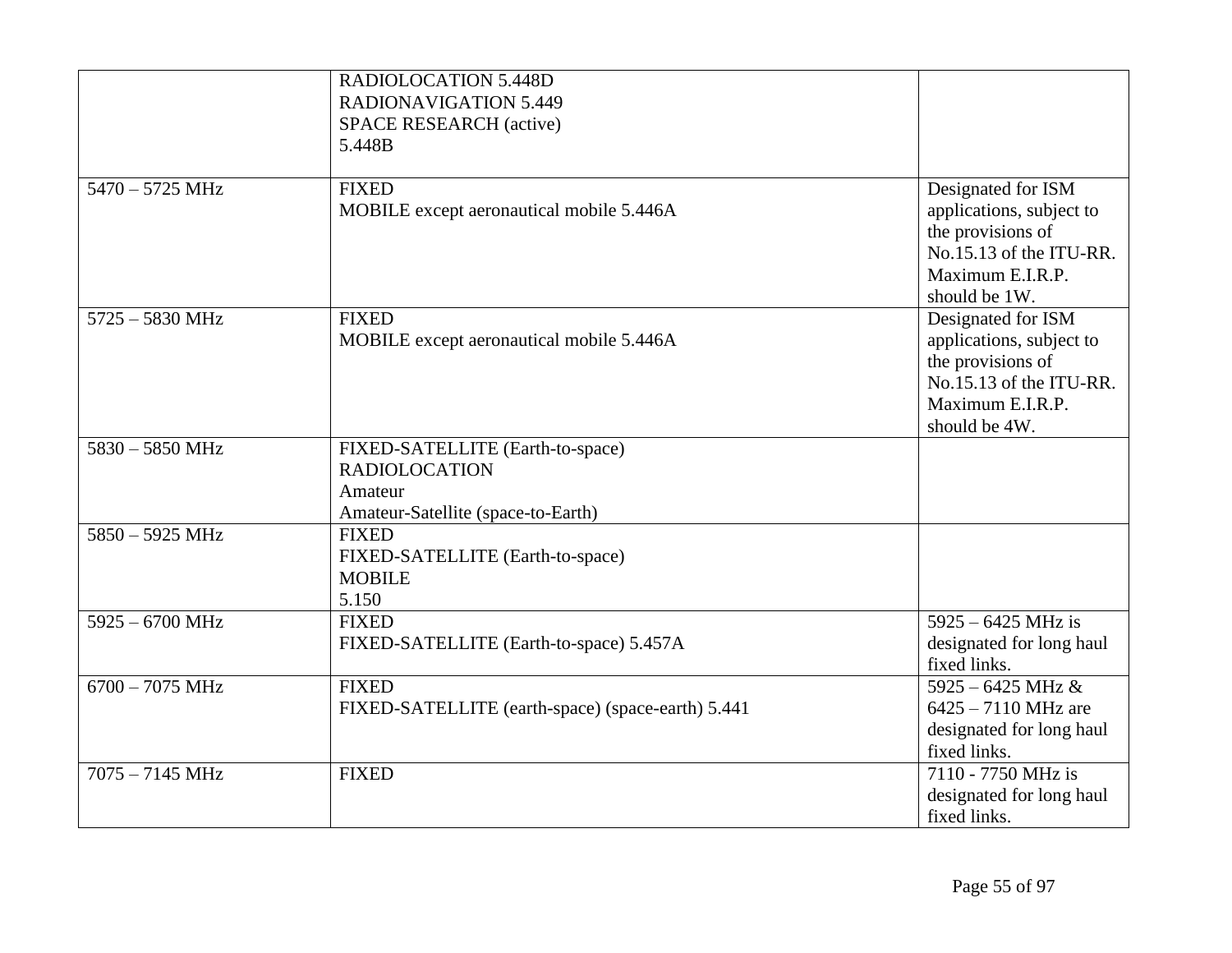| | | |
|---|---|---|
| | RADIOLOCATION 5.448D<br>RADIONAVIGATION 5.449<br>SPACE RESEARCH (active)<br>5.448B | |
| 5470 – 5725 MHz | FIXED<br>MOBILE except aeronautical mobile 5.446A | Designated for ISM applications, subject to the provisions of No.15.13 of the ITU-RR. Maximum E.I.R.P. should be 1W. |
| 5725 – 5830 MHz | FIXED<br>MOBILE except aeronautical mobile 5.446A | Designated for ISM applications, subject to the provisions of No.15.13 of the ITU-RR. Maximum E.I.R.P. should be 4W. |
| 5830 – 5850 MHz | FIXED-SATELLITE (Earth-to-space)<br>RADIOLOCATION<br>Amateur<br>Amateur-Satellite (space-to-Earth) | |
| 5850 – 5925 MHz | FIXED<br>FIXED-SATELLITE (Earth-to-space)<br>MOBILE<br>5.150 | |
| 5925 – 6700 MHz | FIXED<br>FIXED-SATELLITE (Earth-to-space) 5.457A | 5925 – 6425 MHz is designated for long haul fixed links. |
| 6700 – 7075 MHz | FIXED<br>FIXED-SATELLITE (earth-space) (space-earth) 5.441 | 5925 – 6425 MHz & 6425 – 7110 MHz are designated for long haul fixed links. |
| 7075 – 7145 MHz | FIXED | 7110 - 7750 MHz is designated for long haul fixed links. |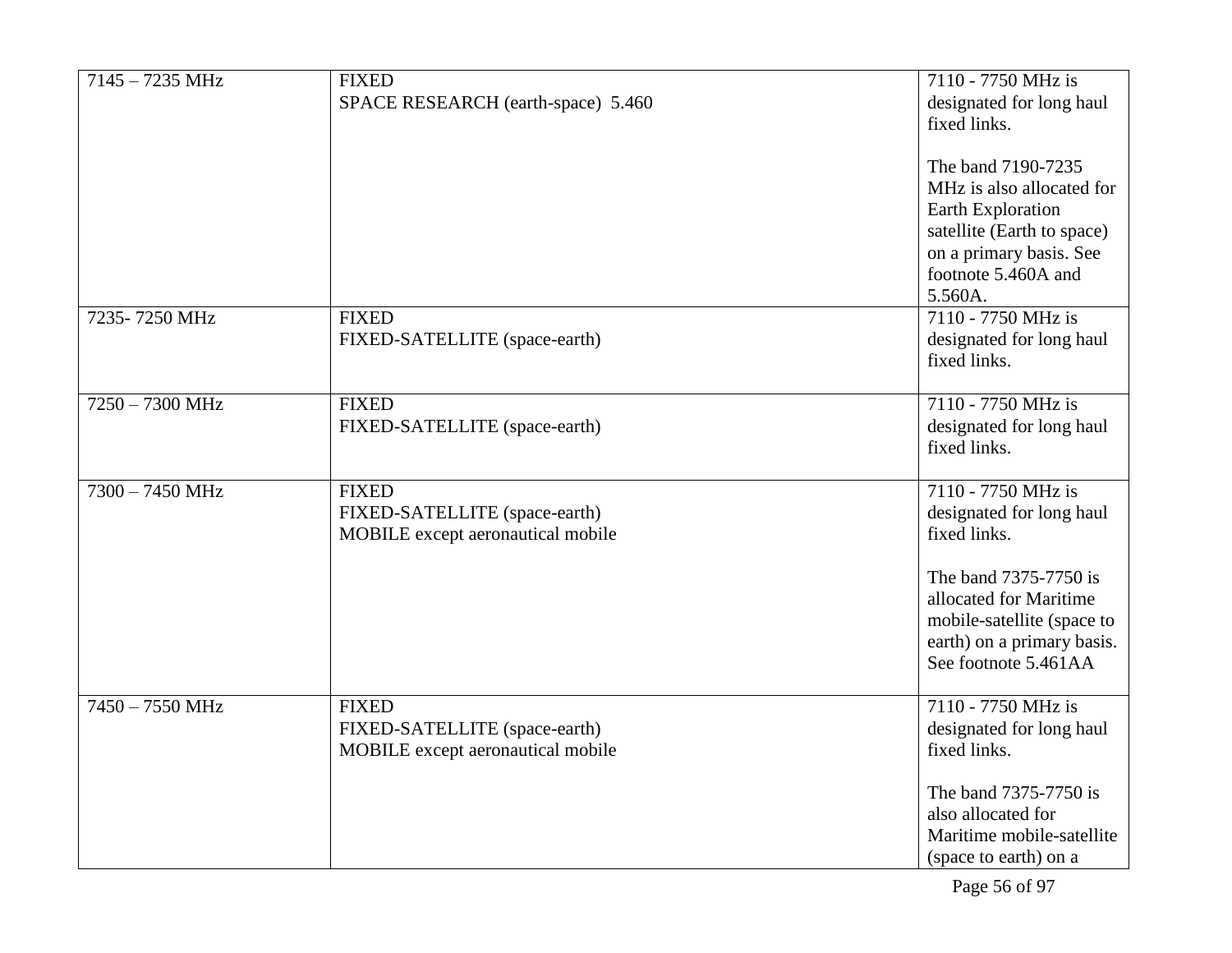| | | |
|---|---|---|
| 7145 – 7235 MHz | FIXED<br>SPACE RESEARCH (earth-space) 5.460 | 7110 - 7750 MHz is designated for long haul fixed links.<br><br>The band 7190-7235 MHz is also allocated for Earth Exploration satellite (Earth to space) on a primary basis. See footnote 5.460A and 5.560A. |
| 7235- 7250 MHz | FIXED<br>FIXED-SATELLITE (space-earth) | 7110 - 7750 MHz is designated for long haul fixed links. |
| 7250 – 7300 MHz | FIXED<br>FIXED-SATELLITE (space-earth) | 7110 - 7750 MHz is designated for long haul fixed links. |
| 7300 – 7450 MHz | FIXED<br>FIXED-SATELLITE (space-earth)<br>MOBILE except aeronautical mobile | 7110 - 7750 MHz is designated for long haul fixed links.<br><br>The band 7375-7750 is allocated for Maritime mobile-satellite (space to earth) on a primary basis. See footnote 5.461AA |
| 7450 – 7550 MHz | FIXED<br>FIXED-SATELLITE (space-earth)<br>MOBILE except aeronautical mobile | 7110 - 7750 MHz is designated for long haul fixed links.<br><br>The band 7375-7750 is also allocated for Maritime mobile-satellite (space to earth) on a |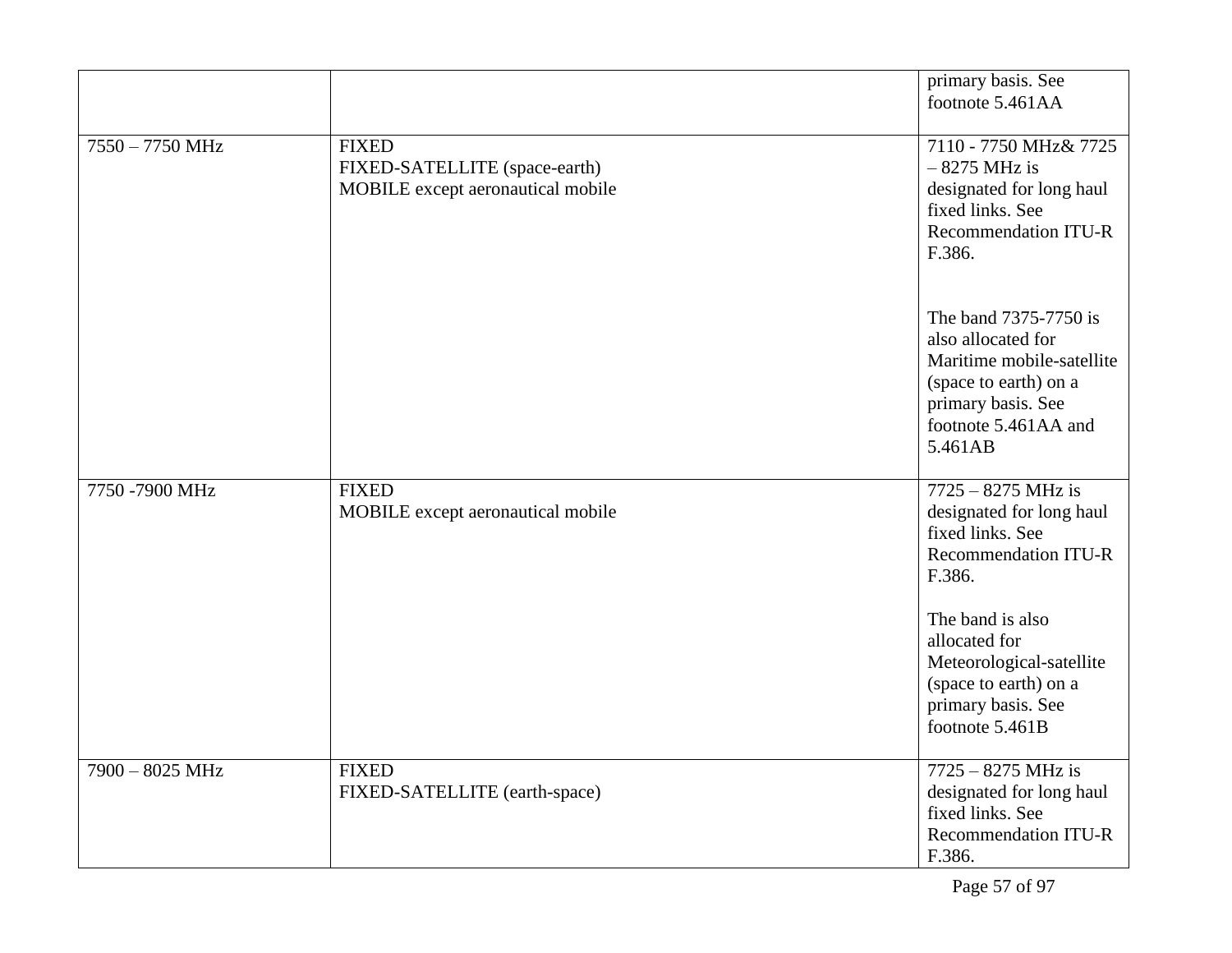| | | |
|---|---|---|
| | | primary basis. See footnote 5.461AA |
| 7550 – 7750 MHz | FIXED<br>FIXED-SATELLITE (space-earth)<br>MOBILE except aeronautical mobile | 7110 - 7750 MHz& 7725 – 8275 MHz is designated for long haul fixed links. See Recommendation ITU-R F.386.<br><br>The band 7375-7750 is also allocated for Maritime mobile-satellite (space to earth) on a primary basis. See footnote 5.461AA and 5.461AB |
| 7750 -7900 MHz | FIXED<br>MOBILE except aeronautical mobile | 7725 – 8275 MHz is designated for long haul fixed links. See Recommendation ITU-R F.386.<br><br>The band is also allocated for Meteorological-satellite (space to earth) on a primary basis. See footnote 5.461B |
| 7900 – 8025 MHz | FIXED<br>FIXED-SATELLITE (earth-space) | 7725 – 8275 MHz is designated for long haul fixed links. See Recommendation ITU-R F.386. |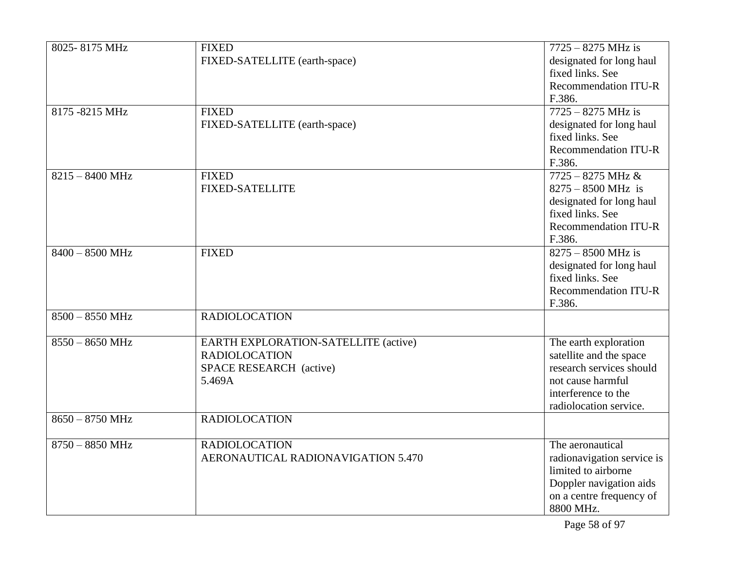| | | |
|---|---|---|
| 8025- 8175 MHz | FIXED<br>FIXED-SATELLITE (earth-space) | 7725 – 8275 MHz is designated for long haul fixed links. See Recommendation ITU-R F.386. |
| 8175 -8215 MHz | FIXED<br>FIXED-SATELLITE (earth-space) | 7725 – 8275 MHz is designated for long haul fixed links. See Recommendation ITU-R F.386. |
| 8215 – 8400 MHz | FIXED<br>FIXED-SATELLITE | 7725 – 8275 MHz & 8275 – 8500 MHz is designated for long haul fixed links. See Recommendation ITU-R F.386. |
| 8400 – 8500 MHz | FIXED | 8275 – 8500 MHz is designated for long haul fixed links. See Recommendation ITU-R F.386. |
| 8500 – 8550 MHz | RADIOLOCATION | |
| 8550 – 8650 MHz | EARTH EXPLORATION-SATELLITE (active)<br>RADIOLOCATION<br>SPACE RESEARCH (active)<br>5.469A | The earth exploration satellite and the space research services should not cause harmful interference to the radiolocation service. |
| 8650 – 8750 MHz | RADIOLOCATION | |
| 8750 – 8850 MHz | RADIOLOCATION<br>AERONAUTICAL RADIONAVIGATION 5.470 | The aeronautical radionavigation service is limited to airborne Doppler navigation aids on a centre frequency of 8800 MHz. |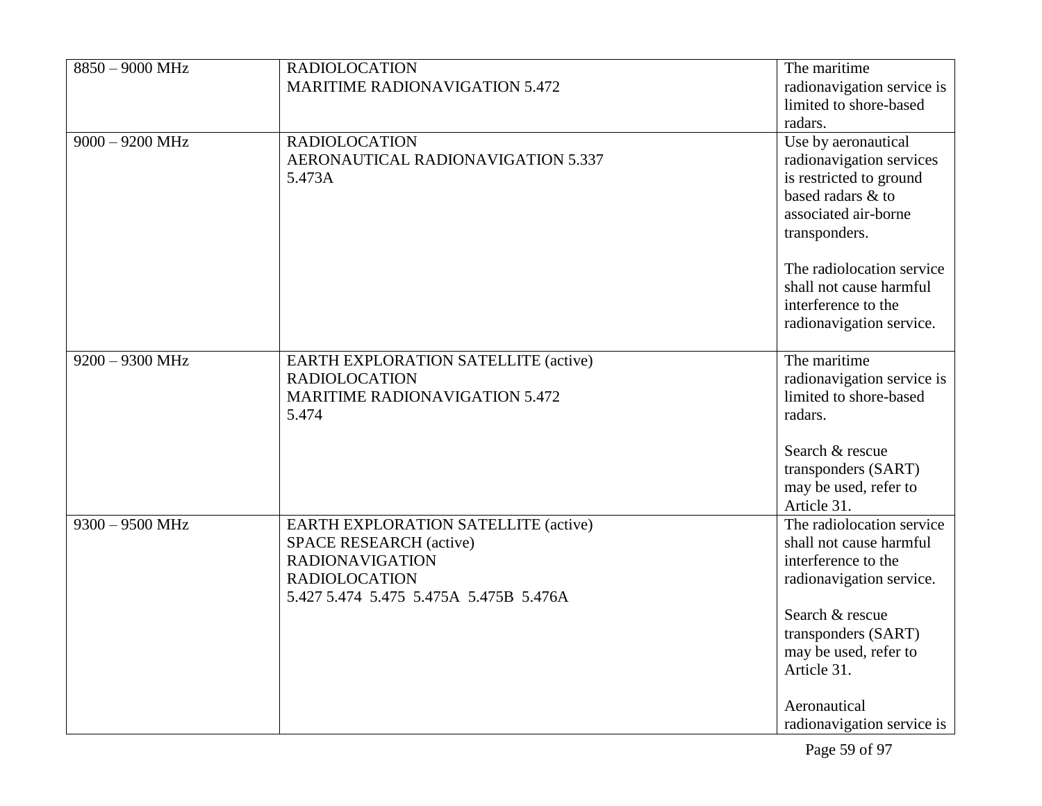| | | |
|---|---|---|
| 8850 – 9000 MHz | RADIOLOCATION<br>MARITIME RADIONAVIGATION 5.472 | The maritime radionavigation service is limited to shore-based radars. |
| 9000 – 9200 MHz | RADIOLOCATION<br>AERONAUTICAL RADIONAVIGATION 5.337<br>5.473A | Use by aeronautical radionavigation services is restricted to ground based radars & to associated air-borne transponders.<br><br>The radiolocation service shall not cause harmful interference to the radionavigation service. |
| 9200 – 9300 MHz | EARTH EXPLORATION SATELLITE (active)<br>RADIOLOCATION<br>MARITIME RADIONAVIGATION 5.472<br>5.474 | The maritime radionavigation service is limited to shore-based radars.<br><br>Search & rescue transponders (SART) may be used, refer to Article 31. |
| 9300 – 9500 MHz | EARTH EXPLORATION SATELLITE (active)<br>SPACE RESEARCH (active)<br>RADIONAVIGATION<br>RADIOLOCATION<br>5.427 5.474 5.475 5.475A 5.475B 5.476A | The radiolocation service shall not cause harmful interference to the radionavigation service.<br><br>Search & rescue transponders (SART) may be used, refer to Article 31.<br><br>Aeronautical radionavigation service is |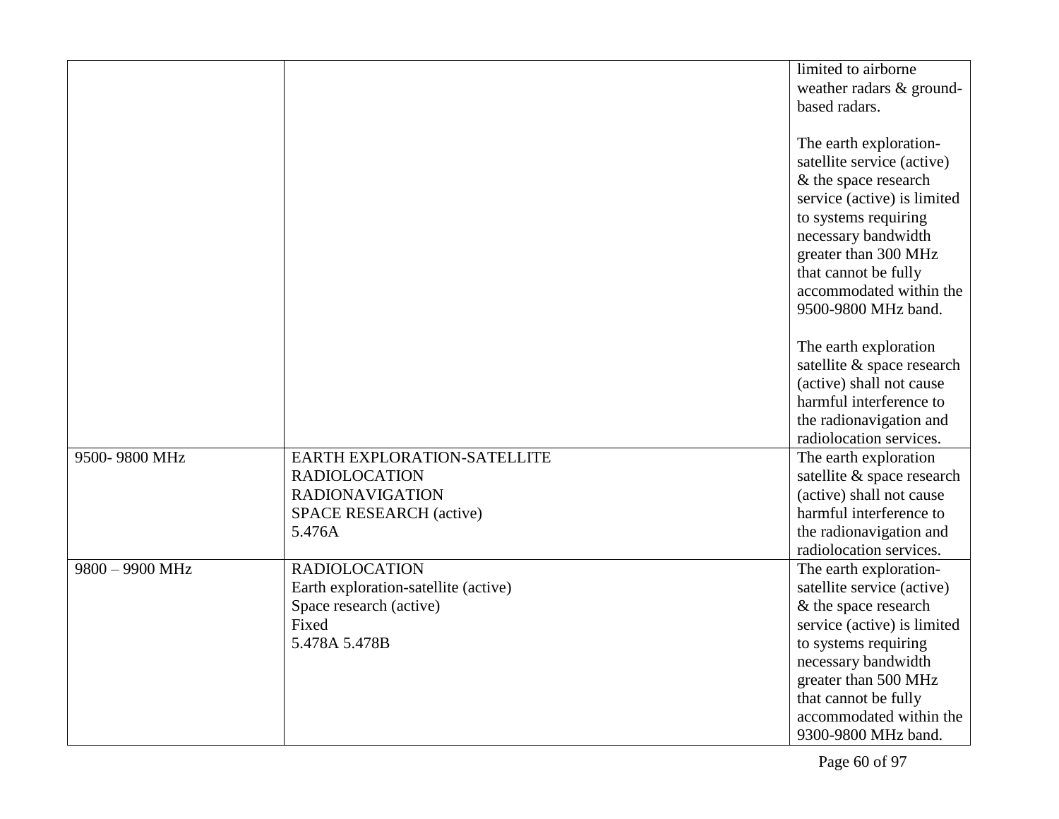|  |  |  |
|---|---|---|
|  |  | limited to airborne weather radars & ground-based radars.<br><br>The earth exploration-satellite service (active) & the space research service (active) is limited to systems requiring necessary bandwidth greater than 300 MHz that cannot be fully accommodated within the 9500-9800 MHz band.<br><br>The earth exploration satellite & space research (active) shall not cause harmful interference to the radionavigation and radiolocation services. |
| 9500- 9800 MHz | EARTH EXPLORATION-SATELLITE<br>RADIOLOCATION<br>RADIONAVIGATION<br>SPACE RESEARCH (active)<br>5.476A | The earth exploration satellite & space research (active) shall not cause harmful interference to the radionavigation and radiolocation services. |
| 9800 – 9900 MHz | RADIOLOCATION<br>Earth exploration-satellite (active)<br>Space research (active)<br>Fixed<br>5.478A 5.478B | The earth exploration-satellite service (active) & the space research service (active) is limited to systems requiring necessary bandwidth greater than 500 MHz that cannot be fully accommodated within the 9300-9800 MHz band. |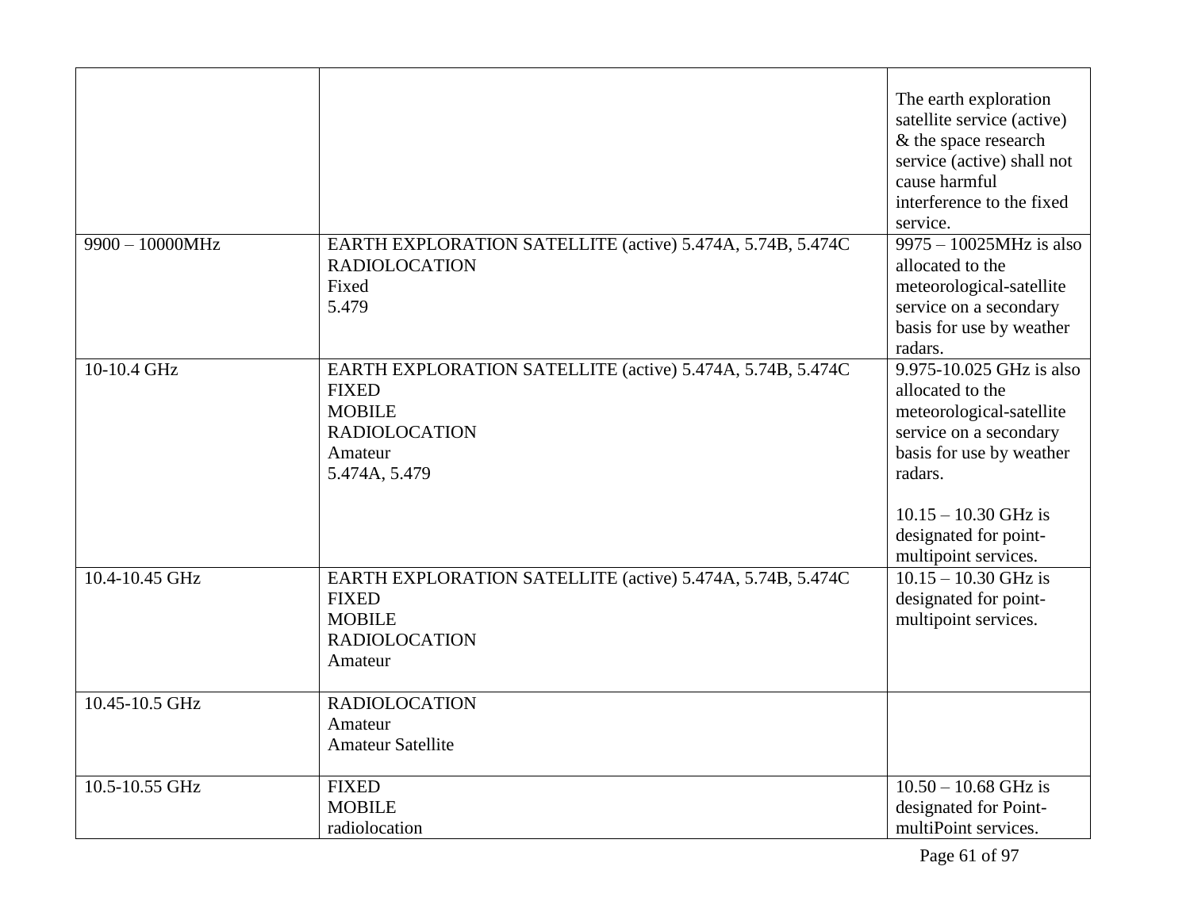| | | |
|---|---|---|
| | | The earth exploration satellite service (active) & the space research service (active) shall not cause harmful interference to the fixed service. |
| 9900 – 10000MHz | EARTH EXPLORATION SATELLITE (active) 5.474A, 5.74B, 5.474C<br>RADIOLOCATION<br>Fixed<br>5.479 | 9975 – 10025MHz is also allocated to the meteorological-satellite service on a secondary basis for use by weather radars. |
| 10-10.4 GHz | EARTH EXPLORATION SATELLITE (active) 5.474A, 5.74B, 5.474C<br>FIXED<br>MOBILE<br>RADIOLOCATION<br>Amateur<br>5.474A, 5.479 | 9.975-10.025 GHz is also allocated to the meteorological-satellite service on a secondary basis for use by weather radars.<br><br>10.15 – 10.30 GHz is designated for point-multipoint services. |
| 10.4-10.45 GHz | EARTH EXPLORATION SATELLITE (active) 5.474A, 5.74B, 5.474C<br>FIXED<br>MOBILE<br>RADIOLOCATION<br>Amateur | 10.15 – 10.30 GHz is designated for point-multipoint services. |
| 10.45-10.5 GHz | RADIOLOCATION<br>Amateur<br>Amateur Satellite | |
| 10.5-10.55 GHz | FIXED<br>MOBILE<br>radiolocation | 10.50 – 10.68 GHz is designated for Point-multiPoint services. |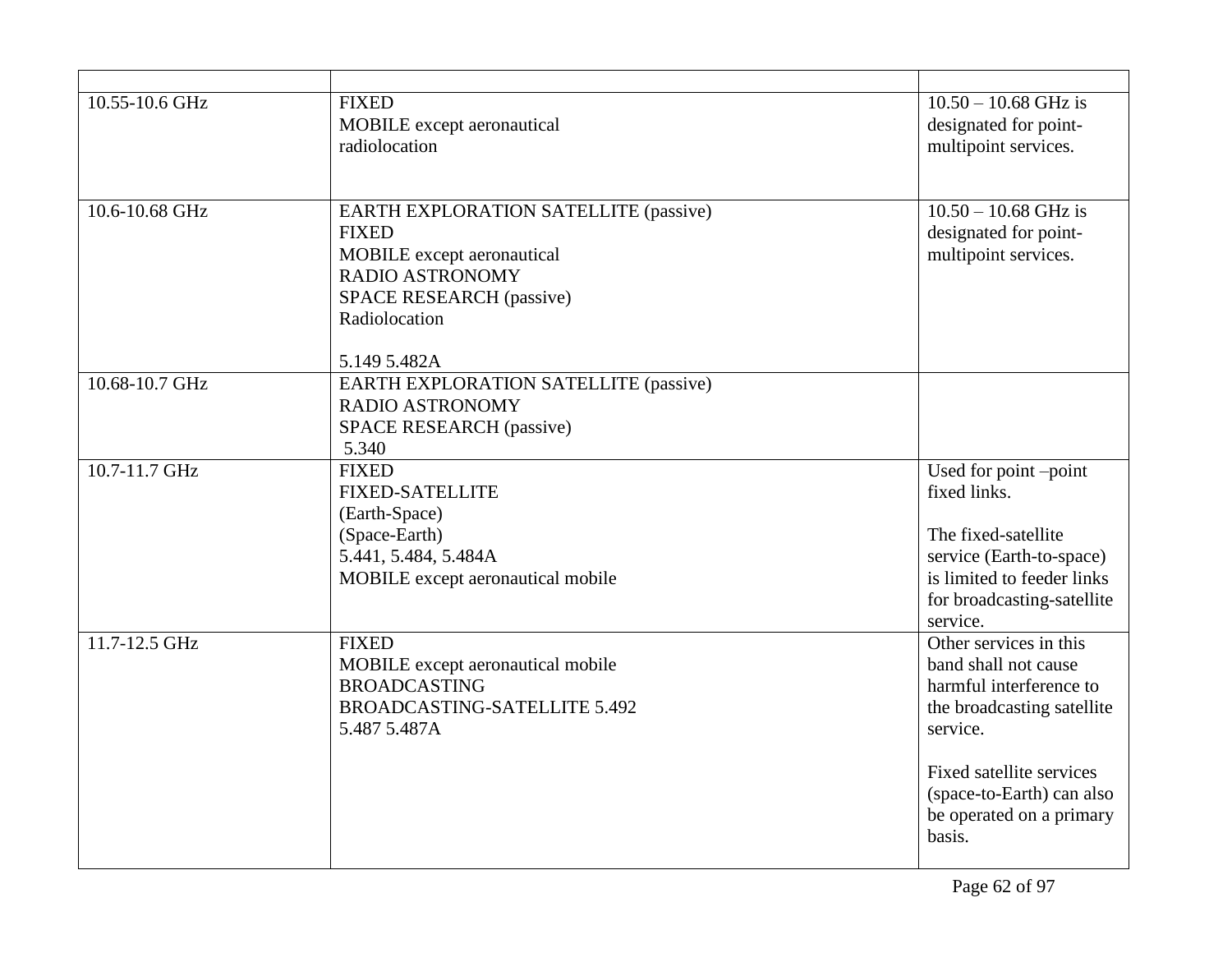| | | |
|---|---|---|
| 10.55-10.6 GHz | FIXED<br>MOBILE except aeronautical<br>radiolocation | 10.50 – 10.68 GHz is designated for point-multipoint services. |
| 10.6-10.68 GHz | EARTH EXPLORATION SATELLITE (passive)<br>FIXED<br>MOBILE except aeronautical<br>RADIO ASTRONOMY<br>SPACE RESEARCH (passive)<br>Radiolocation<br><br>5.149 5.482A | 10.50 – 10.68 GHz is designated for point-multipoint services. |
| 10.68-10.7 GHz | EARTH EXPLORATION SATELLITE (passive)<br>RADIO ASTRONOMY<br>SPACE RESEARCH (passive)<br>5.340 | |
| 10.7-11.7 GHz | FIXED<br>FIXED-SATELLITE<br>(Earth-Space)<br>(Space-Earth)<br>5.441, 5.484, 5.484A<br>MOBILE except aeronautical mobile | Used for point –point fixed links.<br><br>The fixed-satellite service (Earth-to-space) is limited to feeder links for broadcasting-satellite service. |
| 11.7-12.5 GHz | FIXED<br>MOBILE except aeronautical mobile<br>BROADCASTING<br>BROADCASTING-SATELLITE 5.492<br>5.487 5.487A | Other services in this band shall not cause harmful interference to the broadcasting satellite service.<br><br>Fixed satellite services (space-to-Earth) can also be operated on a primary basis. |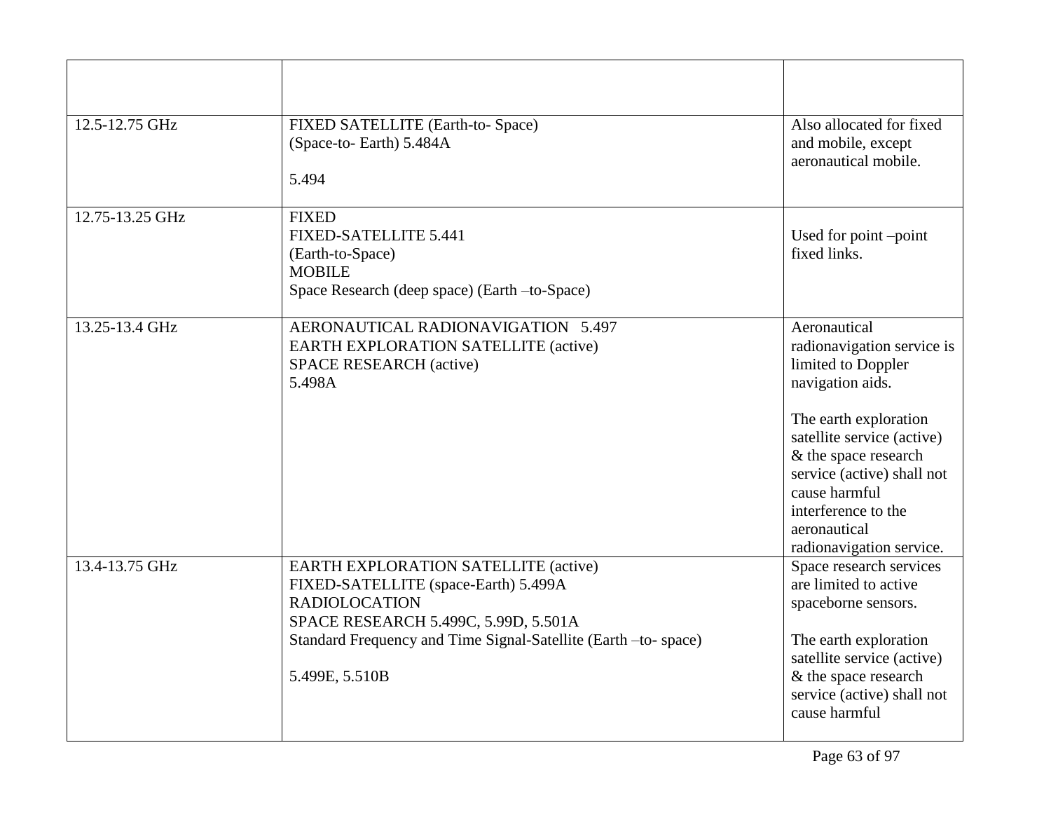| | | |
|---|---|---|
| 12.5-12.75 GHz | FIXED SATELLITE (Earth-to- Space)<br>(Space-to- Earth) 5.484A<br><br>5.494 | Also allocated for fixed and mobile, except aeronautical mobile. |
| 12.75-13.25 GHz | FIXED<br>FIXED-SATELLITE 5.441<br>(Earth-to-Space)<br>MOBILE<br>Space Research (deep space) (Earth –to-Space) | Used for point –point fixed links. |
| 13.25-13.4 GHz | AERONAUTICAL RADIONAVIGATION 5.497<br>EARTH EXPLORATION SATELLITE (active)<br>SPACE RESEARCH (active)<br>5.498A | Aeronautical radionavigation service is limited to Doppler navigation aids.<br><br>The earth exploration satellite service (active) & the space research service (active) shall not cause harmful interference to the aeronautical radionavigation service. |
| 13.4-13.75 GHz | EARTH EXPLORATION SATELLITE (active)<br>FIXED-SATELLITE (space-Earth) 5.499A<br>RADIOLOCATION<br>SPACE RESEARCH 5.499C, 5.99D, 5.501A<br>Standard Frequency and Time Signal-Satellite (Earth –to- space)<br><br>5.499E, 5.510B | Space research services are limited to active spaceborne sensors.<br><br>The earth exploration satellite service (active) & the space research service (active) shall not cause harmful |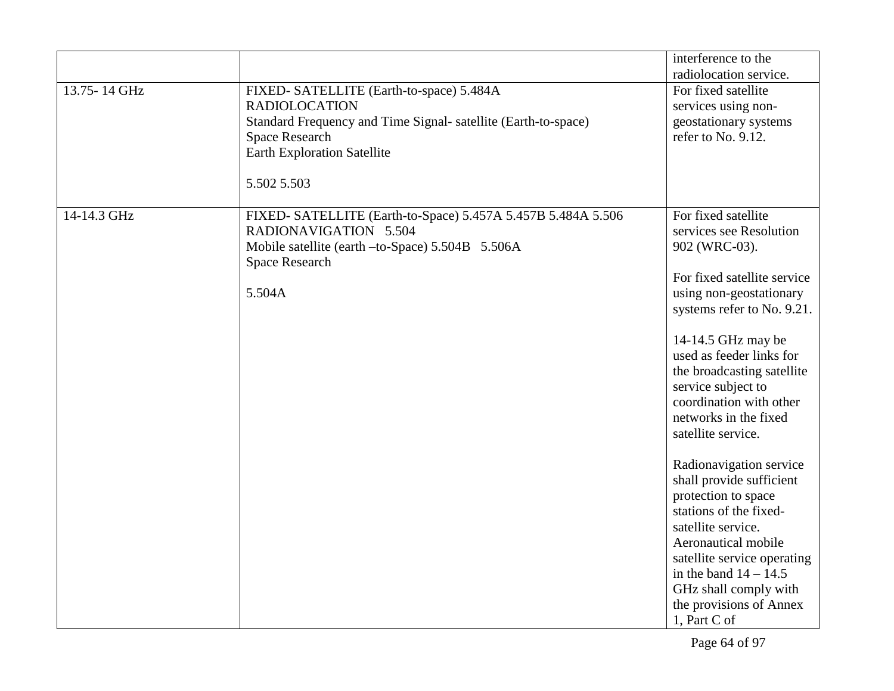| | | |
|---|---|---|
| | | interference to the radiolocation service. |
| 13.75- 14 GHz | FIXED- SATELLITE (Earth-to-space) 5.484A<br>RADIOLOCATION<br>Standard Frequency and Time Signal- satellite (Earth-to-space)<br>Space Research<br>Earth Exploration Satellite<br><br>5.502 5.503 | For fixed satellite services using non-geostationary systems refer to No. 9.12. |
| 14-14.3 GHz | FIXED- SATELLITE (Earth-to-Space) 5.457A 5.457B 5.484A 5.506<br>RADIONAVIGATION 5.504<br>Mobile satellite (earth –to-Space) 5.504B 5.506A<br>Space Research<br><br>5.504A | For fixed satellite services see Resolution 902 (WRC-03).<br><br>For fixed satellite service using non-geostationary systems refer to No. 9.21.<br><br>14-14.5 GHz may be used as feeder links for the broadcasting satellite service subject to coordination with other networks in the fixed satellite service.<br><br>Radionavigation service shall provide sufficient protection to space stations of the fixed-satellite service.<br>Aeronautical mobile satellite service operating in the band 14 – 14.5 GHz shall comply with the provisions of Annex 1, Part C of |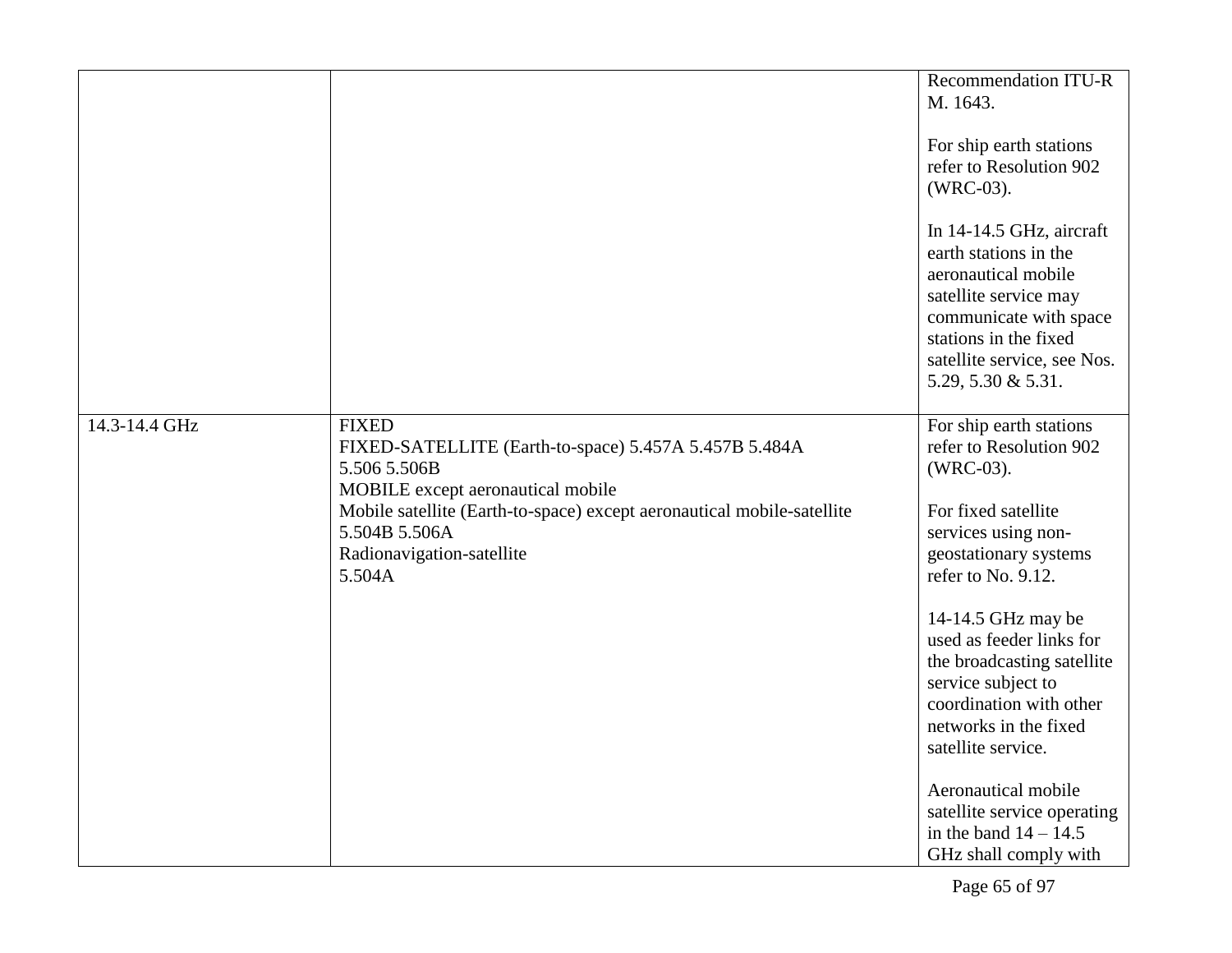| | | |
|---|---|---|
| | | Recommendation ITU-R M. 1643.<br><br>For ship earth stations refer to Resolution 902 (WRC-03).<br><br>In 14-14.5 GHz, aircraft earth stations in the aeronautical mobile satellite service may communicate with space stations in the fixed satellite service, see Nos. 5.29, 5.30 & 5.31. |
| 14.3-14.4 GHz | FIXED<br>FIXED-SATELLITE (Earth-to-space) 5.457A 5.457B 5.484A 5.506 5.506B<br>MOBILE except aeronautical mobile<br>Mobile satellite (Earth-to-space) except aeronautical mobile-satellite 5.504B 5.506A<br>Radionavigation-satellite<br>5.504A | For ship earth stations refer to Resolution 902 (WRC-03).<br><br>For fixed satellite services using non-geostationary systems refer to No. 9.12.<br><br>14-14.5 GHz may be used as feeder links for the broadcasting satellite service subject to coordination with other networks in the fixed satellite service.<br><br>Aeronautical mobile satellite service operating in the band 14 – 14.5 GHz shall comply with |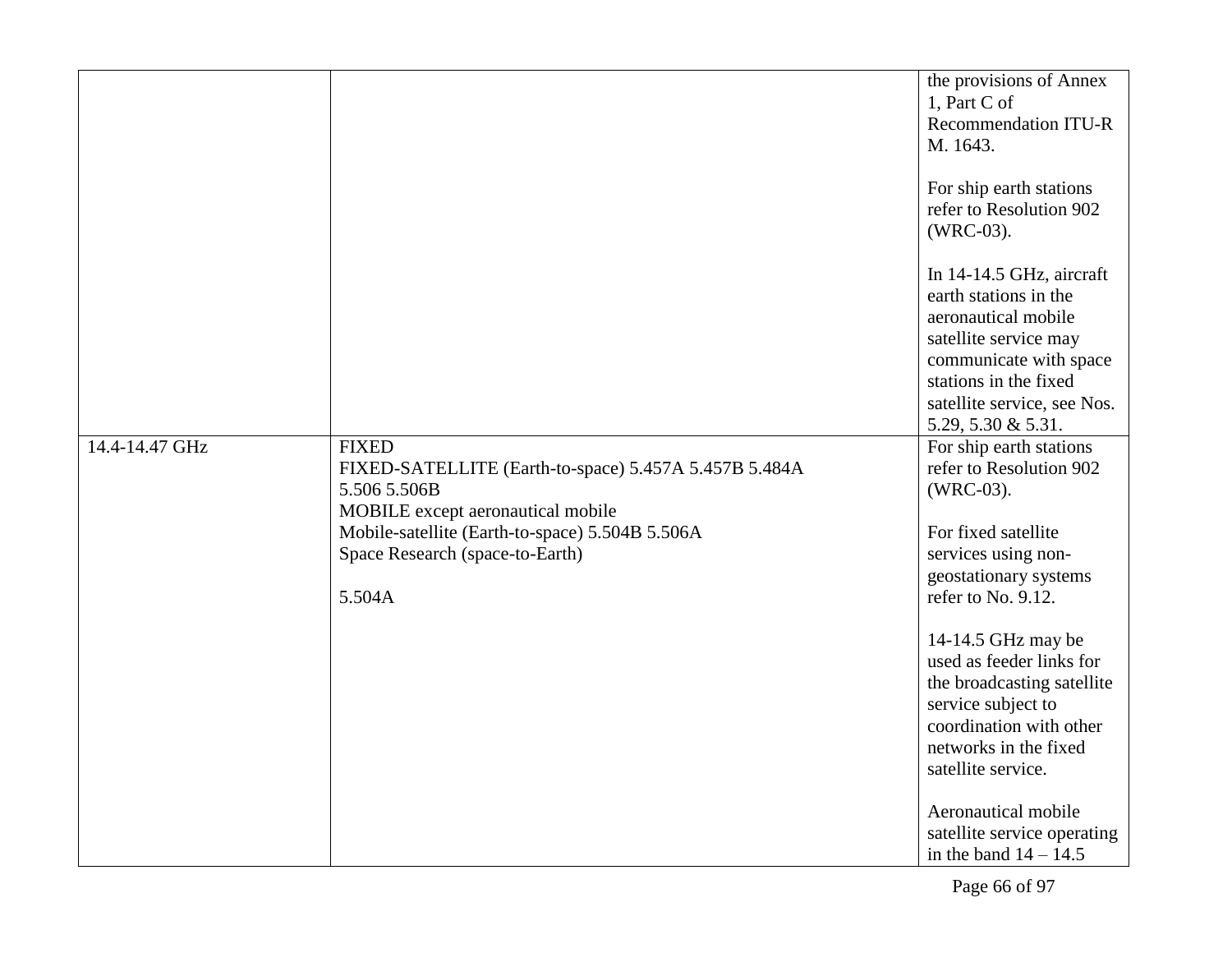| | | |
|---|---|---|
| | | the provisions of Annex 1, Part C of Recommendation ITU-R M. 1643.<br><br>For ship earth stations refer to Resolution 902 (WRC-03).<br><br>In 14-14.5 GHz, aircraft earth stations in the aeronautical mobile satellite service may communicate with space stations in the fixed satellite service, see Nos. 5.29, 5.30 & 5.31. |
| 14.4-14.47 GHz | FIXED<br>FIXED-SATELLITE (Earth-to-space) 5.457A 5.457B 5.484A 5.506 5.506B<br>MOBILE except aeronautical mobile<br>Mobile-satellite (Earth-to-space) 5.504B 5.506A<br>Space Research (space-to-Earth)<br><br>5.504A | For ship earth stations refer to Resolution 902 (WRC-03).<br><br>For fixed satellite services using non-geostationary systems refer to No. 9.12.<br><br>14-14.5 GHz may be used as feeder links for the broadcasting satellite service subject to coordination with other networks in the fixed satellite service.<br><br>Aeronautical mobile satellite service operating in the band 14 – 14.5 |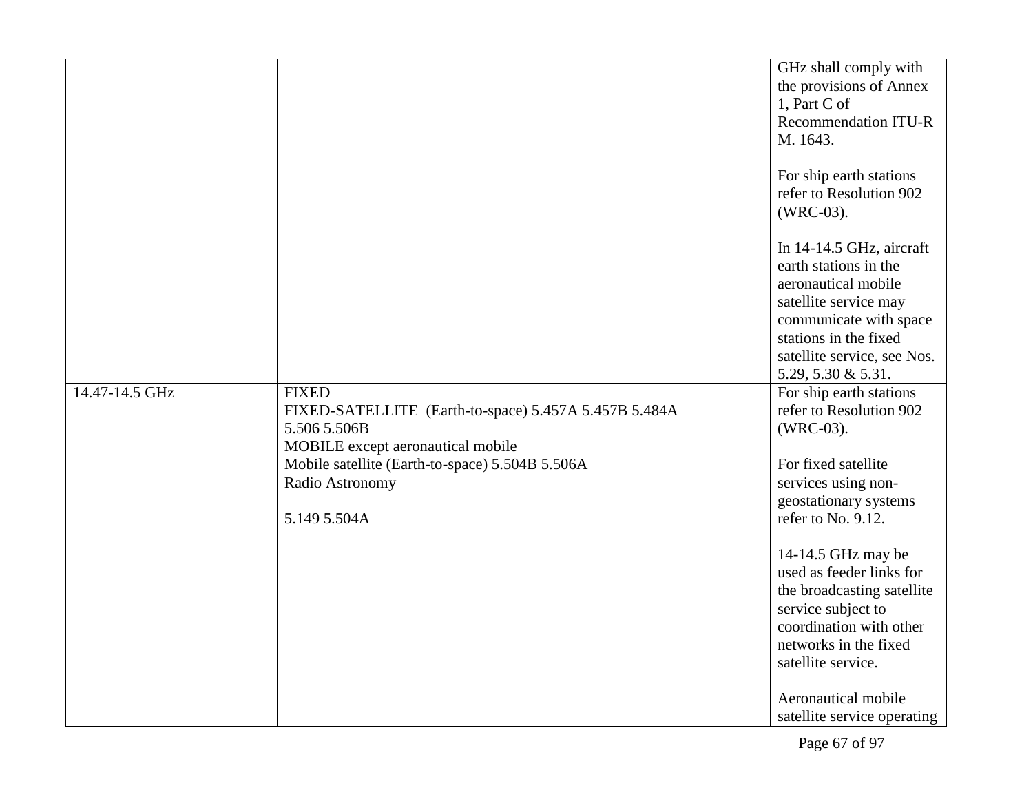| | | |
|---|---|---|
| | | GHz shall comply with the provisions of Annex 1, Part C of Recommendation ITU-R M. 1643.<br><br>For ship earth stations refer to Resolution 902 (WRC-03).<br><br>In 14-14.5 GHz, aircraft earth stations in the aeronautical mobile satellite service may communicate with space stations in the fixed satellite service, see Nos. 5.29, 5.30 & 5.31. |
| 14.47-14.5 GHz | FIXED<br>FIXED-SATELLITE (Earth-to-space) 5.457A 5.457B 5.484A 5.506 5.506B<br>MOBILE except aeronautical mobile<br>Mobile satellite (Earth-to-space) 5.504B 5.506A<br>Radio Astronomy<br><br>5.149 5.504A | For ship earth stations refer to Resolution 902 (WRC-03).<br><br>For fixed satellite services using non-geostationary systems refer to No. 9.12.<br><br>14-14.5 GHz may be used as feeder links for the broadcasting satellite service subject to coordination with other networks in the fixed satellite service.<br><br>Aeronautical mobile satellite service operating |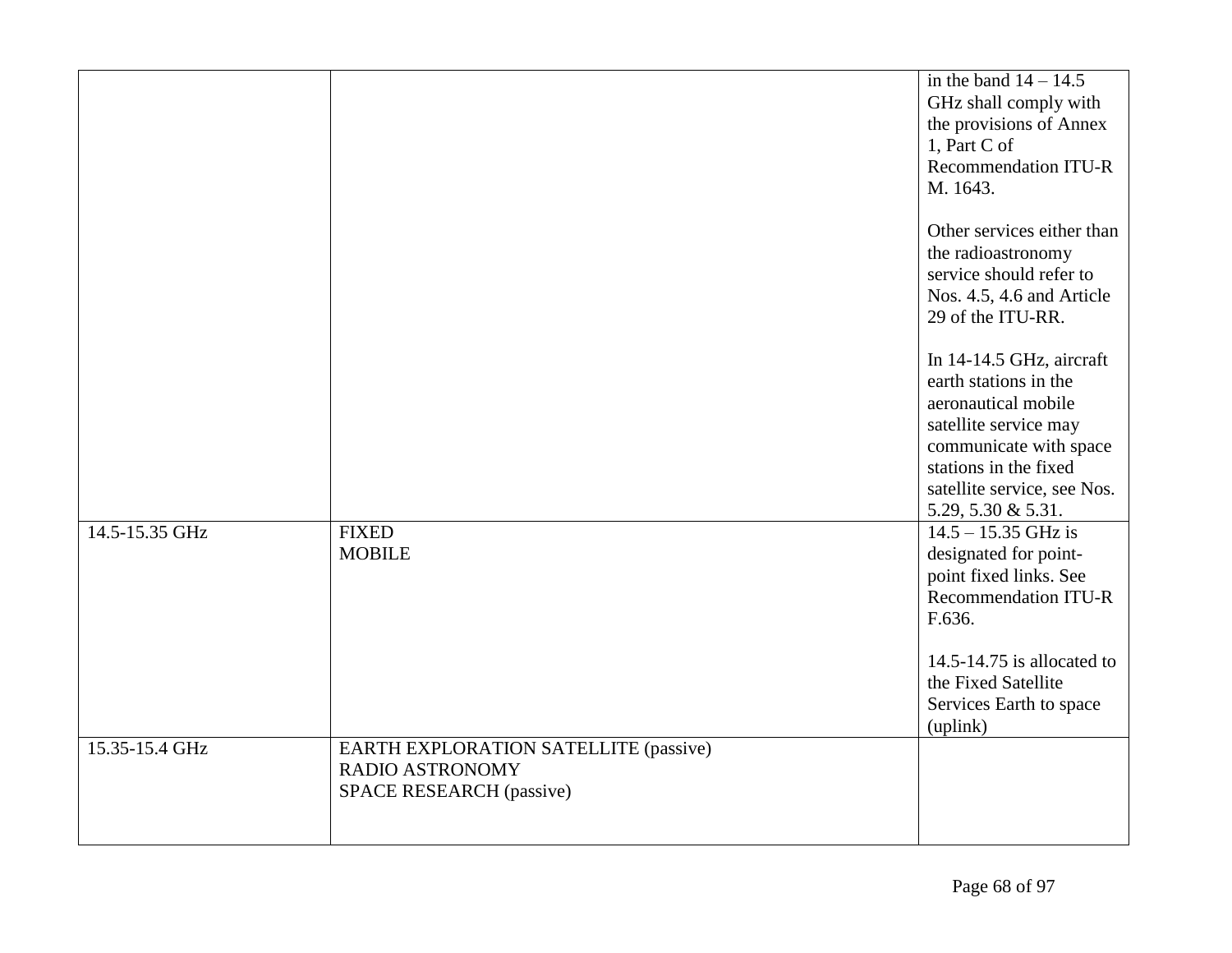|  |  |  |
|---|---|---|
|  |  | in the band 14 – 14.5 GHz shall comply with the provisions of Annex 1, Part C of Recommendation ITU-R M. 1643.<br><br>Other services either than the radioastronomy service should refer to Nos. 4.5, 4.6 and Article 29 of the ITU-RR.<br><br>In 14-14.5 GHz, aircraft earth stations in the aeronautical mobile satellite service may communicate with space stations in the fixed satellite service, see Nos. 5.29, 5.30 & 5.31. |
| 14.5-15.35 GHz | FIXED<br>MOBILE | 14.5 – 15.35 GHz is designated for point-point fixed links. See Recommendation ITU-R F.636.<br><br>14.5-14.75 is allocated to the Fixed Satellite Services Earth to space (uplink) |
| 15.35-15.4 GHz | EARTH EXPLORATION SATELLITE (passive)<br>RADIO ASTRONOMY<br>SPACE RESEARCH (passive) |  |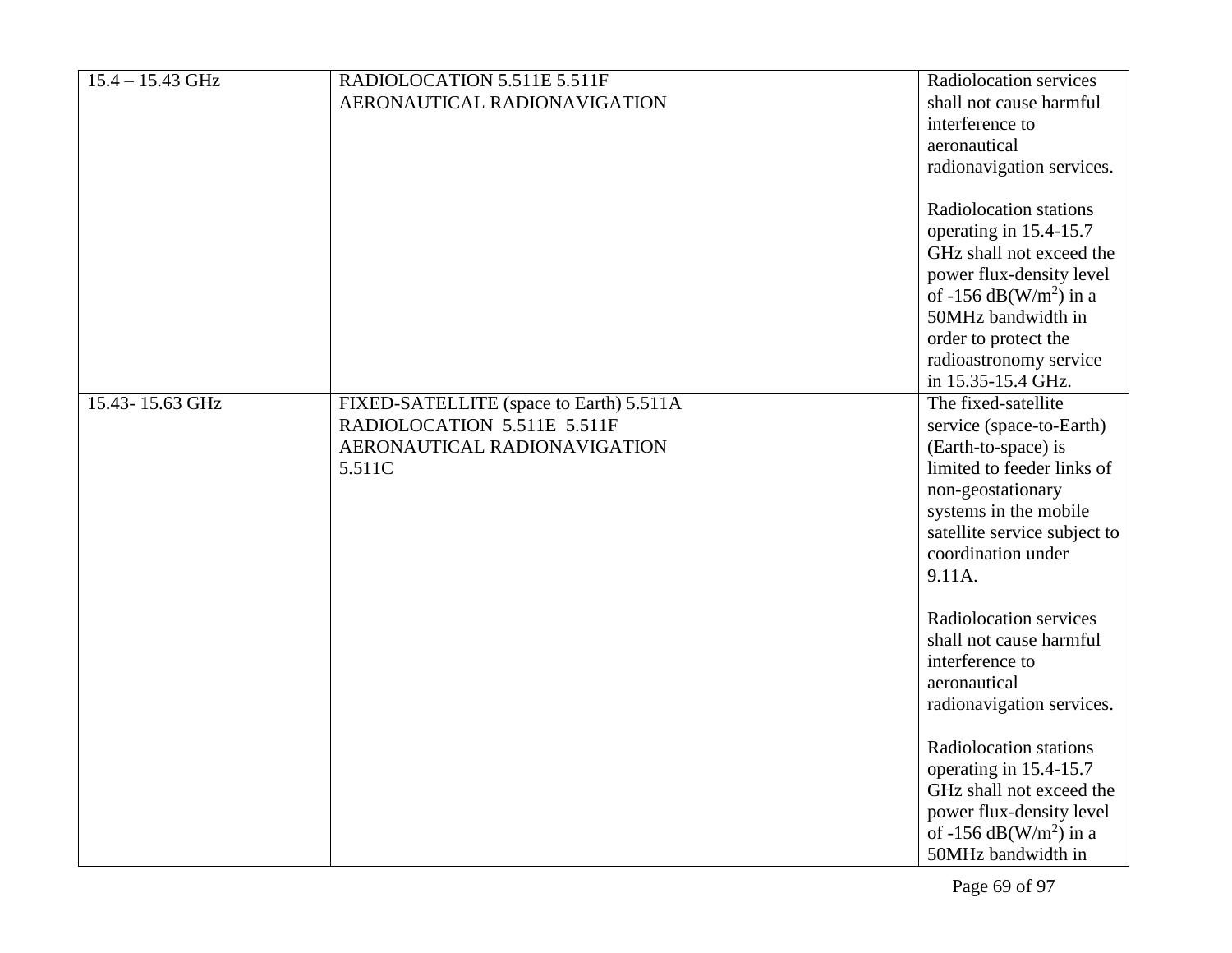| | | |
|---|---|---|
| 15.4 – 15.43 GHz | RADIOLOCATION 5.511E 5.511F<br>AERONAUTICAL RADIONAVIGATION | Radiolocation services shall not cause harmful interference to aeronautical radionavigation services.<br><br>Radiolocation stations operating in 15.4-15.7 GHz shall not exceed the power flux-density level of -156 dB(W/m$^2$) in a 50MHz bandwidth in order to protect the radioastronomy service in 15.35-15.4 GHz. |
| 15.43- 15.63 GHz | FIXED-SATELLITE (space to Earth) 5.511A<br>RADIOLOCATION 5.511E 5.511F<br>AERONAUTICAL RADIONAVIGATION<br>5.511C | The fixed-satellite service (space-to-Earth) (Earth-to-space) is limited to feeder links of non-geostationary systems in the mobile satellite service subject to coordination under 9.11A.<br><br>Radiolocation services shall not cause harmful interference to aeronautical radionavigation services.<br><br>Radiolocation stations operating in 15.4-15.7 GHz shall not exceed the power flux-density level of -156 dB(W/m$^2$) in a 50MHz bandwidth in |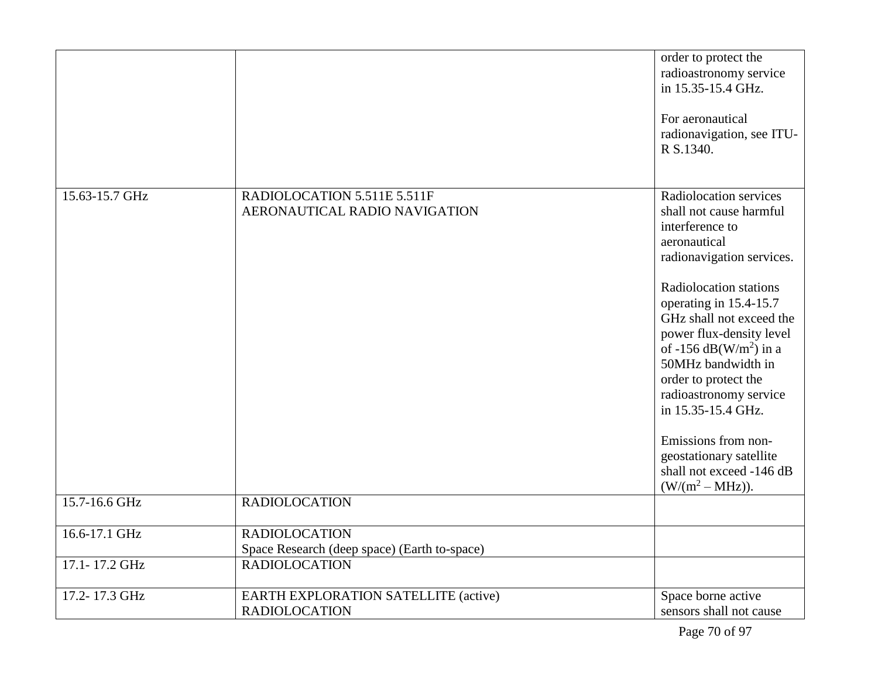| | | |
|---|---|---|
| | | order to protect the radioastronomy service in 15.35-15.4 GHz.<br><br>For aeronautical radionavigation, see ITU-R S.1340. |
| 15.63-15.7 GHz | RADIOLOCATION 5.511E 5.511F<br>AERONAUTICAL RADIO NAVIGATION | Radiolocation services shall not cause harmful interference to aeronautical radionavigation services.<br><br>Radiolocation stations operating in 15.4-15.7 GHz shall not exceed the power flux-density level of -156 dB($W/m^2$) in a 50MHz bandwidth in order to protect the radioastronomy service in 15.35-15.4 GHz.<br><br>Emissions from non-geostationary satellite shall not exceed -146 dB ($W/(m^2$ – MHz)). |
| 15.7-16.6 GHz | RADIOLOCATION | |
| 16.6-17.1 GHz | RADIOLOCATION<br>Space Research (deep space) (Earth to-space) | |
| 17.1- 17.2 GHz | RADIOLOCATION | |
| 17.2- 17.3 GHz | EARTH EXPLORATION SATELLITE (active)<br>RADIOLOCATION | Space borne active sensors shall not cause |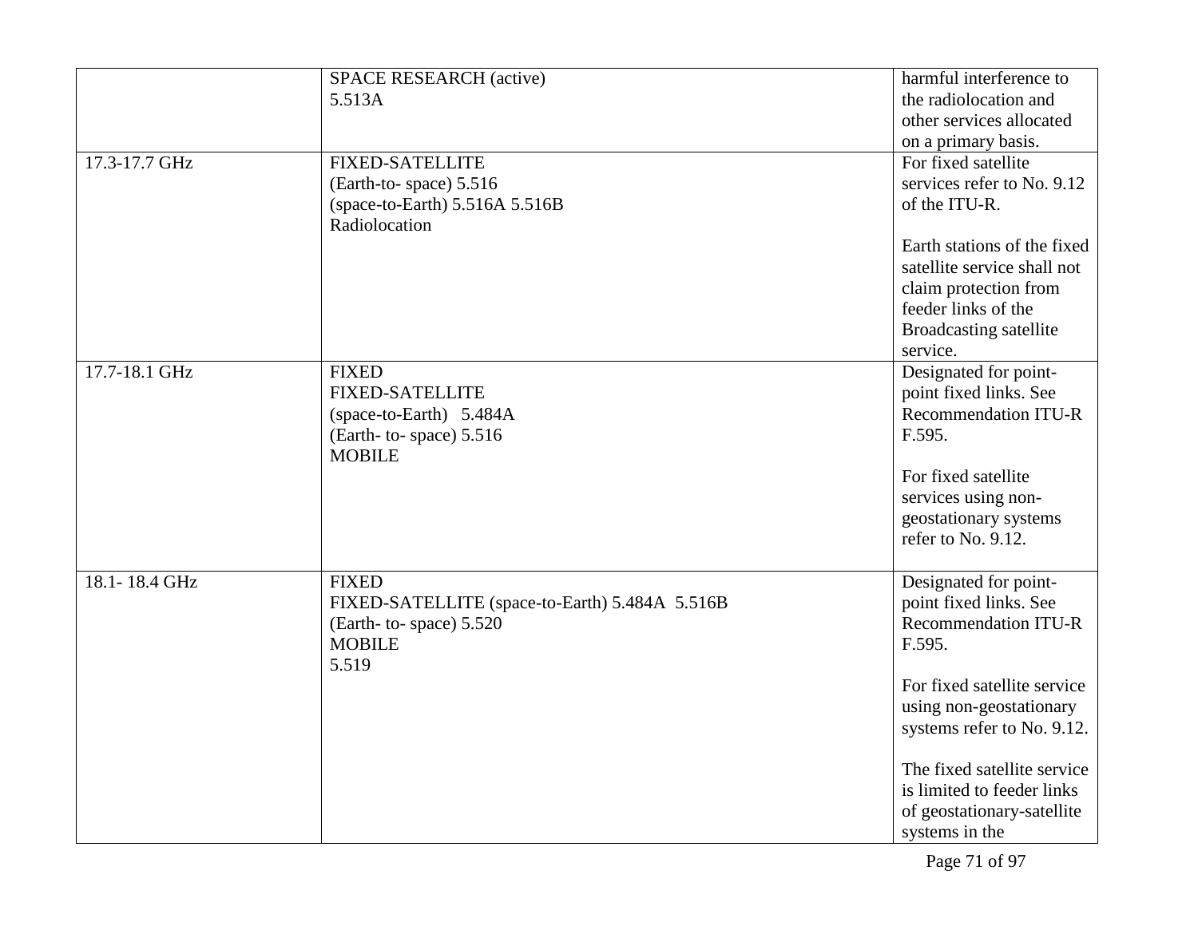| | | |
|---|---|---|
| | SPACE RESEARCH (active)<br>5.513A | harmful interference to the radiolocation and other services allocated on a primary basis. |
| 17.3-17.7 GHz | FIXED-SATELLITE<br>(Earth-to- space) 5.516<br>(space-to-Earth) 5.516A 5.516B<br>Radiolocation | For fixed satellite services refer to No. 9.12 of the ITU-R.<br><br>Earth stations of the fixed satellite service shall not claim protection from feeder links of the Broadcasting satellite service. |
| 17.7-18.1 GHz | FIXED<br>FIXED-SATELLITE<br>(space-to-Earth) 5.484A<br>(Earth- to- space) 5.516<br>MOBILE | Designated for point-point fixed links. See Recommendation ITU-R F.595.<br><br>For fixed satellite services using non-geostationary systems refer to No. 9.12. |
| 18.1- 18.4 GHz | FIXED<br>FIXED-SATELLITE (space-to-Earth) 5.484A 5.516B<br>(Earth- to- space) 5.520<br>MOBILE<br>5.519 | Designated for point-point fixed links. See Recommendation ITU-R F.595.<br><br>For fixed satellite service using non-geostationary systems refer to No. 9.12.<br><br>The fixed satellite service is limited to feeder links of geostationary-satellite systems in the |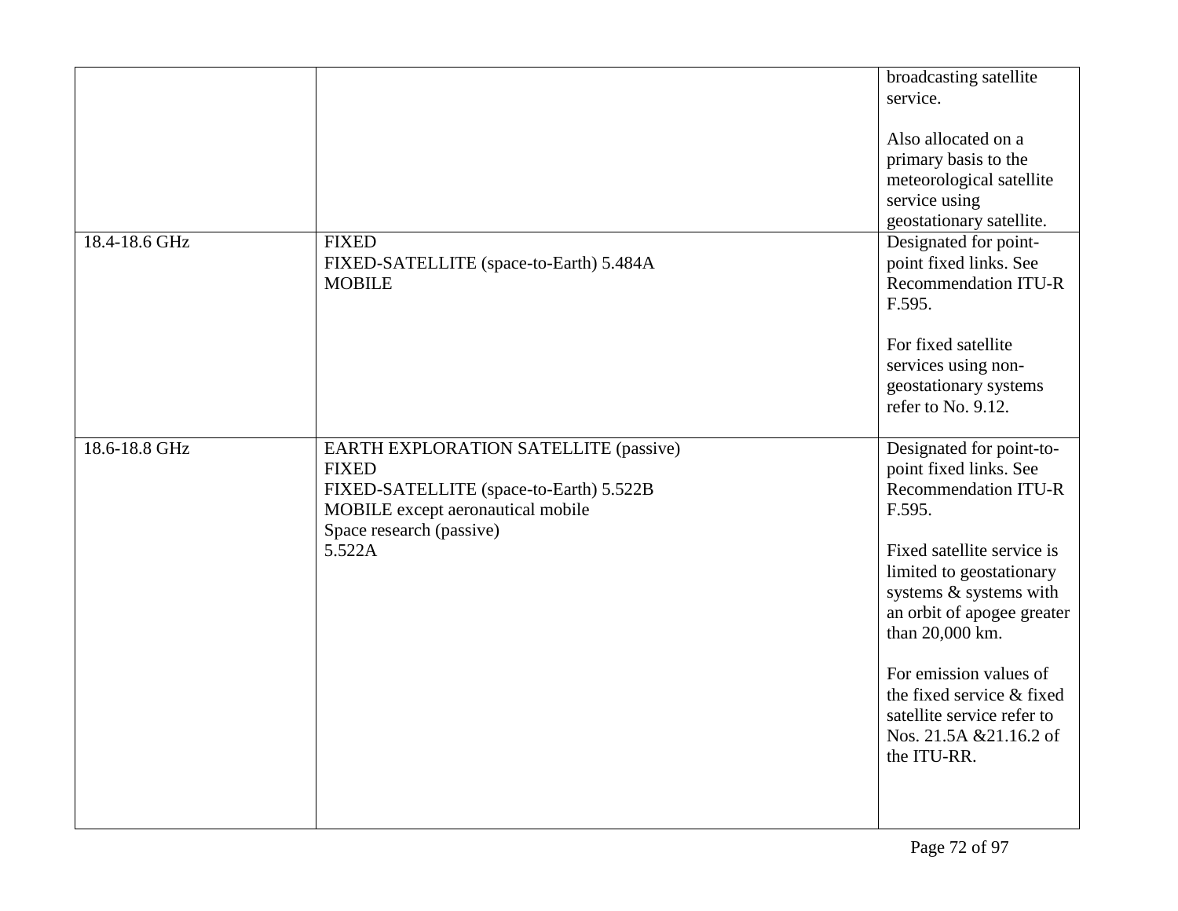| | | |
|---|---|---|
| | | broadcasting satellite service.<br><br>Also allocated on a primary basis to the meteorological satellite service using geostationary satellite. |
| 18.4-18.6 GHz | FIXED<br>FIXED-SATELLITE (space-to-Earth) 5.484A<br>MOBILE | Designated for point-point fixed links. See Recommendation ITU-R F.595.<br><br>For fixed satellite services using non-geostationary systems refer to No. 9.12. |
| 18.6-18.8 GHz | EARTH EXPLORATION SATELLITE (passive)<br>FIXED<br>FIXED-SATELLITE (space-to-Earth) 5.522B<br>MOBILE except aeronautical mobile<br>Space research (passive)<br>5.522A | Designated for point-to-point fixed links. See Recommendation ITU-R F.595.<br><br>Fixed satellite service is limited to geostationary systems & systems with an orbit of apogee greater than 20,000 km.<br><br>For emission values of the fixed service & fixed satellite service refer to Nos. 21.5A &21.16.2 of the ITU-RR. |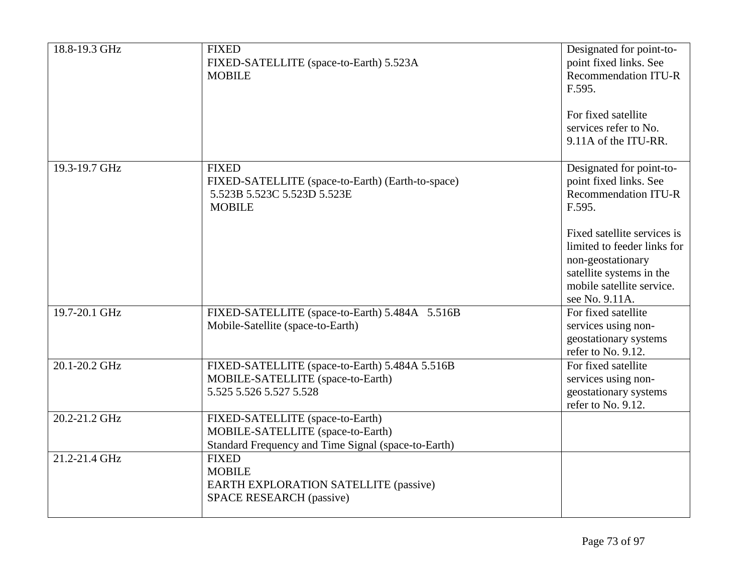| | | |
|---|---|---|
| 18.8-19.3 GHz | FIXED<br>FIXED-SATELLITE (space-to-Earth) 5.523A<br>MOBILE | Designated for point-to-point fixed links. See Recommendation ITU-R F.595.<br><br>For fixed satellite services refer to No. 9.11A of the ITU-RR. |
| 19.3-19.7 GHz | FIXED<br>FIXED-SATELLITE (space-to-Earth) (Earth-to-space)<br>5.523B 5.523C 5.523D 5.523E<br>MOBILE | Designated for point-to-point fixed links. See Recommendation ITU-R F.595.<br><br>Fixed satellite services is limited to feeder links for non-geostationary satellite systems in the mobile satellite service. see No. 9.11A. |
| 19.7-20.1 GHz | FIXED-SATELLITE (space-to-Earth) 5.484A 5.516B<br>Mobile-Satellite (space-to-Earth) | For fixed satellite services using non-geostationary systems refer to No. 9.12. |
| 20.1-20.2 GHz | FIXED-SATELLITE (space-to-Earth) 5.484A 5.516B<br>MOBILE-SATELLITE (space-to-Earth)<br>5.525 5.526 5.527 5.528 | For fixed satellite services using non-geostationary systems refer to No. 9.12. |
| 20.2-21.2 GHz | FIXED-SATELLITE (space-to-Earth)<br>MOBILE-SATELLITE (space-to-Earth)<br>Standard Frequency and Time Signal (space-to-Earth) | |
| 21.2-21.4 GHz | FIXED<br>MOBILE<br>EARTH EXPLORATION SATELLITE (passive)<br>SPACE RESEARCH (passive) | |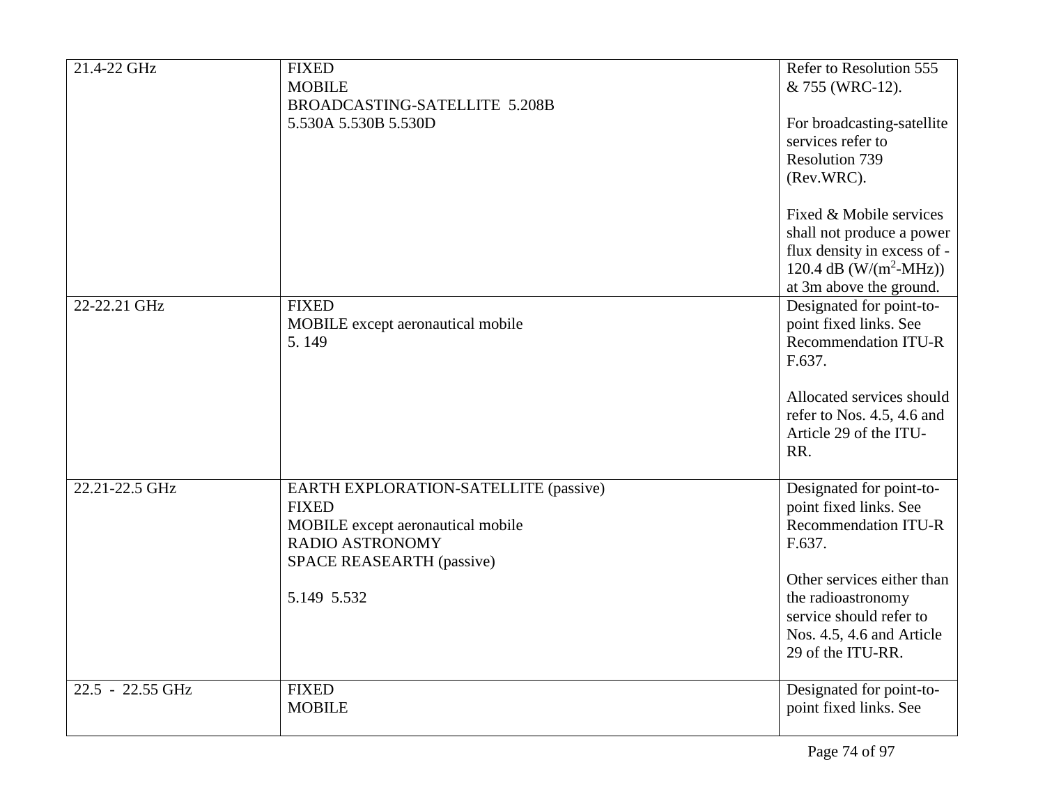| 21.4-22 GHz | FIXED<br>MOBILE<br>BROADCASTING-SATELLITE 5.208B<br>5.530A 5.530B 5.530D | Refer to Resolution 555 & 755 (WRC-12).<br><br>For broadcasting-satellite services refer to Resolution 739 (Rev.WRC).<br><br>Fixed & Mobile services shall not produce a power flux density in excess of -120.4 dB ($W/(m^2$-MHz)) at 3m above the ground. |
|---|---|---|
| 22-22.21 GHz | FIXED<br>MOBILE except aeronautical mobile<br>5. 149 | Designated for point-to-point fixed links. See Recommendation ITU-R F.637.<br><br>Allocated services should refer to Nos. 4.5, 4.6 and Article 29 of the ITU-RR. |
| 22.21-22.5 GHz | EARTH EXPLORATION-SATELLITE (passive)<br>FIXED<br>MOBILE except aeronautical mobile<br>RADIO ASTRONOMY<br>SPACE REASEARTH (passive)<br><br>5.149 5.532 | Designated for point-to-point fixed links. See Recommendation ITU-R F.637.<br><br>Other services either than the radioastronomy service should refer to Nos. 4.5, 4.6 and Article 29 of the ITU-RR. |
| 22.5 - 22.55 GHz | FIXED<br>MOBILE | Designated for point-to-point fixed links. See |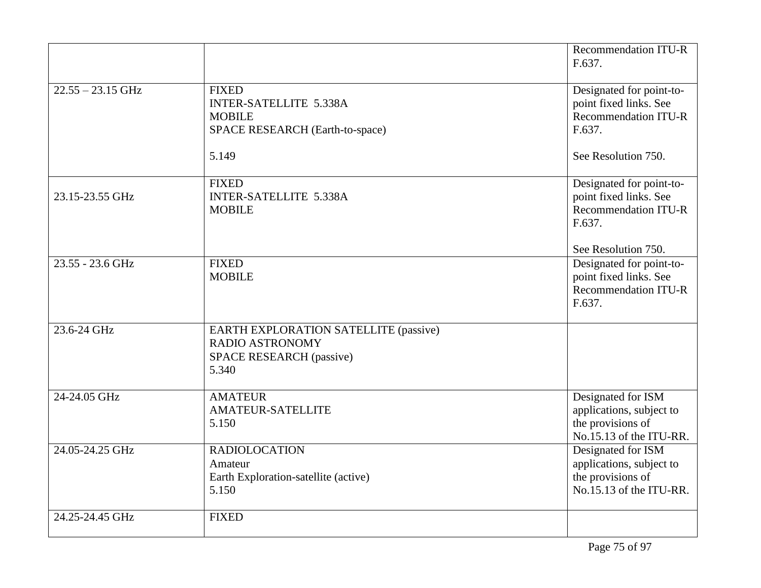| | | |
|---|---|---|
| | | Recommendation ITU-R F.637. |
| 22.55 – 23.15 GHz | FIXED<br>INTER-SATELLITE 5.338A<br>MOBILE<br>SPACE RESEARCH (Earth-to-space)<br><br>5.149 | Designated for point-to-point fixed links. See Recommendation ITU-R F.637.<br><br>See Resolution 750. |
| 23.15-23.55 GHz | FIXED<br>INTER-SATELLITE 5.338A<br>MOBILE | Designated for point-to-point fixed links. See Recommendation ITU-R F.637.<br><br>See Resolution 750. |
| 23.55 - 23.6 GHz | FIXED<br>MOBILE | Designated for point-to-point fixed links. See Recommendation ITU-R F.637. |
| 23.6-24 GHz | EARTH EXPLORATION SATELLITE (passive)<br>RADIO ASTRONOMY<br>SPACE RESEARCH (passive)<br>5.340 | |
| 24-24.05 GHz | AMATEUR<br>AMATEUR-SATELLITE<br>5.150 | Designated for ISM applications, subject to the provisions of No.15.13 of the ITU-RR. |
| 24.05-24.25 GHz | RADIOLOCATION<br>Amateur<br>Earth Exploration-satellite (active)<br>5.150 | Designated for ISM applications, subject to the provisions of No.15.13 of the ITU-RR. |
| 24.25-24.45 GHz | FIXED | |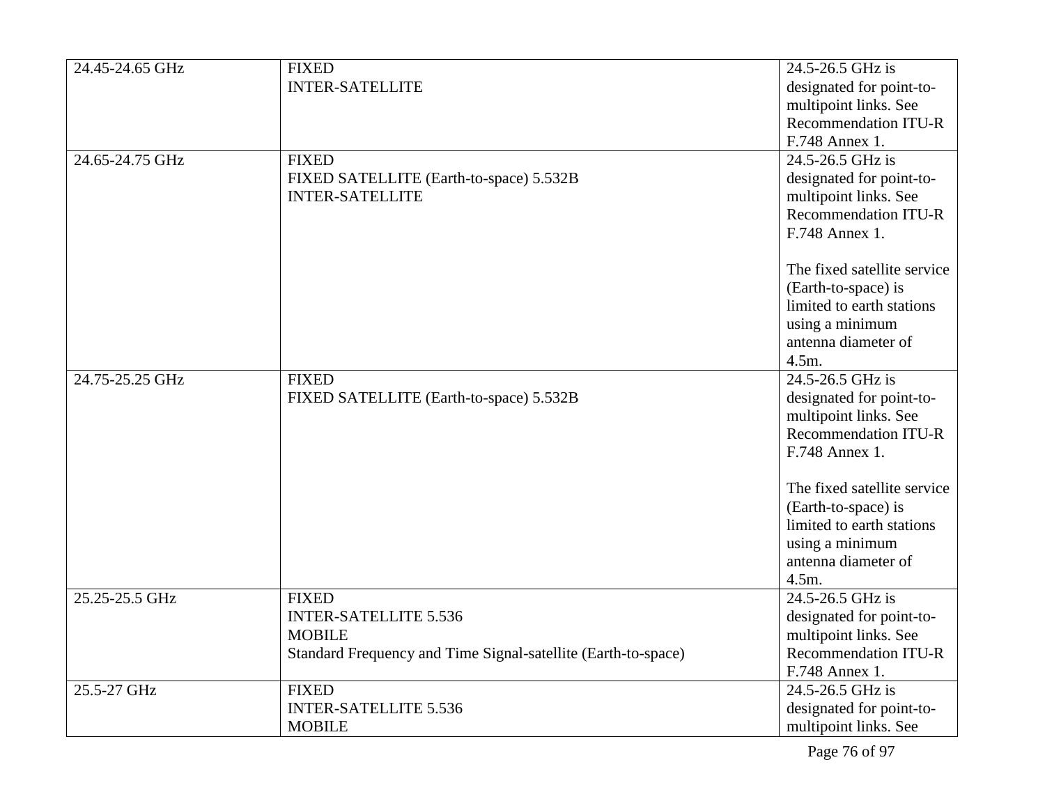| | | |
|---|---|---|
| 24.45-24.65 GHz | FIXED<br>INTER-SATELLITE | 24.5-26.5 GHz is designated for point-to-multipoint links. See Recommendation ITU-R F.748 Annex 1. |
| 24.65-24.75 GHz | FIXED<br>FIXED SATELLITE (Earth-to-space) 5.532B<br>INTER-SATELLITE | 24.5-26.5 GHz is designated for point-to-multipoint links. See Recommendation ITU-R F.748 Annex 1.<br><br>The fixed satellite service (Earth-to-space) is limited to earth stations using a minimum antenna diameter of 4.5m. |
| 24.75-25.25 GHz | FIXED<br>FIXED SATELLITE (Earth-to-space) 5.532B | 24.5-26.5 GHz is designated for point-to-multipoint links. See Recommendation ITU-R F.748 Annex 1.<br><br>The fixed satellite service (Earth-to-space) is limited to earth stations using a minimum antenna diameter of 4.5m. |
| 25.25-25.5 GHz | FIXED<br>INTER-SATELLITE 5.536<br>MOBILE<br>Standard Frequency and Time Signal-satellite (Earth-to-space) | 24.5-26.5 GHz is designated for point-to-multipoint links. See Recommendation ITU-R F.748 Annex 1. |
| 25.5-27 GHz | FIXED<br>INTER-SATELLITE 5.536<br>MOBILE | 24.5-26.5 GHz is designated for point-to-multipoint links. See |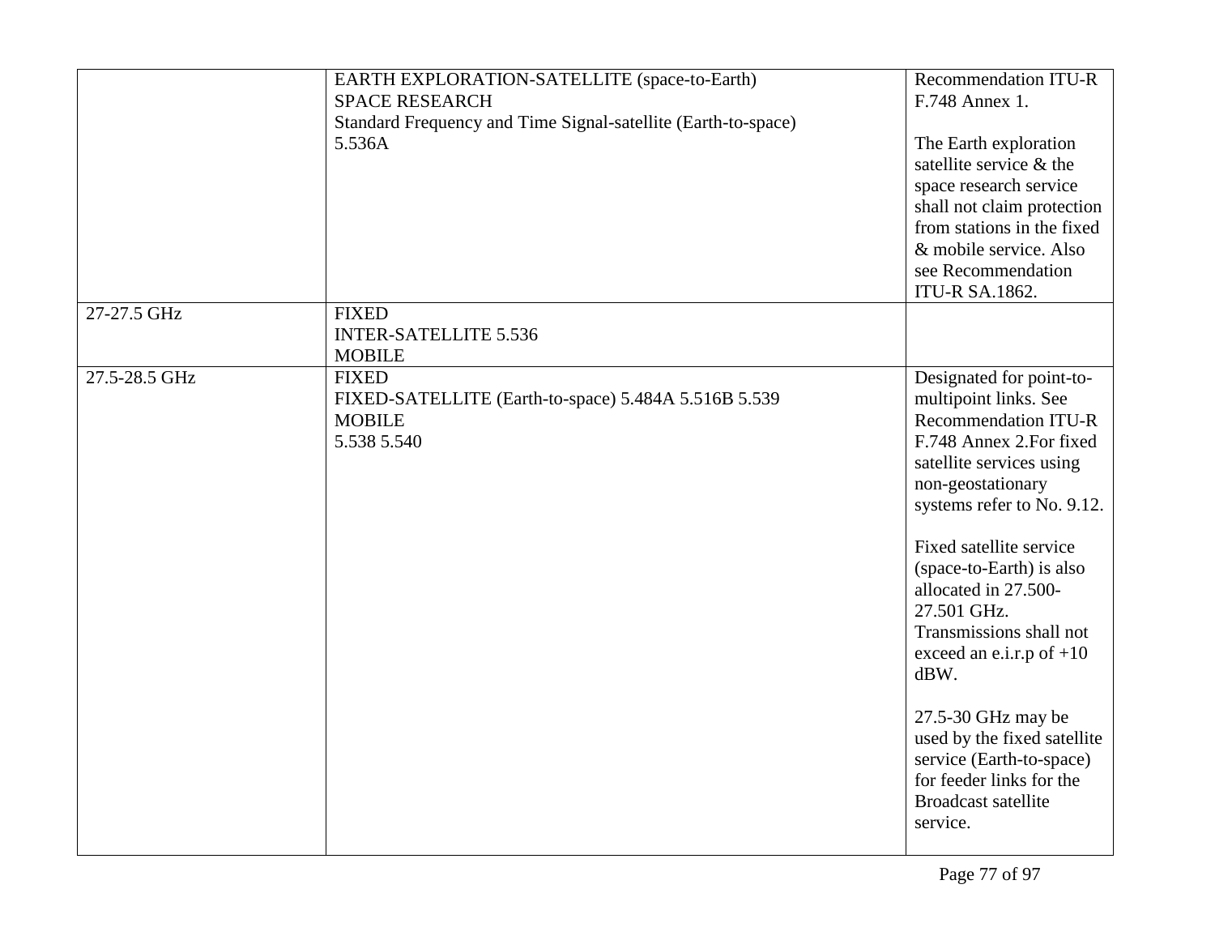| | | |
|---|---|---|
| | EARTH EXPLORATION-SATELLITE (space-to-Earth)<br>SPACE RESEARCH<br>Standard Frequency and Time Signal-satellite (Earth-to-space)<br>5.536A | Recommendation ITU-R F.748 Annex 1.<br><br>The Earth exploration satellite service & the space research service shall not claim protection from stations in the fixed & mobile service. Also see Recommendation ITU-R SA.1862. |
| 27-27.5 GHz | FIXED<br>INTER-SATELLITE 5.536<br>MOBILE | |
| 27.5-28.5 GHz | FIXED<br>FIXED-SATELLITE (Earth-to-space) 5.484A 5.516B 5.539<br>MOBILE<br>5.538 5.540 | Designated for point-to-multipoint links. See Recommendation ITU-R F.748 Annex 2.For fixed satellite services using non-geostationary systems refer to No. 9.12.<br><br>Fixed satellite service (space-to-Earth) is also allocated in 27.500-27.501 GHz. Transmissions shall not exceed an e.i.r.p of +10 dBW.<br><br>27.5-30 GHz may be used by the fixed satellite service (Earth-to-space) for feeder links for the Broadcast satellite service. |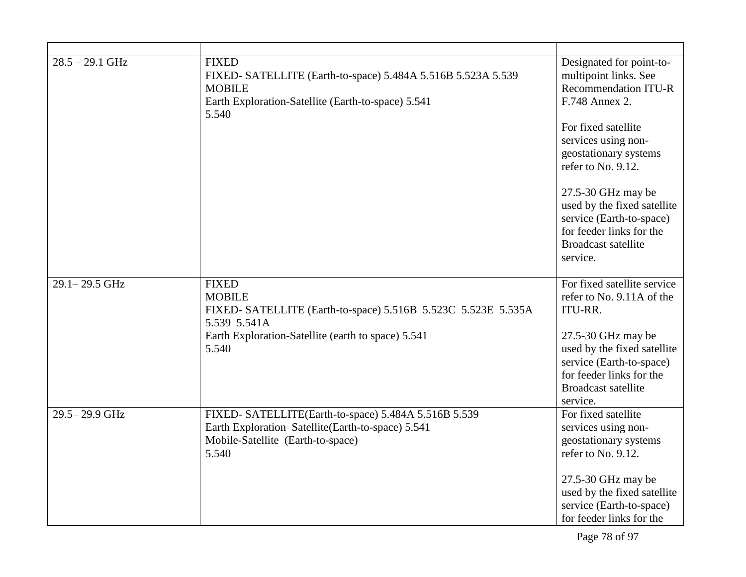| | | |
|---|---|---|
| 28.5 – 29.1 GHz | FIXED<br>FIXED- SATELLITE (Earth-to-space) 5.484A 5.516B 5.523A 5.539<br>MOBILE<br>Earth Exploration-Satellite (Earth-to-space) 5.541<br>5.540 | Designated for point-to-multipoint links. See Recommendation ITU-R F.748 Annex 2.<br><br>For fixed satellite services using non-geostationary systems refer to No. 9.12.<br><br>27.5-30 GHz may be used by the fixed satellite service (Earth-to-space) for feeder links for the Broadcast satellite service. |
| 29.1– 29.5 GHz | FIXED<br>MOBILE<br>FIXED- SATELLITE (Earth-to-space) 5.516B 5.523C 5.523E 5.535A 5.539 5.541A<br>Earth Exploration-Satellite (earth to space) 5.541<br>5.540 | For fixed satellite service refer to No. 9.11A of the ITU-RR.<br><br>27.5-30 GHz may be used by the fixed satellite service (Earth-to-space) for feeder links for the Broadcast satellite service. |
| 29.5– 29.9 GHz | FIXED- SATELLITE(Earth-to-space) 5.484A 5.516B 5.539<br>Earth Exploration–Satellite(Earth-to-space) 5.541<br>Mobile-Satellite (Earth-to-space)<br>5.540 | For fixed satellite services using non-geostationary systems refer to No. 9.12.<br><br>27.5-30 GHz may be used by the fixed satellite service (Earth-to-space) for feeder links for the |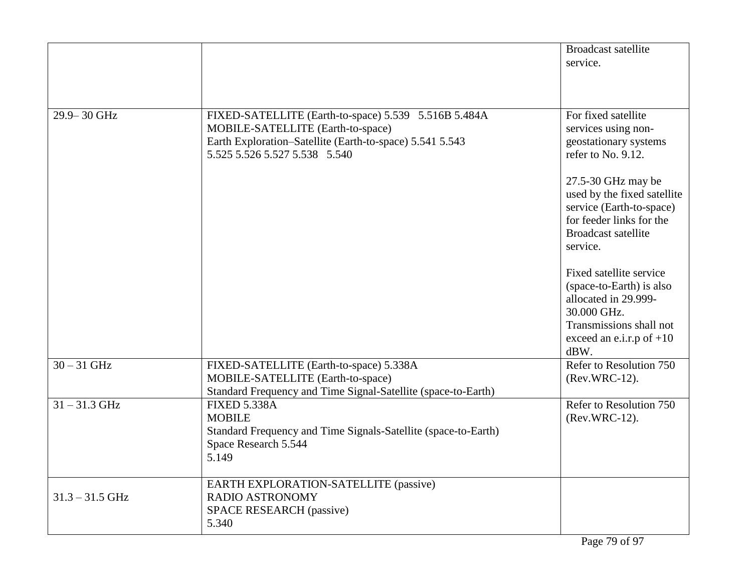| | | |
|---|---|---|
| | | Broadcast satellite service. |
| 29.9– 30 GHz | FIXED-SATELLITE (Earth-to-space) 5.539 5.516B 5.484A<br>MOBILE-SATELLITE (Earth-to-space)<br>Earth Exploration–Satellite (Earth-to-space) 5.541 5.543<br>5.525 5.526 5.527 5.538 5.540 | For fixed satellite services using non-geostationary systems refer to No. 9.12.<br><br>27.5-30 GHz may be used by the fixed satellite service (Earth-to-space) for feeder links for the Broadcast satellite service.<br><br>Fixed satellite service (space-to-Earth) is also allocated in 29.999-30.000 GHz. Transmissions shall not exceed an e.i.r.p of +10 dBW. |
| 30 – 31 GHz | FIXED-SATELLITE (Earth-to-space) 5.338A<br>MOBILE-SATELLITE (Earth-to-space)<br>Standard Frequency and Time Signal-Satellite (space-to-Earth) | Refer to Resolution 750 (Rev.WRC-12). |
| 31 – 31.3 GHz | FIXED 5.338A<br>MOBILE<br>Standard Frequency and Time Signals-Satellite (space-to-Earth)<br>Space Research 5.544<br>5.149 | Refer to Resolution 750 (Rev.WRC-12). |
| 31.3 – 31.5 GHz | EARTH EXPLORATION-SATELLITE (passive)<br>RADIO ASTRONOMY<br>SPACE RESEARCH (passive)<br>5.340 | |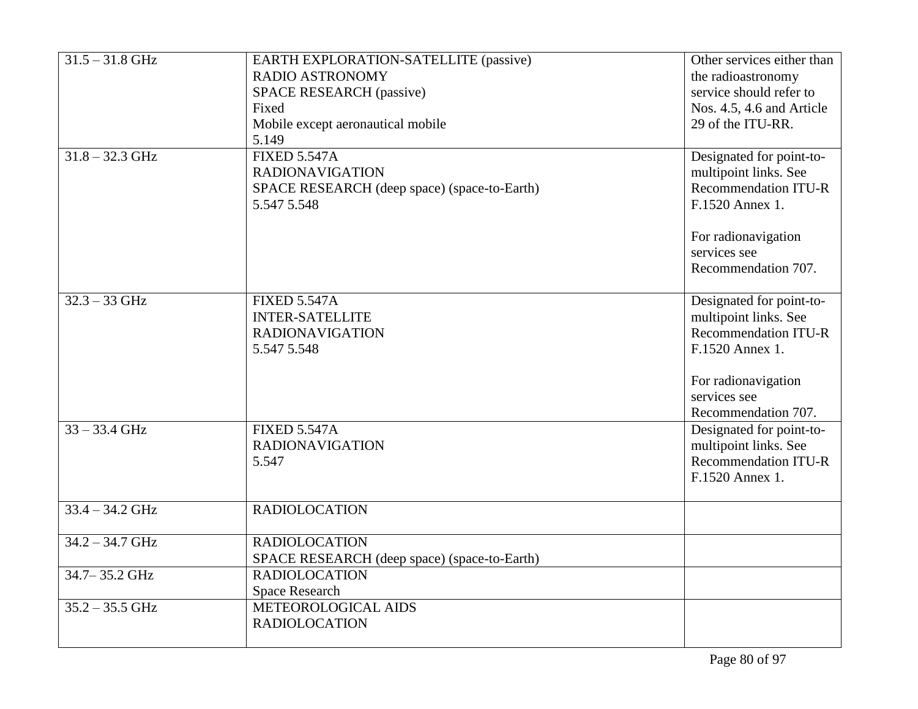| 31.5 – 31.8 GHz | EARTH EXPLORATION-SATELLITE (passive)<br>RADIO ASTRONOMY<br>SPACE RESEARCH (passive)<br>Fixed<br>Mobile except aeronautical mobile<br>5.149 | Other services either than the radioastronomy service should refer to Nos. 4.5, 4.6 and Article 29 of the ITU-RR. |
|---|---|---|
| 31.8 – 32.3 GHz | FIXED 5.547A<br>RADIONAVIGATION<br>SPACE RESEARCH (deep space) (space-to-Earth)<br>5.547 5.548 | Designated for point-to-multipoint links. See Recommendation ITU-R F.1520 Annex 1.<br><br>For radionavigation services see Recommendation 707. |
| 32.3 – 33 GHz | FIXED 5.547A<br>INTER-SATELLITE<br>RADIONAVIGATION<br>5.547 5.548 | Designated for point-to-multipoint links. See Recommendation ITU-R F.1520 Annex 1.<br><br>For radionavigation services see Recommendation 707. |
| 33 – 33.4 GHz | FIXED 5.547A<br>RADIONAVIGATION<br>5.547 | Designated for point-to-multipoint links. See Recommendation ITU-R F.1520 Annex 1. |
| 33.4 – 34.2 GHz | RADIOLOCATION | |
| 34.2 – 34.7 GHz | RADIOLOCATION<br>SPACE RESEARCH (deep space) (space-to-Earth) | |
| 34.7– 35.2 GHz | RADIOLOCATION<br>Space Research | |
| 35.2 – 35.5 GHz | METEOROLOGICAL AIDS<br>RADIOLOCATION | |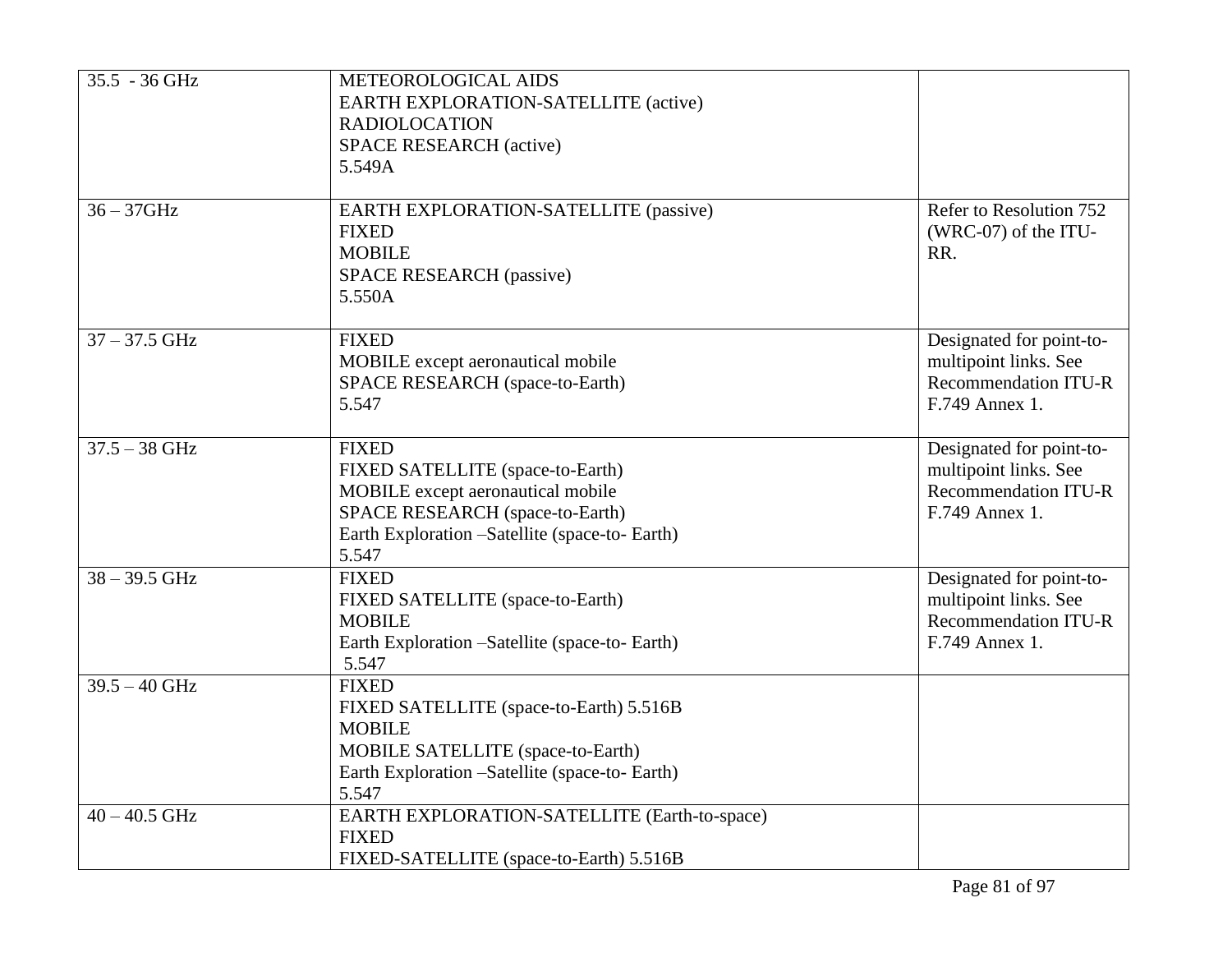| | | |
|---|---|---|
| 35.5 - 36 GHz | METEOROLOGICAL AIDS<br>EARTH EXPLORATION-SATELLITE (active)<br>RADIOLOCATION<br>SPACE RESEARCH (active)<br>5.549A | |
| 36 – 37GHz | EARTH EXPLORATION-SATELLITE (passive)<br>FIXED<br>MOBILE<br>SPACE RESEARCH (passive)<br>5.550A | Refer to Resolution 752 (WRC-07) of the ITU-RR. |
| 37 – 37.5 GHz | FIXED<br>MOBILE except aeronautical mobile<br>SPACE RESEARCH (space-to-Earth)<br>5.547 | Designated for point-to-multipoint links. See Recommendation ITU-R F.749 Annex 1. |
| 37.5 – 38 GHz | FIXED<br>FIXED SATELLITE (space-to-Earth)<br>MOBILE except aeronautical mobile<br>SPACE RESEARCH (space-to-Earth)<br>Earth Exploration –Satellite (space-to- Earth)<br>5.547 | Designated for point-to-multipoint links. See Recommendation ITU-R F.749 Annex 1. |
| 38 – 39.5 GHz | FIXED<br>FIXED SATELLITE (space-to-Earth)<br>MOBILE<br>Earth Exploration –Satellite (space-to- Earth)<br>5.547 | Designated for point-to-multipoint links. See Recommendation ITU-R F.749 Annex 1. |
| 39.5 – 40 GHz | FIXED<br>FIXED SATELLITE (space-to-Earth) 5.516B<br>MOBILE<br>MOBILE SATELLITE (space-to-Earth)<br>Earth Exploration –Satellite (space-to- Earth)<br>5.547 | |
| 40 – 40.5 GHz | EARTH EXPLORATION-SATELLITE (Earth-to-space)<br>FIXED<br>FIXED-SATELLITE (space-to-Earth) 5.516B | |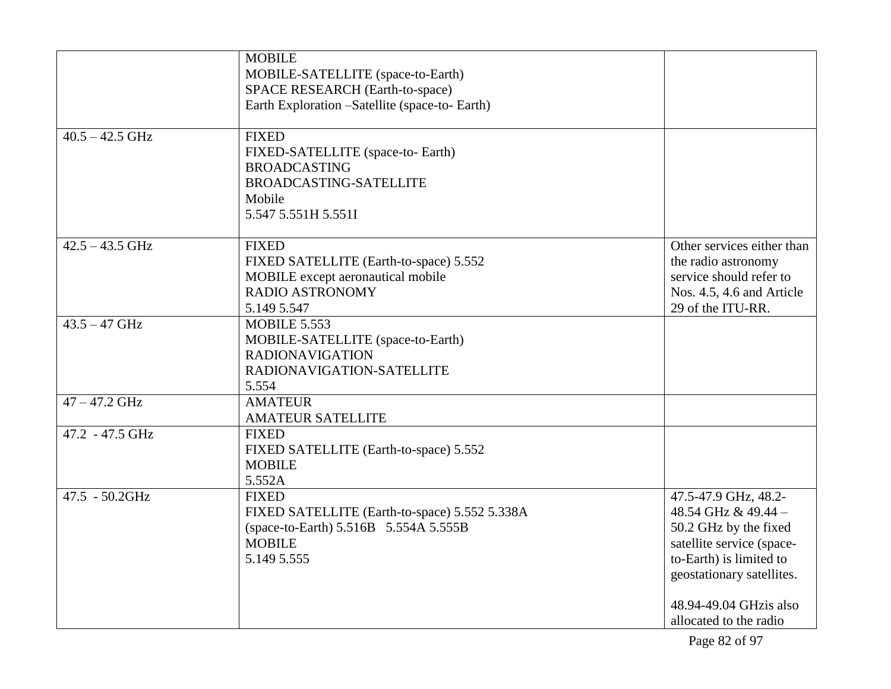| | | |
|---|---|---|
| | MOBILE<br>MOBILE-SATELLITE (space-to-Earth)<br>SPACE RESEARCH (Earth-to-space)<br>Earth Exploration –Satellite (space-to- Earth) | |
| 40.5 – 42.5 GHz | FIXED<br>FIXED-SATELLITE (space-to- Earth)<br>BROADCASTING<br>BROADCASTING-SATELLITE<br>Mobile<br>5.547 5.551H 5.551I | |
| 42.5 – 43.5 GHz | FIXED<br>FIXED SATELLITE (Earth-to-space) 5.552<br>MOBILE except aeronautical mobile<br>RADIO ASTRONOMY<br>5.149 5.547 | Other services either than the radio astronomy service should refer to Nos. 4.5, 4.6 and Article 29 of the ITU-RR. |
| 43.5 – 47 GHz | MOBILE 5.553<br>MOBILE-SATELLITE (space-to-Earth)<br>RADIONAVIGATION<br>RADIONAVIGATION-SATELLITE<br>5.554 | |
| 47 – 47.2 GHz | AMATEUR<br>AMATEUR SATELLITE | |
| 47.2 - 47.5 GHz | FIXED<br>FIXED SATELLITE (Earth-to-space) 5.552<br>MOBILE<br>5.552A | |
| 47.5 - 50.2GHz | FIXED<br>FIXED SATELLITE (Earth-to-space) 5.552 5.338A<br>(space-to-Earth) 5.516B 5.554A 5.555B<br>MOBILE<br>5.149 5.555 | 47.5-47.9 GHz, 48.2-48.54 GHz & 49.44 – 50.2 GHz by the fixed satellite service (space-to-Earth) is limited to geostationary satellites.<br><br>48.94-49.04 GHzis also allocated to the radio |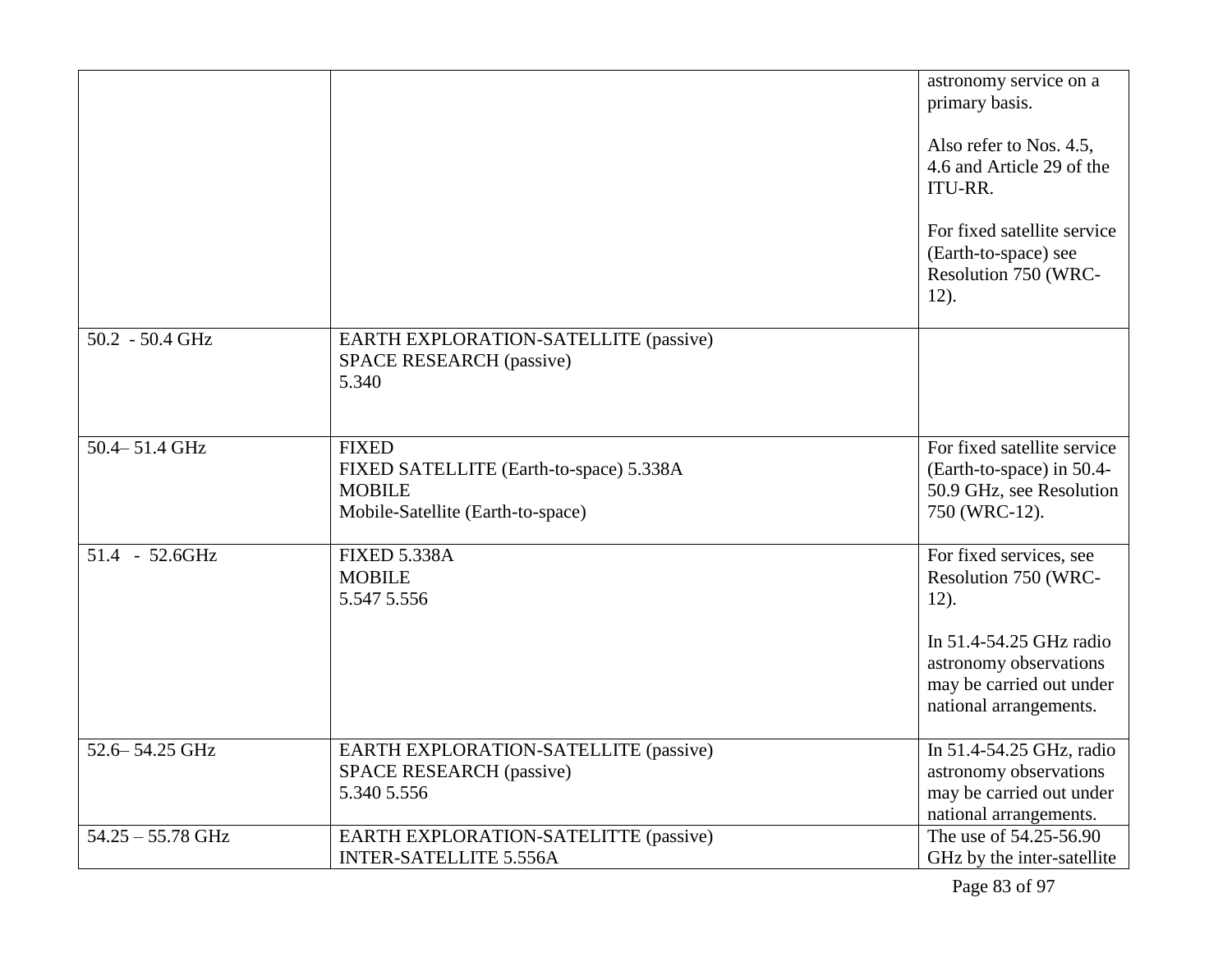| | | |
|---|---|---|
| | | astronomy service on a primary basis.<br><br>Also refer to Nos. 4.5, 4.6 and Article 29 of the ITU-RR.<br><br>For fixed satellite service (Earth-to-space) see Resolution 750 (WRC-12). |
| 50.2 - 50.4 GHz | EARTH EXPLORATION-SATELLITE (passive)<br>SPACE RESEARCH (passive)<br>5.340 | |
| 50.4– 51.4 GHz | FIXED<br>FIXED SATELLITE (Earth-to-space) 5.338A<br>MOBILE<br>Mobile-Satellite (Earth-to-space) | For fixed satellite service (Earth-to-space) in 50.4-50.9 GHz, see Resolution 750 (WRC-12). |
| 51.4 - 52.6GHz | FIXED 5.338A<br>MOBILE<br>5.547 5.556 | For fixed services, see Resolution 750 (WRC-12).<br><br>In 51.4-54.25 GHz radio astronomy observations may be carried out under national arrangements. |
| 52.6– 54.25 GHz | EARTH EXPLORATION-SATELLITE (passive)<br>SPACE RESEARCH (passive)<br>5.340 5.556 | In 51.4-54.25 GHz, radio astronomy observations may be carried out under national arrangements. |
| 54.25 – 55.78 GHz | EARTH EXPLORATION-SATELITTE (passive)<br>INTER-SATELLITE 5.556A | The use of 54.25-56.90 GHz by the inter-satellite |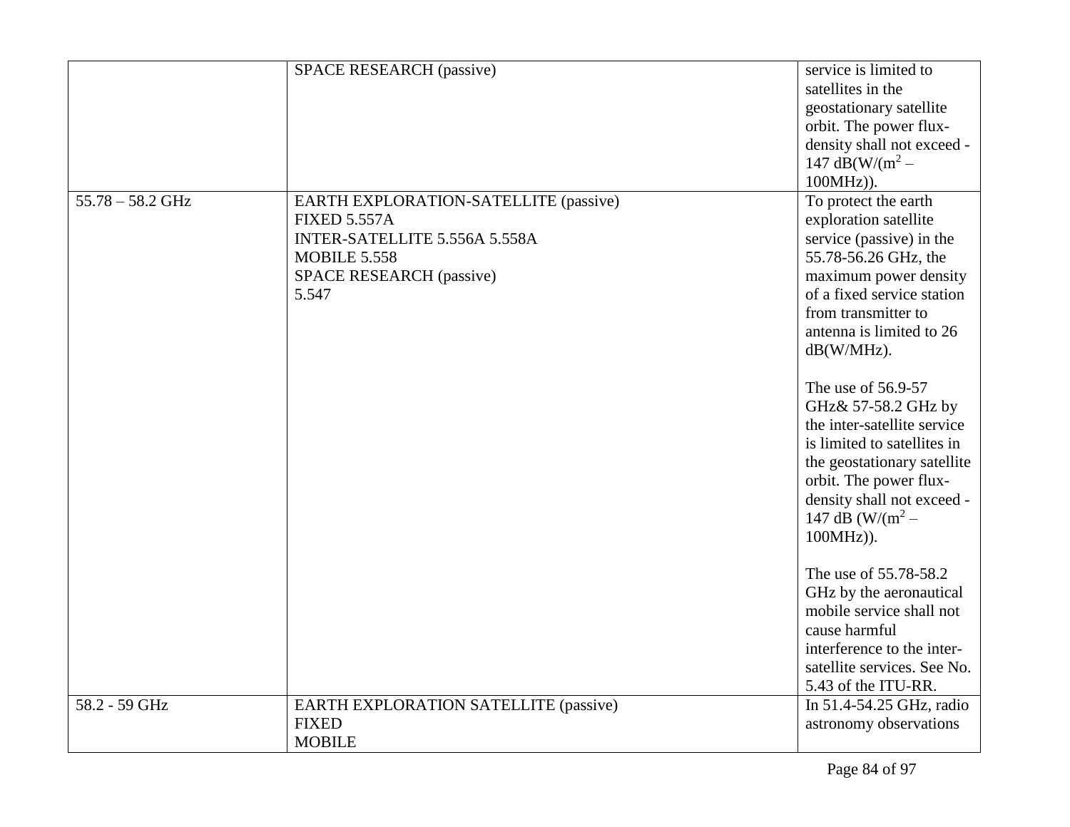| | | |
|---|---|---|
| | SPACE RESEARCH (passive) | service is limited to satellites in the geostationary satellite orbit. The power flux-density shall not exceed -147 dB(W/($m^2$ – 100MHz)). |
| 55.78 – 58.2 GHz | EARTH EXPLORATION-SATELLITE (passive)<br>FIXED 5.557A<br>INTER-SATELLITE 5.556A 5.558A<br>MOBILE 5.558<br>SPACE RESEARCH (passive)<br>5.547 | To protect the earth exploration satellite service (passive) in the 55.78-56.26 GHz, the maximum power density of a fixed service station from transmitter to antenna is limited to 26 dB(W/MHz).<br><br>The use of 56.9-57 GHz& 57-58.2 GHz by the inter-satellite service is limited to satellites in the geostationary satellite orbit. The power flux-density shall not exceed -147 dB (W/($m^2$ – 100MHz)).<br><br>The use of 55.78-58.2 GHz by the aeronautical mobile service shall not cause harmful interference to the inter-satellite services. See No. 5.43 of the ITU-RR. |
| 58.2 - 59 GHz | EARTH EXPLORATION SATELLITE (passive)<br>FIXED<br>MOBILE | In 51.4-54.25 GHz, radio astronomy observations |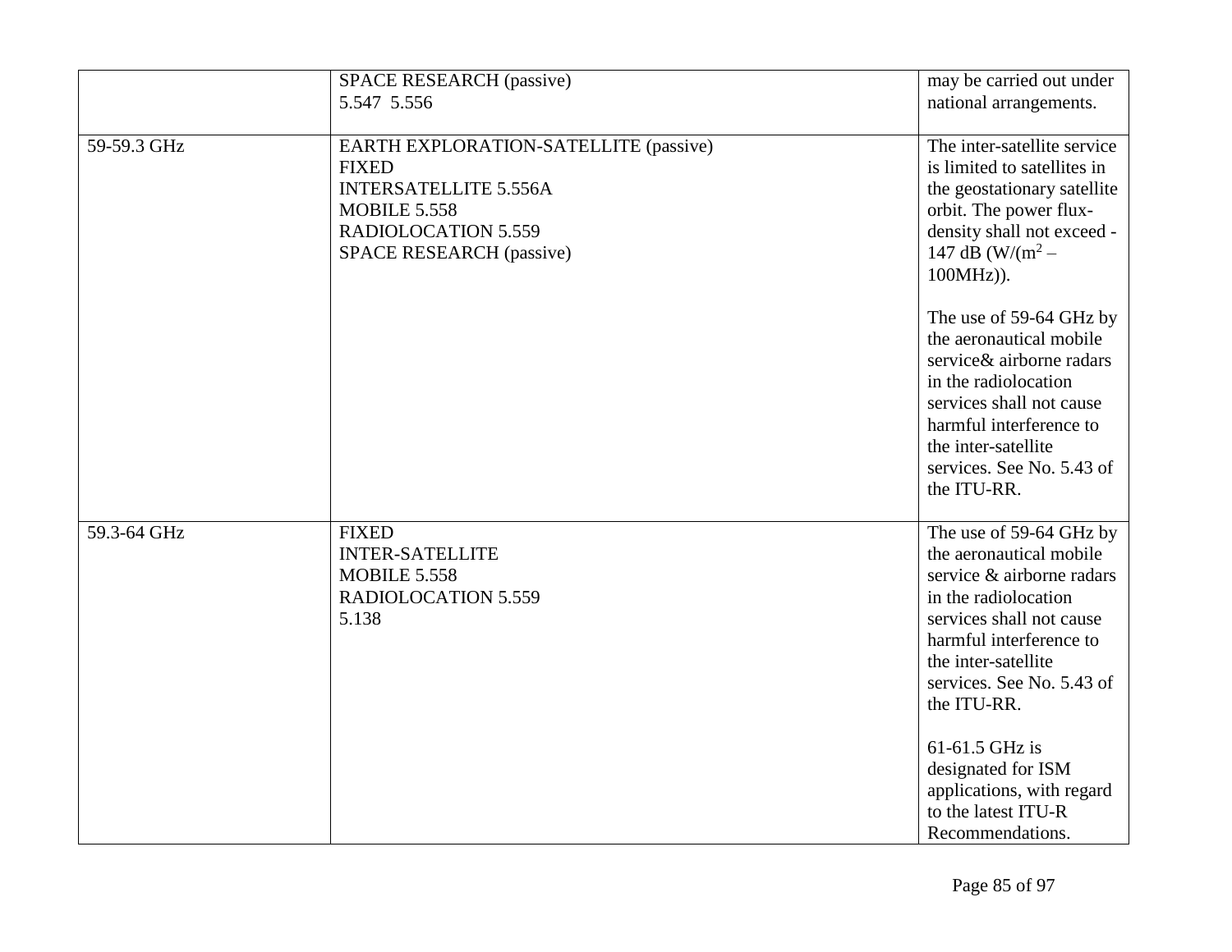| | | |
|---|---|---|
| | SPACE RESEARCH (passive)<br>5.547 5.556 | may be carried out under national arrangements. |
| 59-59.3 GHz | EARTH EXPLORATION-SATELLITE (passive)<br>FIXED<br>INTERSATELLITE 5.556A<br>MOBILE 5.558<br>RADIOLOCATION 5.559<br>SPACE RESEARCH (passive) | The inter-satellite service is limited to satellites in the geostationary satellite orbit. The power flux-density shall not exceed -147 dB (W/($m^2$ – 100MHz)).<br><br>The use of 59-64 GHz by the aeronautical mobile service& airborne radars in the radiolocation services shall not cause harmful interference to the inter-satellite services. See No. 5.43 of the ITU-RR. |
| 59.3-64 GHz | FIXED<br>INTER-SATELLITE<br>MOBILE 5.558<br>RADIOLOCATION 5.559<br>5.138 | The use of 59-64 GHz by the aeronautical mobile service & airborne radars in the radiolocation services shall not cause harmful interference to the inter-satellite services. See No. 5.43 of the ITU-RR.<br><br>61-61.5 GHz is designated for ISM applications, with regard to the latest ITU-R Recommendations. |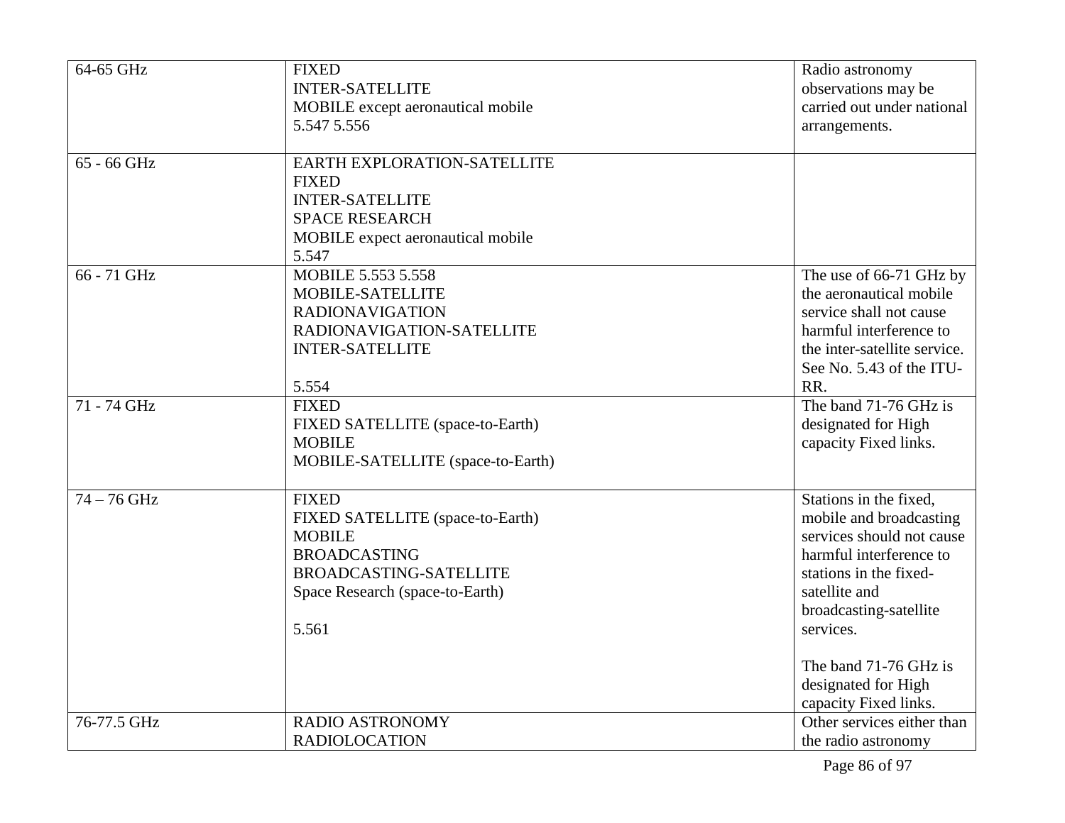| 64-65 GHz | FIXED<br>INTER-SATELLITE<br>MOBILE except aeronautical mobile<br>5.547 5.556 | Radio astronomy observations may be carried out under national arrangements. |
|---|---|---|
| 65 - 66 GHz | EARTH EXPLORATION-SATELLITE<br>FIXED<br>INTER-SATELLITE<br>SPACE RESEARCH<br>MOBILE expect aeronautical mobile<br>5.547 | |
| 66 - 71 GHz | MOBILE 5.553 5.558<br>MOBILE-SATELLITE<br>RADIONAVIGATION<br>RADIONAVIGATION-SATELLITE<br>INTER-SATELLITE<br><br>5.554 | The use of 66-71 GHz by the aeronautical mobile service shall not cause harmful interference to the inter-satellite service. See No. 5.43 of the ITU-RR. |
| 71 - 74 GHz | FIXED<br>FIXED SATELLITE (space-to-Earth)<br>MOBILE<br>MOBILE-SATELLITE (space-to-Earth) | The band 71-76 GHz is designated for High capacity Fixed links. |
| 74 – 76 GHz | FIXED<br>FIXED SATELLITE (space-to-Earth)<br>MOBILE<br>BROADCASTING<br>BROADCASTING-SATELLITE<br>Space Research (space-to-Earth)<br><br>5.561 | Stations in the fixed, mobile and broadcasting services should not cause harmful interference to stations in the fixed-satellite and broadcasting-satellite services.<br><br>The band 71-76 GHz is designated for High capacity Fixed links. |
| 76-77.5 GHz | RADIO ASTRONOMY<br>RADIOLOCATION | Other services either than the radio astronomy |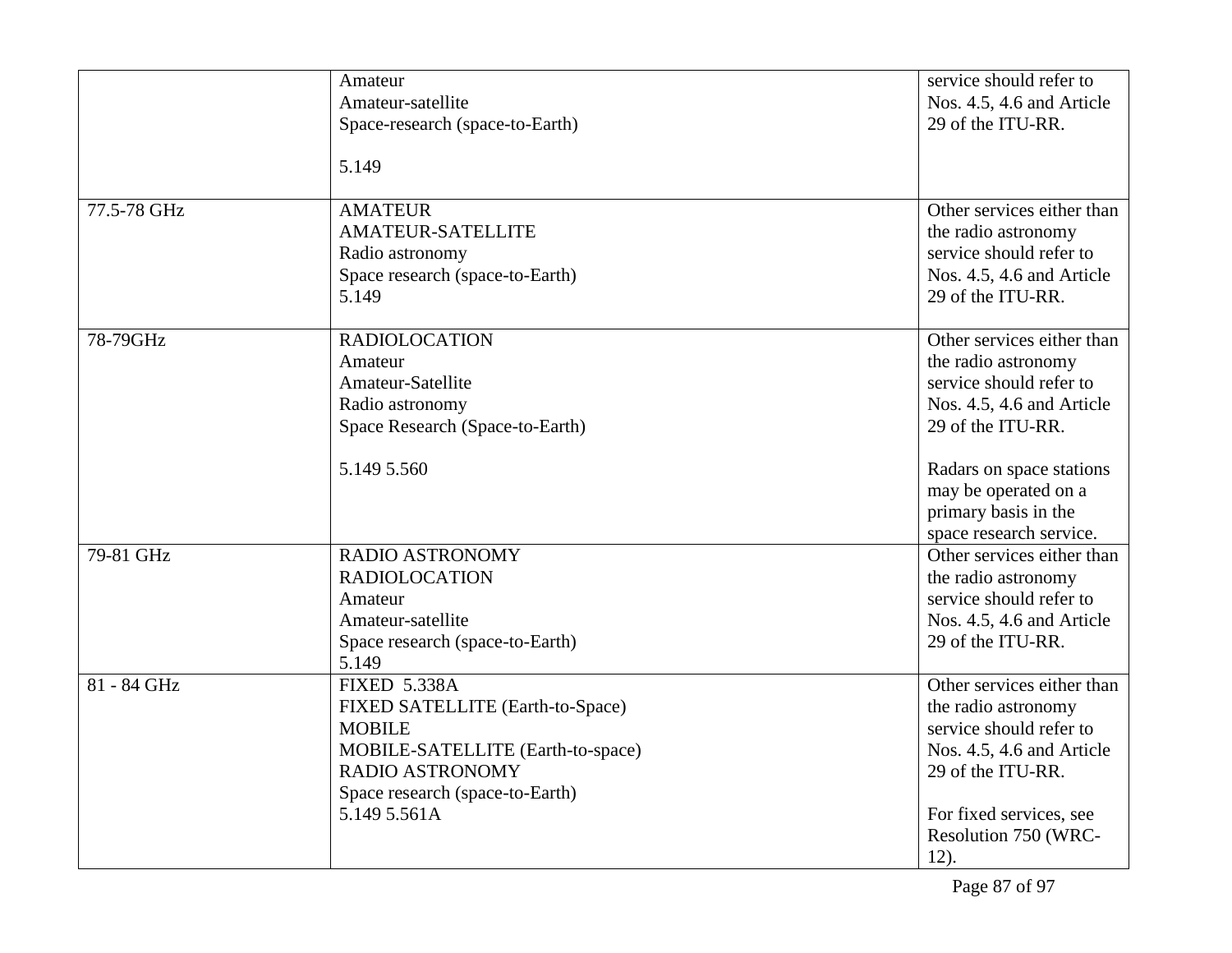| | | |
|---|---|---|
| | Amateur<br>Amateur-satellite<br>Space-research (space-to-Earth)<br><br>5.149 | service should refer to Nos. 4.5, 4.6 and Article 29 of the ITU-RR. |
| 77.5-78 GHz | AMATEUR<br>AMATEUR-SATELLITE<br>Radio astronomy<br>Space research (space-to-Earth)<br>5.149 | Other services either than the radio astronomy service should refer to Nos. 4.5, 4.6 and Article 29 of the ITU-RR. |
| 78-79GHz | RADIOLOCATION<br>Amateur<br>Amateur-Satellite<br>Radio astronomy<br>Space Research (Space-to-Earth)<br><br>5.149 5.560 | Other services either than the radio astronomy service should refer to Nos. 4.5, 4.6 and Article 29 of the ITU-RR.<br><br>Radars on space stations may be operated on a primary basis in the space research service. |
| 79-81 GHz | RADIO ASTRONOMY<br>RADIOLOCATION<br>Amateur<br>Amateur-satellite<br>Space research (space-to-Earth)<br>5.149 | Other services either than the radio astronomy service should refer to Nos. 4.5, 4.6 and Article 29 of the ITU-RR. |
| 81 - 84 GHz | FIXED 5.338A<br>FIXED SATELLITE (Earth-to-Space)<br>MOBILE<br>MOBILE-SATELLITE (Earth-to-space)<br>RADIO ASTRONOMY<br>Space research (space-to-Earth)<br>5.149 5.561A | Other services either than the radio astronomy service should refer to Nos. 4.5, 4.6 and Article 29 of the ITU-RR.<br><br>For fixed services, see Resolution 750 (WRC-12). |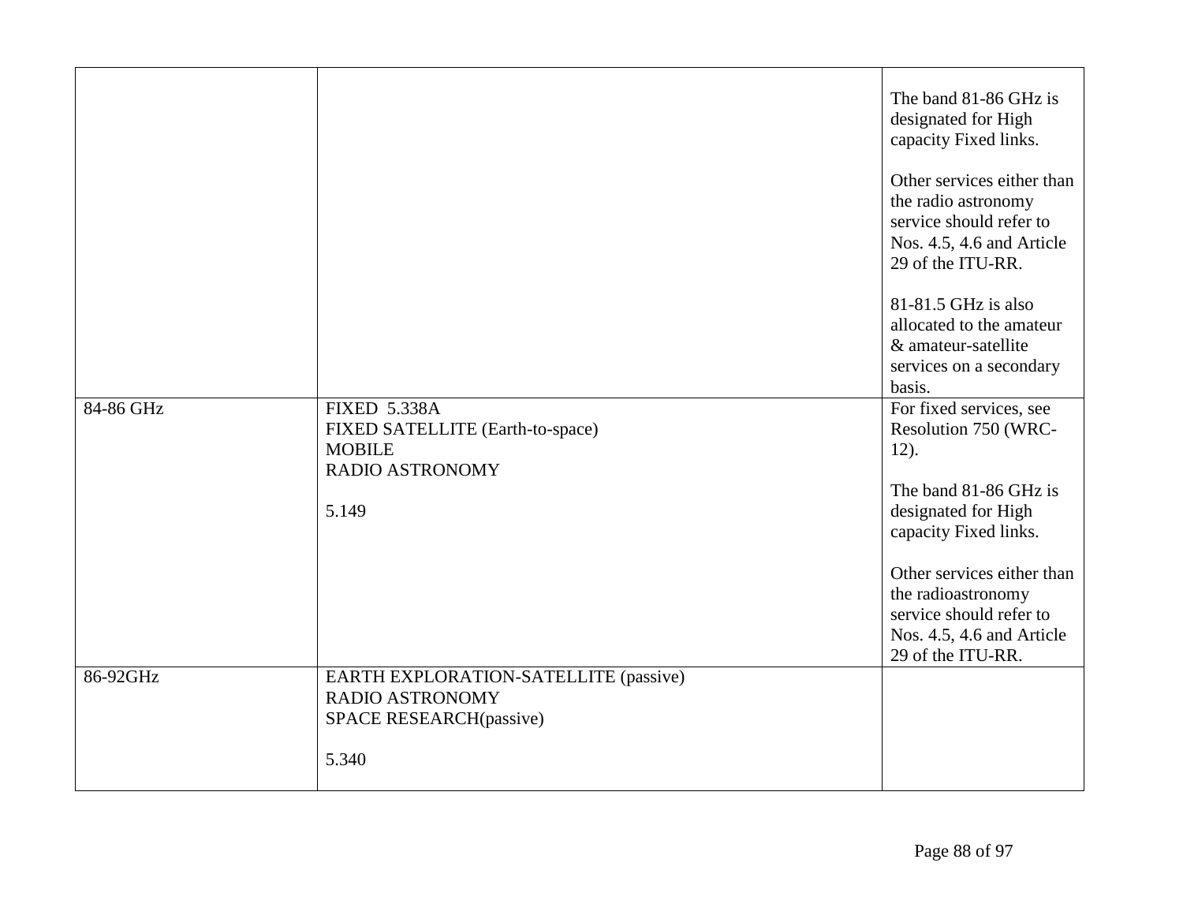| | | |
|---|---|---|
| | | The band 81-86 GHz is designated for High capacity Fixed links.<br><br>Other services either than the radio astronomy service should refer to Nos. 4.5, 4.6 and Article 29 of the ITU-RR.<br><br>81-81.5 GHz is also allocated to the amateur & amateur-satellite services on a secondary basis. |
| 84-86 GHz | FIXED 5.338A<br>FIXED SATELLITE (Earth-to-space)<br>MOBILE<br>RADIO ASTRONOMY<br><br>5.149 | For fixed services, see Resolution 750 (WRC-12).<br><br>The band 81-86 GHz is designated for High capacity Fixed links.<br><br>Other services either than the radioastronomy service should refer to Nos. 4.5, 4.6 and Article 29 of the ITU-RR. |
| 86-92GHz | EARTH EXPLORATION-SATELLITE (passive)<br>RADIO ASTRONOMY<br>SPACE RESEARCH(passive)<br><br>5.340 | |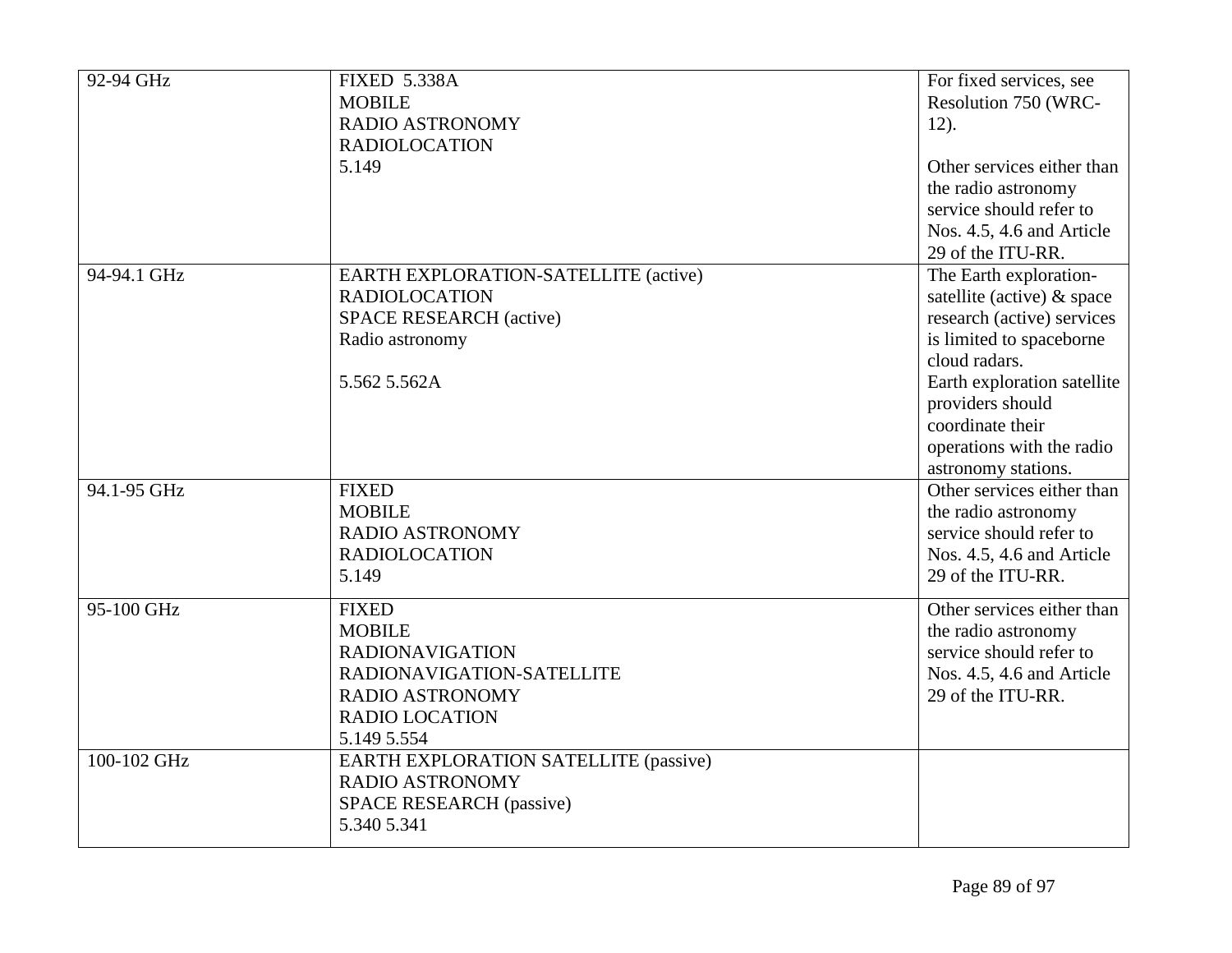| 92-94 GHz | FIXED 5.338A<br>MOBILE<br>RADIO ASTRONOMY<br>RADIOLOCATION<br>5.149 | For fixed services, see Resolution 750 (WRC-12).<br><br>Other services either than the radio astronomy service should refer to Nos. 4.5, 4.6 and Article 29 of the ITU-RR. |
|---|---|---|
| 94-94.1 GHz | EARTH EXPLORATION-SATELLITE (active)<br>RADIOLOCATION<br>SPACE RESEARCH (active)<br>Radio astronomy<br><br>5.562 5.562A | The Earth exploration-satellite (active) & space research (active) services is limited to spaceborne cloud radars.<br>Earth exploration satellite providers should coordinate their operations with the radio astronomy stations. |
| 94.1-95 GHz | FIXED<br>MOBILE<br>RADIO ASTRONOMY<br>RADIOLOCATION<br>5.149 | Other services either than the radio astronomy service should refer to Nos. 4.5, 4.6 and Article 29 of the ITU-RR. |
| 95-100 GHz | FIXED<br>MOBILE<br>RADIONAVIGATION<br>RADIONAVIGATION-SATELLITE<br>RADIO ASTRONOMY<br>RADIO LOCATION<br>5.149 5.554 | Other services either than the radio astronomy service should refer to Nos. 4.5, 4.6 and Article 29 of the ITU-RR. |
| 100-102 GHz | EARTH EXPLORATION SATELLITE (passive)<br>RADIO ASTRONOMY<br>SPACE RESEARCH (passive)<br>5.340 5.341 | |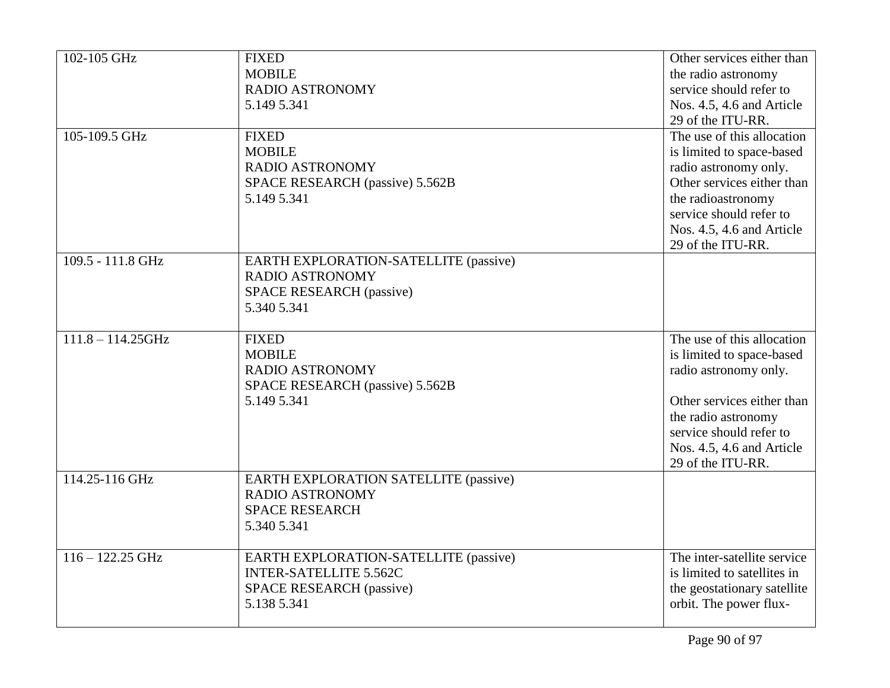| | | |
|---|---|---|
| 102-105 GHz | FIXED<br>MOBILE<br>RADIO ASTRONOMY<br>5.149 5.341 | Other services either than the radio astronomy service should refer to Nos. 4.5, 4.6 and Article 29 of the ITU-RR. |
| 105-109.5 GHz | FIXED<br>MOBILE<br>RADIO ASTRONOMY<br>SPACE RESEARCH (passive) 5.562B<br>5.149 5.341 | The use of this allocation is limited to space-based radio astronomy only. Other services either than the radioastronomy service should refer to Nos. 4.5, 4.6 and Article 29 of the ITU-RR. |
| 109.5 - 111.8 GHz | EARTH EXPLORATION-SATELLITE (passive)<br>RADIO ASTRONOMY<br>SPACE RESEARCH (passive)<br>5.340 5.341 | |
| 111.8 – 114.25GHz | FIXED<br>MOBILE<br>RADIO ASTRONOMY<br>SPACE RESEARCH (passive) 5.562B<br>5.149 5.341 | The use of this allocation is limited to space-based radio astronomy only.<br><br>Other services either than the radio astronomy service should refer to Nos. 4.5, 4.6 and Article 29 of the ITU-RR. |
| 114.25-116 GHz | EARTH EXPLORATION SATELLITE (passive)<br>RADIO ASTRONOMY<br>SPACE RESEARCH<br>5.340 5.341 | |
| 116 – 122.25 GHz | EARTH EXPLORATION-SATELLITE (passive)<br>INTER-SATELLITE 5.562C<br>SPACE RESEARCH (passive)<br>5.138 5.341 | The inter-satellite service is limited to satellites in the geostationary satellite orbit. The power flux- |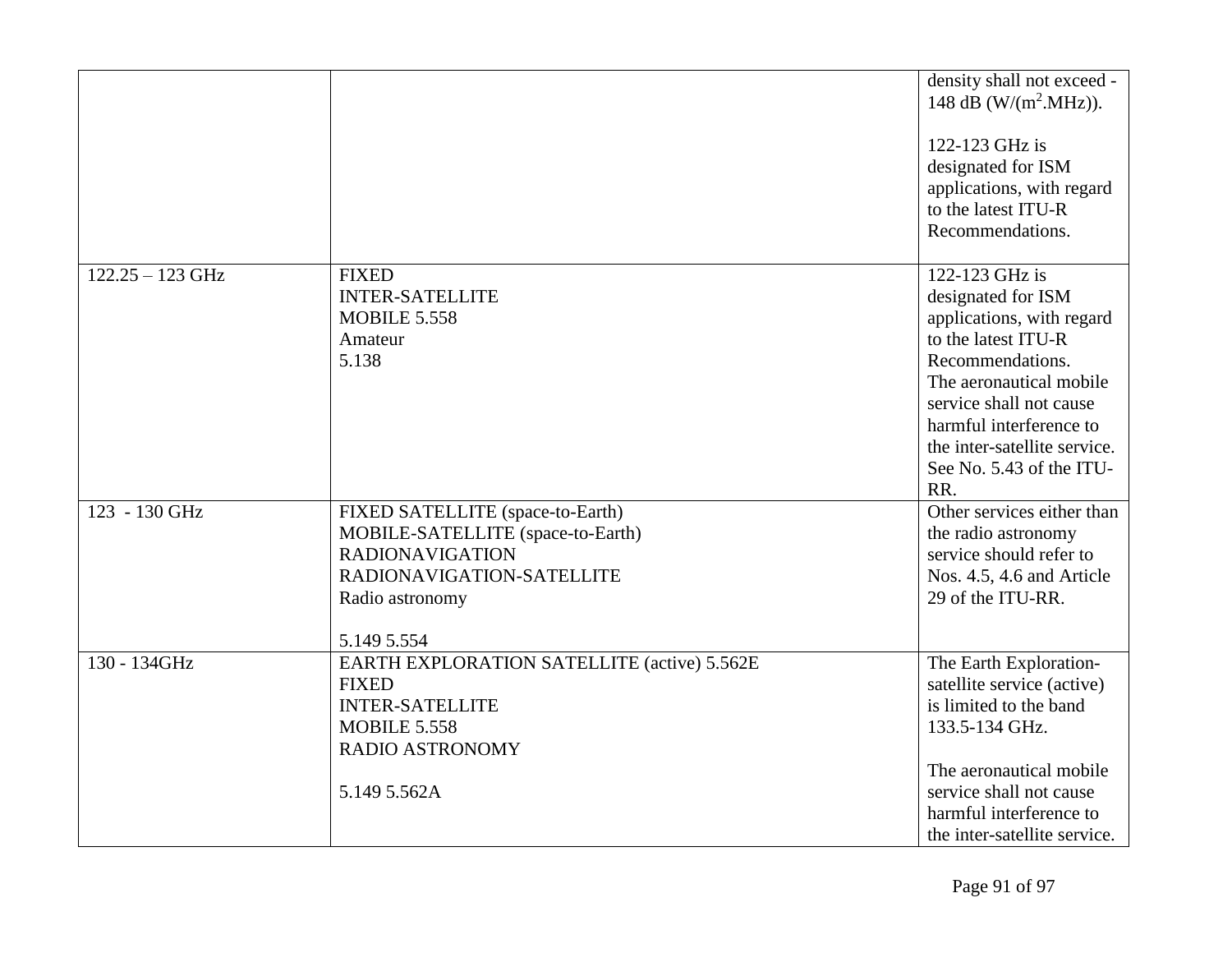| | | |
|---|---|---|
| | | density shall not exceed -148 dB (W/($m^2$.MHz)).<br><br>122-123 GHz is designated for ISM applications, with regard to the latest ITU-R Recommendations. |
| 122.25 – 123 GHz | FIXED<br>INTER-SATELLITE<br>MOBILE 5.558<br>Amateur<br>5.138 | 122-123 GHz is designated for ISM applications, with regard to the latest ITU-R Recommendations.<br>The aeronautical mobile service shall not cause harmful interference to the inter-satellite service. See No. 5.43 of the ITU-RR. |
| 123 - 130 GHz | FIXED SATELLITE (space-to-Earth)<br>MOBILE-SATELLITE (space-to-Earth)<br>RADIONAVIGATION<br>RADIONAVIGATION-SATELLITE<br>Radio astronomy<br><br>5.149 5.554 | Other services either than the radio astronomy service should refer to Nos. 4.5, 4.6 and Article 29 of the ITU-RR. |
| 130 - 134GHz | EARTH EXPLORATION SATELLITE (active) 5.562E<br>FIXED<br>INTER-SATELLITE<br>MOBILE 5.558<br>RADIO ASTRONOMY<br><br>5.149 5.562A | The Earth Exploration-satellite service (active) is limited to the band 133.5-134 GHz.<br><br>The aeronautical mobile service shall not cause harmful interference to the inter-satellite service. |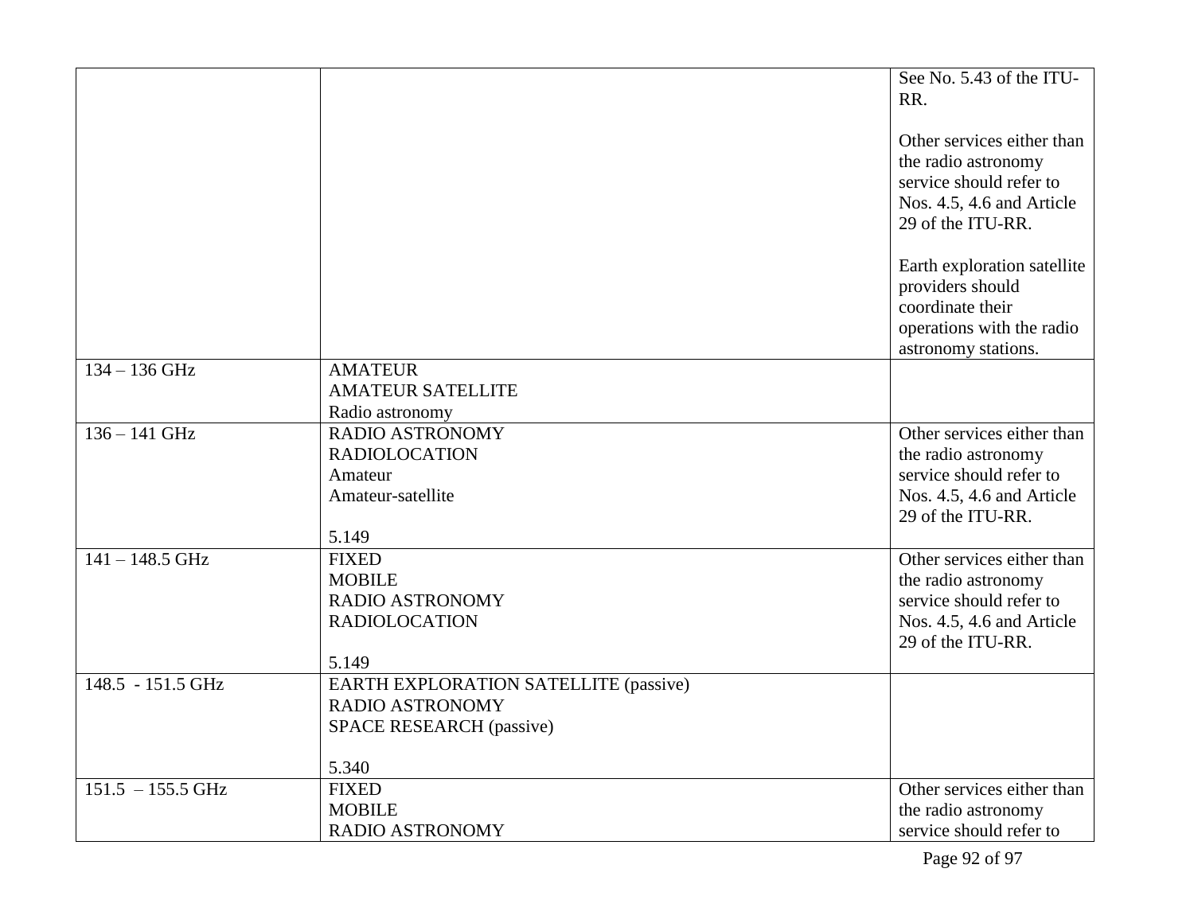| | | |
|---|---|---|
| | | See No. 5.43 of the ITU-RR.<br><br>Other services either than the radio astronomy service should refer to Nos. 4.5, 4.6 and Article 29 of the ITU-RR.<br><br>Earth exploration satellite providers should coordinate their operations with the radio astronomy stations. |
| 134 – 136 GHz | AMATEUR<br>AMATEUR SATELLITE<br>Radio astronomy | |
| 136 – 141 GHz | RADIO ASTRONOMY<br>RADIOLOCATION<br>Amateur<br>Amateur-satellite<br><br>5.149 | Other services either than the radio astronomy service should refer to Nos. 4.5, 4.6 and Article 29 of the ITU-RR. |
| 141 – 148.5 GHz | FIXED<br>MOBILE<br>RADIO ASTRONOMY<br>RADIOLOCATION<br><br>5.149 | Other services either than the radio astronomy service should refer to Nos. 4.5, 4.6 and Article 29 of the ITU-RR. |
| 148.5 - 151.5 GHz | EARTH EXPLORATION SATELLITE (passive)<br>RADIO ASTRONOMY<br>SPACE RESEARCH (passive)<br><br>5.340 | |
| 151.5 – 155.5 GHz | FIXED<br>MOBILE<br>RADIO ASTRONOMY | Other services either than the radio astronomy service should refer to |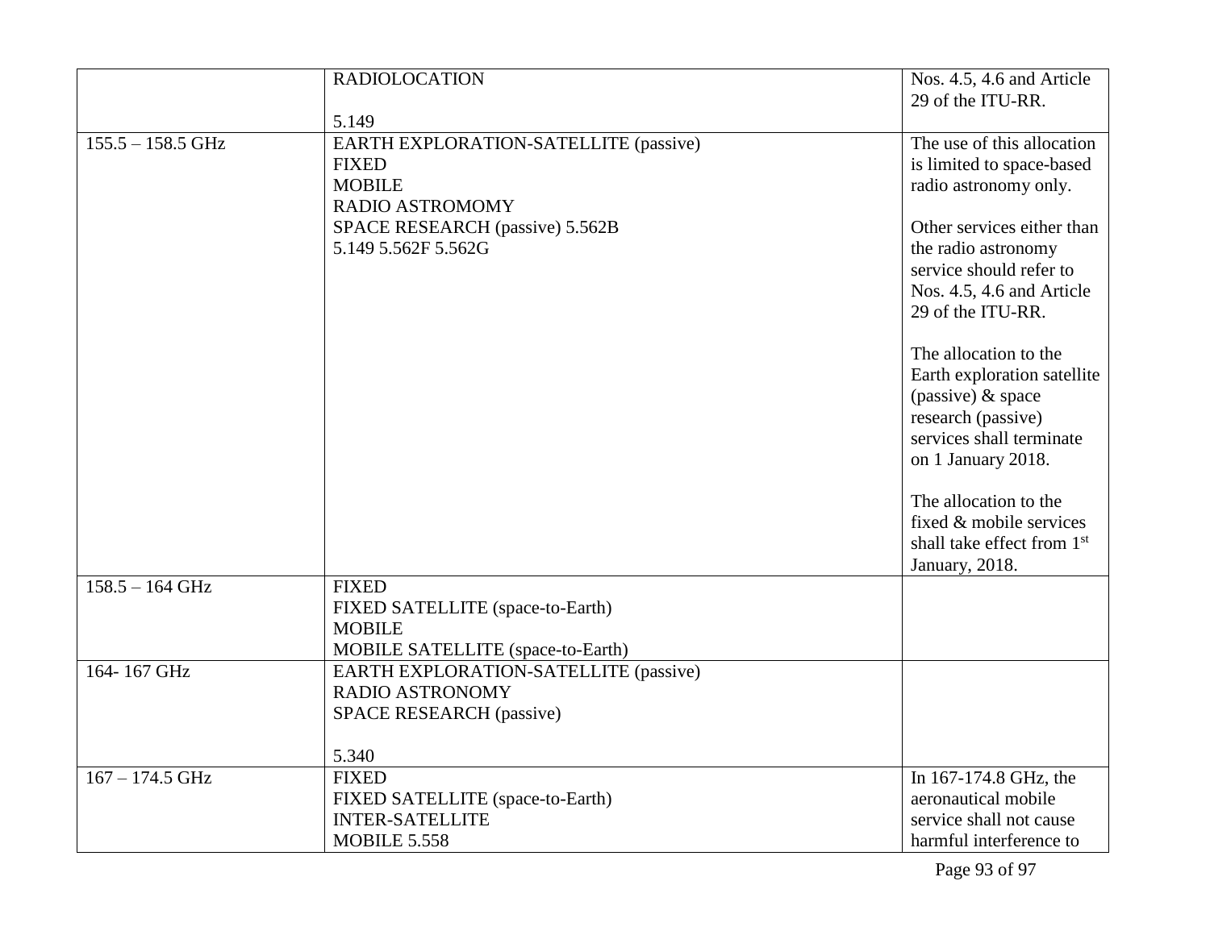| | | |
|---|---|---|
| | RADIOLOCATION<br><br>5.149 | Nos. 4.5, 4.6 and Article 29 of the ITU-RR. |
| 155.5 – 158.5 GHz | EARTH EXPLORATION-SATELLITE (passive)<br>FIXED<br>MOBILE<br>RADIO ASTROMOMY<br>SPACE RESEARCH (passive) 5.562B<br>5.149 5.562F 5.562G | The use of this allocation is limited to space-based radio astronomy only.<br><br>Other services either than the radio astronomy service should refer to Nos. 4.5, 4.6 and Article 29 of the ITU-RR.<br><br>The allocation to the Earth exploration satellite (passive) & space research (passive) services shall terminate on 1 January 2018.<br><br>The allocation to the fixed & mobile services shall take effect from 1st January, 2018. |
| 158.5 – 164 GHz | FIXED<br>FIXED SATELLITE (space-to-Earth)<br>MOBILE<br>MOBILE SATELLITE (space-to-Earth) | |
| 164- 167 GHz | EARTH EXPLORATION-SATELLITE (passive)<br>RADIO ASTRONOMY<br>SPACE RESEARCH (passive)<br><br>5.340 | |
| 167 – 174.5 GHz | FIXED<br>FIXED SATELLITE (space-to-Earth)<br>INTER-SATELLITE<br>MOBILE 5.558 | In 167-174.8 GHz, the aeronautical mobile service shall not cause harmful interference to |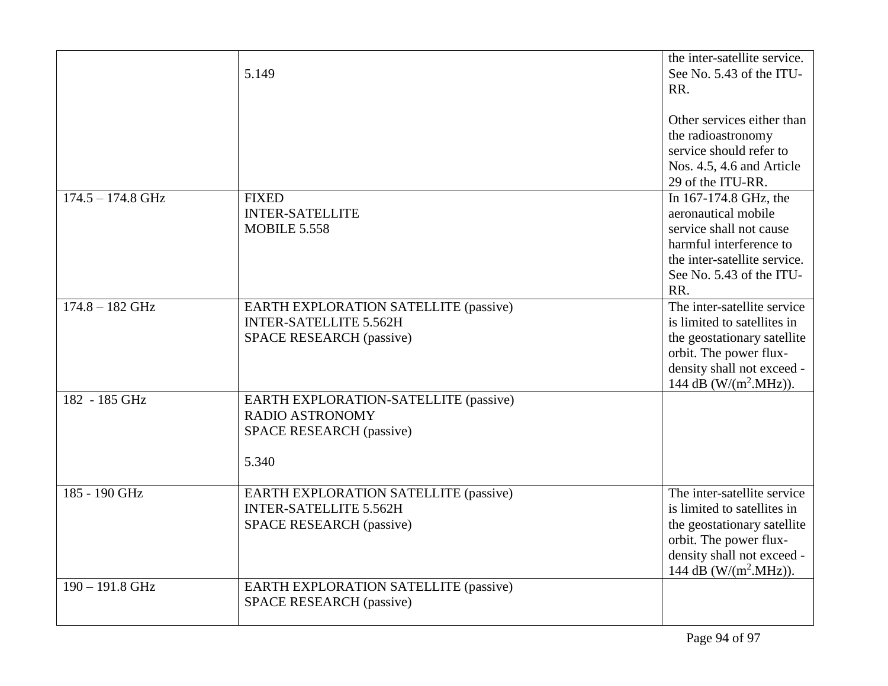| | | |
|---|---|---|
| | 5.149 | the inter-satellite service. See No. 5.43 of the ITU-RR.<br><br>Other services either than the radioastronomy service should refer to Nos. 4.5, 4.6 and Article 29 of the ITU-RR. |
| 174.5 – 174.8 GHz | FIXED<br>INTER-SATELLITE<br>MOBILE 5.558 | In 167-174.8 GHz, the aeronautical mobile service shall not cause harmful interference to the inter-satellite service. See No. 5.43 of the ITU-RR. |
| 174.8 – 182 GHz | EARTH EXPLORATION SATELLITE (passive)<br>INTER-SATELLITE 5.562H<br>SPACE RESEARCH (passive) | The inter-satellite service is limited to satellites in the geostationary satellite orbit. The power flux-density shall not exceed -144 dB (W/($m^2$.MHz)). |
| 182 - 185 GHz | EARTH EXPLORATION-SATELLITE (passive)<br>RADIO ASTRONOMY<br>SPACE RESEARCH (passive)<br><br>5.340 | |
| 185 - 190 GHz | EARTH EXPLORATION SATELLITE (passive)<br>INTER-SATELLITE 5.562H<br>SPACE RESEARCH (passive) | The inter-satellite service is limited to satellites in the geostationary satellite orbit. The power flux-density shall not exceed -144 dB (W/($m^2$.MHz)). |
| 190 – 191.8 GHz | EARTH EXPLORATION SATELLITE (passive)<br>SPACE RESEARCH (passive) | |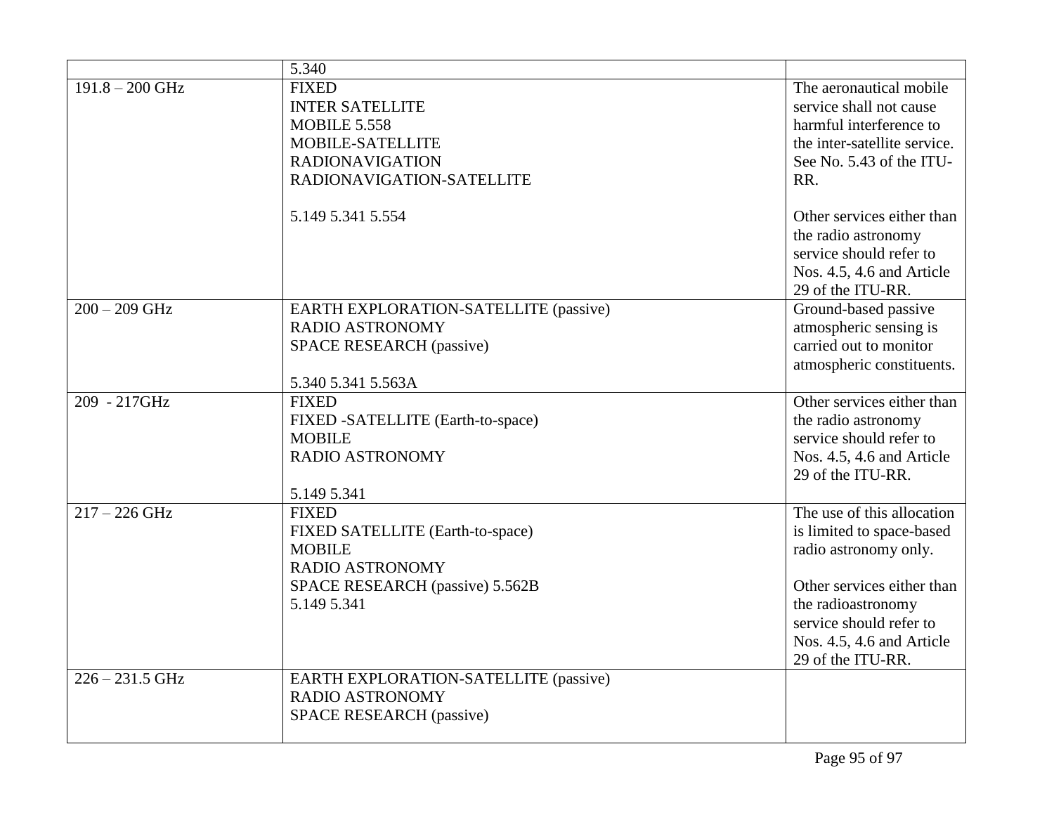| | | |
|---|---|---|
| | 5.340 | |
| 191.8 – 200 GHz | FIXED<br>INTER SATELLITE<br>MOBILE 5.558<br>MOBILE-SATELLITE<br>RADIONAVIGATION<br>RADIONAVIGATION-SATELLITE<br><br>5.149 5.341 5.554 | The aeronautical mobile service shall not cause harmful interference to the inter-satellite service. See No. 5.43 of the ITU-RR.<br><br>Other services either than the radio astronomy service should refer to Nos. 4.5, 4.6 and Article 29 of the ITU-RR. |
| 200 – 209 GHz | EARTH EXPLORATION-SATELLITE (passive)<br>RADIO ASTRONOMY<br>SPACE RESEARCH (passive)<br><br>5.340 5.341 5.563A | Ground-based passive atmospheric sensing is carried out to monitor atmospheric constituents. |
| 209 - 217GHz | FIXED<br>FIXED -SATELLITE (Earth-to-space)<br>MOBILE<br>RADIO ASTRONOMY<br><br>5.149 5.341 | Other services either than the radio astronomy service should refer to Nos. 4.5, 4.6 and Article 29 of the ITU-RR. |
| 217 – 226 GHz | FIXED<br>FIXED SATELLITE (Earth-to-space)<br>MOBILE<br>RADIO ASTRONOMY<br>SPACE RESEARCH (passive) 5.562B<br>5.149 5.341 | The use of this allocation is limited to space-based radio astronomy only.<br><br>Other services either than the radioastronomy service should refer to Nos. 4.5, 4.6 and Article 29 of the ITU-RR. |
| 226 – 231.5 GHz | EARTH EXPLORATION-SATELLITE (passive)<br>RADIO ASTRONOMY<br>SPACE RESEARCH (passive) | |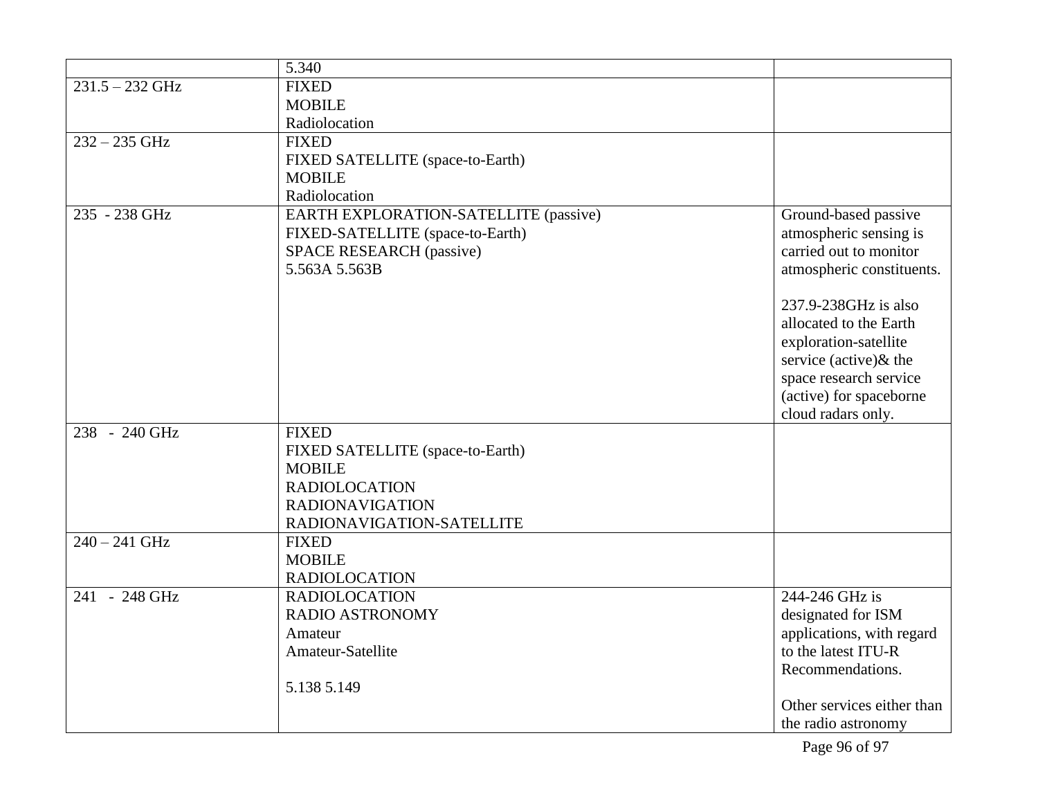| | | |
|---|---|---|
| | 5.340 | |
| 231.5 – 232 GHz | FIXED<br>MOBILE<br>Radiolocation | |
| 232 – 235 GHz | FIXED<br>FIXED SATELLITE (space-to-Earth)<br>MOBILE<br>Radiolocation | |
| 235 - 238 GHz | EARTH EXPLORATION-SATELLITE (passive)<br>FIXED-SATELLITE (space-to-Earth)<br>SPACE RESEARCH (passive)<br>5.563A 5.563B | Ground-based passive atmospheric sensing is carried out to monitor atmospheric constituents.<br><br>237.9-238GHz is also allocated to the Earth exploration-satellite service (active)& the space research service (active) for spaceborne cloud radars only. |
| 238 - 240 GHz | FIXED<br>FIXED SATELLITE (space-to-Earth)<br>MOBILE<br>RADIOLOCATION<br>RADIONAVIGATION<br>RADIONAVIGATION-SATELLITE | |
| 240 – 241 GHz | FIXED<br>MOBILE<br>RADIOLOCATION | |
| 241 - 248 GHz | RADIOLOCATION<br>RADIO ASTRONOMY<br>Amateur<br>Amateur-Satellite<br><br>5.138 5.149 | 244-246 GHz is designated for ISM applications, with regard to the latest ITU-R Recommendations.<br><br>Other services either than the radio astronomy |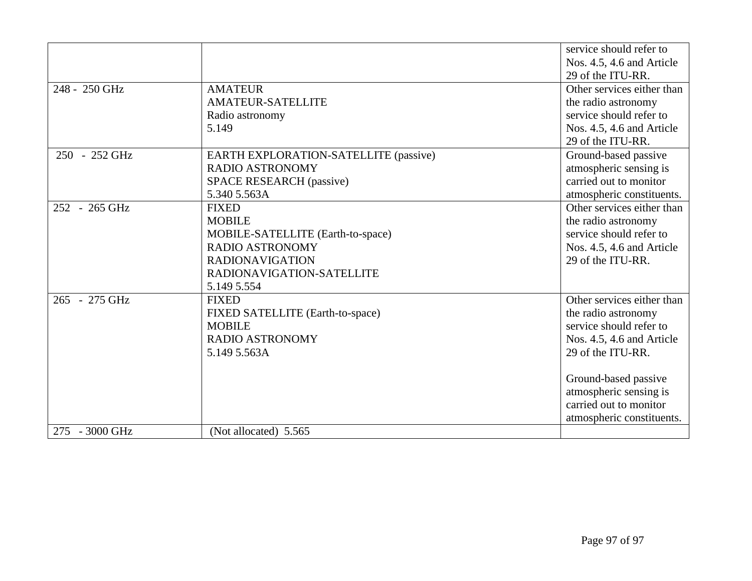| | | |
|---|---|---|
| | | service should refer to Nos. 4.5, 4.6 and Article 29 of the ITU-RR. |
| 248 - 250 GHz | AMATEUR<br>AMATEUR-SATELLITE<br>Radio astronomy<br>5.149 | Other services either than the radio astronomy service should refer to Nos. 4.5, 4.6 and Article 29 of the ITU-RR. |
| 250 - 252 GHz | EARTH EXPLORATION-SATELLITE (passive)<br>RADIO ASTRONOMY<br>SPACE RESEARCH (passive)<br>5.340 5.563A | Ground-based passive atmospheric sensing is carried out to monitor atmospheric constituents. |
| 252 - 265 GHz | FIXED<br>MOBILE<br>MOBILE-SATELLITE (Earth-to-space)<br>RADIO ASTRONOMY<br>RADIONAVIGATION<br>RADIONAVIGATION-SATELLITE<br>5.149 5.554 | Other services either than the radio astronomy service should refer to Nos. 4.5, 4.6 and Article 29 of the ITU-RR. |
| 265 - 275 GHz | FIXED<br>FIXED SATELLITE (Earth-to-space)<br>MOBILE<br>RADIO ASTRONOMY<br>5.149 5.563A | Other services either than the radio astronomy service should refer to Nos. 4.5, 4.6 and Article 29 of the ITU-RR.<br><br>Ground-based passive atmospheric sensing is carried out to monitor atmospheric constituents. |
| 275 - 3000 GHz | (Not allocated) 5.565 | |